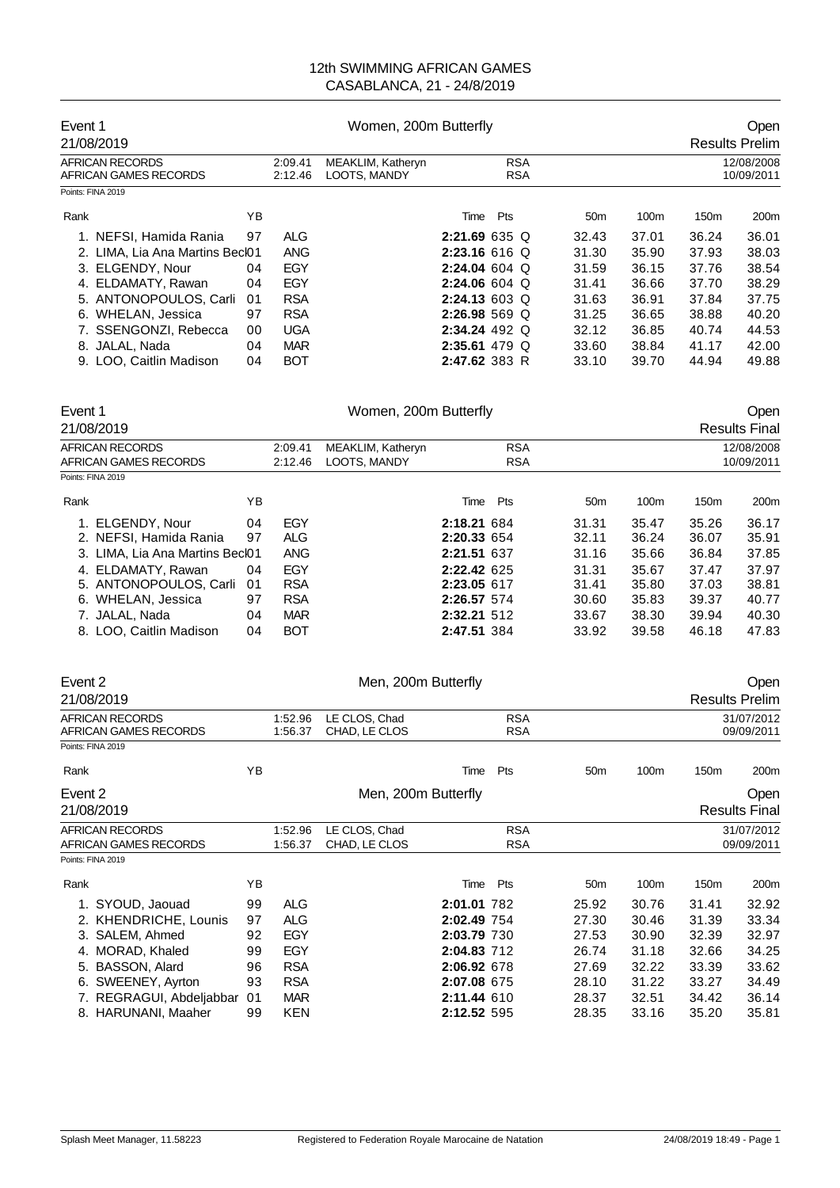# 12th SWIMMING AFRICAN GAMES
CASABLANCA, 21 - 24/8/2019

## Event 1 — Women, 200m Butterfly — Open
21/08/2019 — Results Prelim

| | | | | |
|---|---|---|---|---|
| AFRICAN RECORDS | 2:09.41 | MEAKLIM, Katheryn | RSA | 12/08/2008 |
| AFRICAN GAMES RECORDS | 2:12.46 | LOOTS, MANDY | RSA | 10/09/2011 |

Points: FINA 2019

| Rank | | YB | | Time | Pts | | 50m | 100m | 150m | 200m |
|---|---|---|---|---|---|---|---|---|---|---|
| 1. | NEFSI, Hamida Rania | 97 | ALG | **2:21.69** | 635 | Q | 32.43 | 37.01 | 36.24 | 36.01 |
| 2. | LIMA, Lia Ana Martins Beck | 01 | ANG | **2:23.16** | 616 | Q | 31.30 | 35.90 | 37.93 | 38.03 |
| 3. | ELGENDY, Nour | 04 | EGY | **2:24.04** | 604 | Q | 31.59 | 36.15 | 37.76 | 38.54 |
| 4. | ELDAMATY, Rawan | 04 | EGY | **2:24.06** | 604 | Q | 31.41 | 36.66 | 37.70 | 38.29 |
| 5. | ANTONOPOULOS, Carli | 01 | RSA | **2:24.13** | 603 | Q | 31.63 | 36.91 | 37.84 | 37.75 |
| 6. | WHELAN, Jessica | 97 | RSA | **2:26.98** | 569 | Q | 31.25 | 36.65 | 38.88 | 40.20 |
| 7. | SSENGONZI, Rebecca | 00 | UGA | **2:34.24** | 492 | Q | 32.12 | 36.85 | 40.74 | 44.53 |
| 8. | JALAL, Nada | 04 | MAR | **2:35.61** | 479 | Q | 33.60 | 38.84 | 41.17 | 42.00 |
| 9. | LOO, Caitlin Madison | 04 | BOT | **2:47.62** | 383 | R | 33.10 | 39.70 | 44.94 | 49.88 |

## Event 1 — Women, 200m Butterfly — Open
21/08/2019 — Results Final

| | | | | |
|---|---|---|---|---|
| AFRICAN RECORDS | 2:09.41 | MEAKLIM, Katheryn | RSA | 12/08/2008 |
| AFRICAN GAMES RECORDS | 2:12.46 | LOOTS, MANDY | RSA | 10/09/2011 |

Points: FINA 2019

| Rank | | YB | | Time | Pts | 50m | 100m | 150m | 200m |
|---|---|---|---|---|---|---|---|---|---|
| 1. | ELGENDY, Nour | 04 | EGY | **2:18.21** | 684 | 31.31 | 35.47 | 35.26 | 36.17 |
| 2. | NEFSI, Hamida Rania | 97 | ALG | **2:20.33** | 654 | 32.11 | 36.24 | 36.07 | 35.91 |
| 3. | LIMA, Lia Ana Martins Beck | 01 | ANG | **2:21.51** | 637 | 31.16 | 35.66 | 36.84 | 37.85 |
| 4. | ELDAMATY, Rawan | 04 | EGY | **2:22.42** | 625 | 31.31 | 35.67 | 37.47 | 37.97 |
| 5. | ANTONOPOULOS, Carli | 01 | RSA | **2:23.05** | 617 | 31.41 | 35.80 | 37.03 | 38.81 |
| 6. | WHELAN, Jessica | 97 | RSA | **2:26.57** | 574 | 30.60 | 35.83 | 39.37 | 40.77 |
| 7. | JALAL, Nada | 04 | MAR | **2:32.21** | 512 | 33.67 | 38.30 | 39.94 | 40.30 |
| 8. | LOO, Caitlin Madison | 04 | BOT | **2:47.51** | 384 | 33.92 | 39.58 | 46.18 | 47.83 |

## Event 2 — Men, 200m Butterfly — Open
21/08/2019 — Results Prelim

| | | | | |
|---|---|---|---|---|
| AFRICAN RECORDS | 1:52.96 | LE CLOS, Chad | RSA | 31/07/2012 |
| AFRICAN GAMES RECORDS | 1:56.37 | CHAD, LE CLOS | RSA | 09/09/2011 |

Points: FINA 2019

| Rank | YB | Time | Pts | 50m | 100m | 150m | 200m |
|---|---|---|---|---|---|---|---|

## Event 2 — Men, 200m Butterfly — Open
21/08/2019 — Results Final

| | | | | |
|---|---|---|---|---|
| AFRICAN RECORDS | 1:52.96 | LE CLOS, Chad | RSA | 31/07/2012 |
| AFRICAN GAMES RECORDS | 1:56.37 | CHAD, LE CLOS | RSA | 09/09/2011 |

Points: FINA 2019

| Rank | | YB | | Time | Pts | 50m | 100m | 150m | 200m |
|---|---|---|---|---|---|---|---|---|---|
| 1. | SYOUD, Jaouad | 99 | ALG | **2:01.01** | 782 | 25.92 | 30.76 | 31.41 | 32.92 |
| 2. | KHENDRICHE, Lounis | 97 | ALG | **2:02.49** | 754 | 27.30 | 30.46 | 31.39 | 33.34 |
| 3. | SALEM, Ahmed | 92 | EGY | **2:03.79** | 730 | 27.53 | 30.90 | 32.39 | 32.97 |
| 4. | MORAD, Khaled | 99 | EGY | **2:04.83** | 712 | 26.74 | 31.18 | 32.66 | 34.25 |
| 5. | BASSON, Alard | 96 | RSA | **2:06.92** | 678 | 27.69 | 32.22 | 33.39 | 33.62 |
| 6. | SWEENEY, Ayrton | 93 | RSA | **2:07.08** | 675 | 28.10 | 31.22 | 33.27 | 34.49 |
| 7. | REGRAGUI, Abdeljabbar | 01 | MAR | **2:11.44** | 610 | 28.37 | 32.51 | 34.42 | 36.14 |
| 8. | HARUNANI, Maaher | 99 | KEN | **2:12.52** | 595 | 28.35 | 33.16 | 35.20 | 35.81 |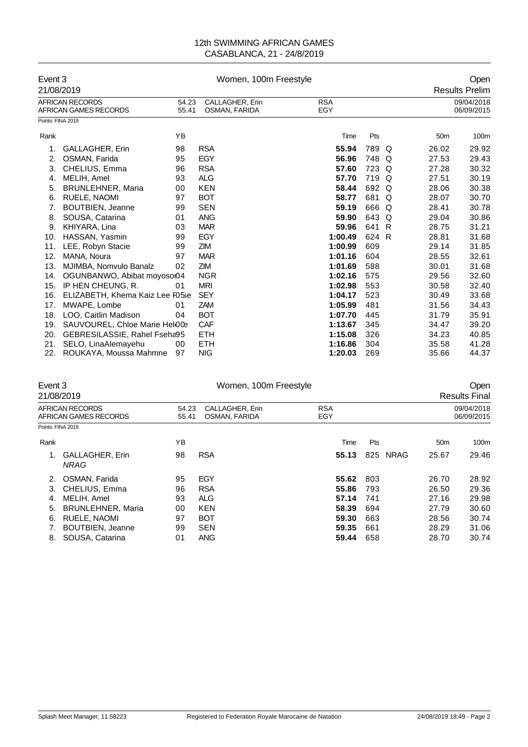# 12th SWIMMING AFRICAN GAMES
## CASABLANCA, 21 - 24/8/2019

Event 3 — Women, 100m Freestyle — Open

21/08/2019 — Results Prelim

| | | | | |
|---|---|---|---|---|
| AFRICAN RECORDS | 54.23 | CALLAGHER, Erin | RSA | 09/04/2018 |
| AFRICAN GAMES RECORDS | 55.41 | OSMAN, FARIDA | EGY | 06/09/2015 |

Points: FINA 2019

| Rank | | YB | | Time | Pts | | 50m | 100m |
|---|---|---|---|---|---|---|---|---|
| 1. | GALLAGHER, Erin | 98 | RSA | **55.94** | 789 | Q | 26.02 | 29.92 |
| 2. | OSMAN, Farida | 95 | EGY | **56.96** | 748 | Q | 27.53 | 29.43 |
| 3. | CHELIUS, Emma | 96 | RSA | **57.60** | 723 | Q | 27.28 | 30.32 |
| 4. | MELIH, Amel | 93 | ALG | **57.70** | 719 | Q | 27.51 | 30.19 |
| 5. | BRUNLEHNER, Maria | 00 | KEN | **58.44** | 692 | Q | 28.06 | 30.38 |
| 6. | RUELE, NAOMI | 97 | BOT | **58.77** | 681 | Q | 28.07 | 30.70 |
| 7. | BOUTBIEN, Jeanne | 99 | SEN | **59.19** | 666 | Q | 28.41 | 30.78 |
| 8. | SOUSA, Catarina | 01 | ANG | **59.90** | 643 | Q | 29.04 | 30.86 |
| 9. | KHIYARA, Lina | 03 | MAR | **59.96** | 641 | R | 28.75 | 31.21 |
| 10. | HASSAN, Yasmin | 99 | EGY | **1:00.49** | 624 | R | 28.81 | 31.68 |
| 11. | LEE, Robyn Stacie | 99 | ZIM | **1:00.99** | 609 | | 29.14 | 31.85 |
| 12. | MANA, Noura | 97 | MAR | **1:01.16** | 604 | | 28.55 | 32.61 |
| 13. | MJIMBA, Nomvulo Banalz | 02 | ZIM | **1:01.69** | 588 | | 30.01 | 31.68 |
| 14. | OGUNBANWO, Abibat moyosor | 04 | NGR | **1:02.16** | 575 | | 29.56 | 32.60 |
| 15. | IP HEN CHEUNG, R. | 01 | MRI | **1:02.98** | 553 | | 30.58 | 32.40 |
| 16. | ELIZABETH, Khema Kaiz Lee Rose | 05 | SEY | **1:04.17** | 523 | | 30.49 | 33.68 |
| 17. | MWAPE, Lombe | 01 | ZAM | **1:05.99** | 481 | | 31.56 | 34.43 |
| 18. | LOO, Caitlin Madison | 04 | BOT | **1:07.70** | 445 | | 31.79 | 35.91 |
| 19. | SAUVOUREL, Chloe Marie Helene | 00 | CAF | **1:13.67** | 345 | | 34.47 | 39.20 |
| 20. | GEBRESILASSIE, Rahel Fseha | 95 | ETH | **1:15.08** | 326 | | 34.23 | 40.85 |
| 21. | SELO, LinaAlemayehu | 00 | ETH | **1:16.86** | 304 | | 35.58 | 41.28 |
| 22. | ROUKAYA, Moussa Mahmne | 97 | NIG | **1:20.03** | 269 | | 35.66 | 44.37 |

Event 3 — Women, 100m Freestyle — Open

21/08/2019 — Results Final

| | | | | |
|---|---|---|---|---|
| AFRICAN RECORDS | 54.23 | CALLAGHER, Erin | RSA | 09/04/2018 |
| AFRICAN GAMES RECORDS | 55.41 | OSMAN, FARIDA | EGY | 06/09/2015 |

Points: FINA 2019

| Rank | | YB | | Time | Pts | | 50m | 100m |
|---|---|---|---|---|---|---|---|---|
| 1. | GALLAGHER, Erin *NRAG* | 98 | RSA | **55.13** | 825 | NRAG | 25.67 | 29.46 |
| 2. | OSMAN, Farida | 95 | EGY | **55.62** | 803 | | 26.70 | 28.92 |
| 3. | CHELIUS, Emma | 96 | RSA | **55.86** | 793 | | 26.50 | 29.36 |
| 4. | MELIH, Amel | 93 | ALG | **57.14** | 741 | | 27.16 | 29.98 |
| 5. | BRUNLEHNER, Maria | 00 | KEN | **58.39** | 694 | | 27.79 | 30.60 |
| 6. | RUELE, NAOMI | 97 | BOT | **59.30** | 663 | | 28.56 | 30.74 |
| 7. | BOUTBIEN, Jeanne | 99 | SEN | **59.35** | 661 | | 28.29 | 31.06 |
| 8. | SOUSA, Catarina | 01 | ANG | **59.44** | 658 | | 28.70 | 30.74 |

Splash Meet Manager, 11.58223 — Registered to Federation Royale Marocaine de Natation — 24/08/2019 18:49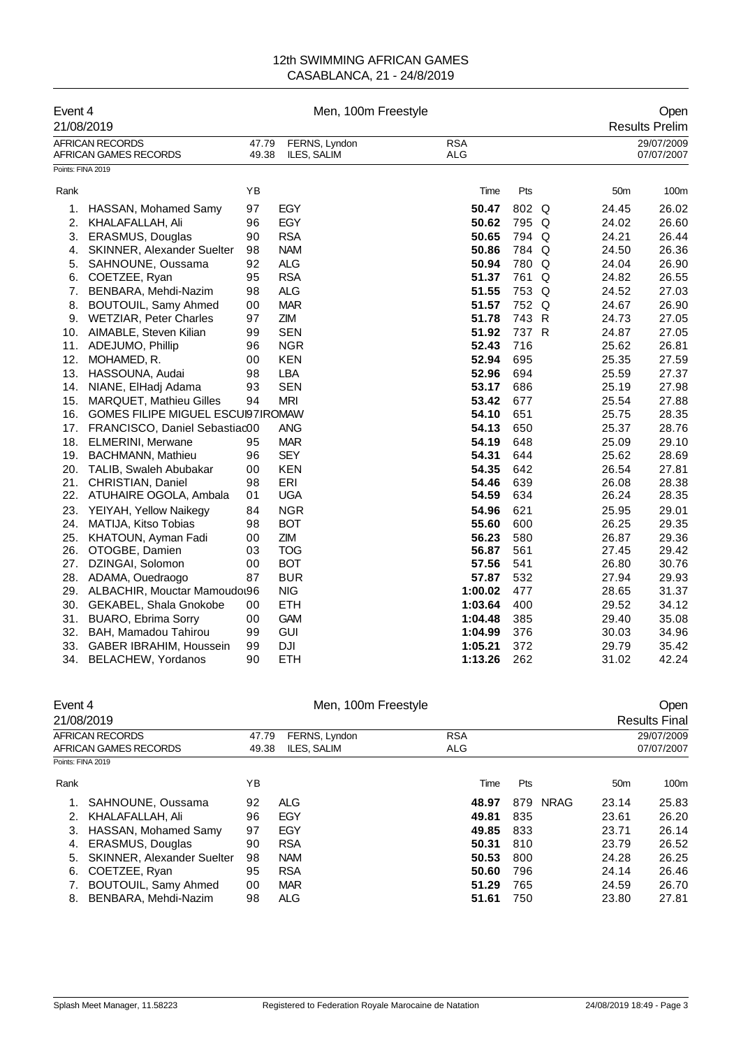12th SWIMMING AFRICAN GAMES
CASABLANCA, 21 - 24/8/2019

## Event 4 — Men, 100m Freestyle — Open

21/08/2019 — Results Prelim

| | | | | |
|---|---|---|---|---|
| AFRICAN RECORDS | 47.79 | FERNS, Lyndon | RSA | 29/07/2009 |
| AFRICAN GAMES RECORDS | 49.38 | ILES, SALIM | ALG | 07/07/2007 |

Points: FINA 2019

| Rank | | YB | | Time | Pts | | 50m | 100m |
|---|---|---|---|---|---|---|---|---|
| 1. | HASSAN, Mohamed Samy | 97 | EGY | **50.47** | 802 | Q | 24.45 | 26.02 |
| 2. | KHALAFALLAH, Ali | 96 | EGY | **50.62** | 795 | Q | 24.02 | 26.60 |
| 3. | ERASMUS, Douglas | 90 | RSA | **50.65** | 794 | Q | 24.21 | 26.44 |
| 4. | SKINNER, Alexander Suelter | 98 | NAM | **50.86** | 784 | Q | 24.50 | 26.36 |
| 5. | SAHNOUNE, Oussama | 92 | ALG | **50.94** | 780 | Q | 24.04 | 26.90 |
| 6. | COETZEE, Ryan | 95 | RSA | **51.37** | 761 | Q | 24.82 | 26.55 |
| 7. | BENBARA, Mehdi-Nazim | 98 | ALG | **51.55** | 753 | Q | 24.52 | 27.03 |
| 8. | BOUTOUIL, Samy Ahmed | 00 | MAR | **51.57** | 752 | Q | 24.67 | 26.90 |
| 9. | WETZIAR, Peter Charles | 97 | ZIM | **51.78** | 743 | R | 24.73 | 27.05 |
| 10. | AIMABLE, Steven Kilian | 99 | SEN | **51.92** | 737 | R | 24.87 | 27.05 |
| 11. | ADEJUMO, Phillip | 96 | NGR | **52.43** | 716 | | 25.62 | 26.81 |
| 12. | MOHAMED, R. | 00 | KEN | **52.94** | 695 | | 25.35 | 27.59 |
| 13. | HASSOUNA, Audai | 98 | LBA | **52.96** | 694 | | 25.59 | 27.37 |
| 14. | NIANE, ElHadj Adama | 93 | SEN | **53.17** | 686 | | 25.19 | 27.98 |
| 15. | MARQUET, Mathieu Gilles | 94 | MRI | **53.42** | 677 | | 25.54 | 27.88 |
| 16. | GOMES FILIPE MIGUEL ESCUI | 97 | ROMAW | **54.10** | 651 | | 25.75 | 28.35 |
| 17. | FRANCISCO, Daniel Sebastiao | 00 | ANG | **54.13** | 650 | | 25.37 | 28.76 |
| 18. | ELMERINI, Merwane | 95 | MAR | **54.19** | 648 | | 25.09 | 29.10 |
| 19. | BACHMANN, Mathieu | 96 | SEY | **54.31** | 644 | | 25.62 | 28.69 |
| 20. | TALIB, Swaleh Abubakar | 00 | KEN | **54.35** | 642 | | 26.54 | 27.81 |
| 21. | CHRISTIAN, Daniel | 98 | ERI | **54.46** | 639 | | 26.08 | 28.38 |
| 22. | ATUHAIRE OGOLA, Ambala | 01 | UGA | **54.59** | 634 | | 26.24 | 28.35 |
| 23. | YEIYAH, Yellow Naikegy | 84 | NGR | **54.96** | 621 | | 25.95 | 29.01 |
| 24. | MATIJA, Kitso Tobias | 98 | BOT | **55.60** | 600 | | 26.25 | 29.35 |
| 25. | KHATOUN, Ayman Fadi | 00 | ZIM | **56.23** | 580 | | 26.87 | 29.36 |
| 26. | OTOGBE, Damien | 03 | TOG | **56.87** | 561 | | 27.45 | 29.42 |
| 27. | DZINGAI, Solomon | 00 | BOT | **57.56** | 541 | | 26.80 | 30.76 |
| 28. | ADAMA, Ouedraogo | 87 | BUR | **57.87** | 532 | | 27.94 | 29.93 |
| 29. | ALBACHIR, Mouctar Mamoudou | 96 | NIG | **1:00.02** | 477 | | 28.65 | 31.37 |
| 30. | GEKABEL, Shala Gnokobe | 00 | ETH | **1:03.64** | 400 | | 29.52 | 34.12 |
| 31. | BUARO, Ebrima Sorry | 00 | GAM | **1:04.48** | 385 | | 29.40 | 35.08 |
| 32. | BAH, Mamadou Tahirou | 99 | GUI | **1:04.99** | 376 | | 30.03 | 34.96 |
| 33. | GABER IBRAHIM, Houssein | 99 | DJI | **1:05.21** | 372 | | 29.79 | 35.42 |
| 34. | BELACHEW, Yordanos | 90 | ETH | **1:13.26** | 262 | | 31.02 | 42.24 |

## Event 4 — Men, 100m Freestyle — Open

21/08/2019 — Results Final

| | | | | |
|---|---|---|---|---|
| AFRICAN RECORDS | 47.79 | FERNS, Lyndon | RSA | 29/07/2009 |
| AFRICAN GAMES RECORDS | 49.38 | ILES, SALIM | ALG | 07/07/2007 |

Points: FINA 2019

| Rank | | YB | | Time | Pts | | 50m | 100m |
|---|---|---|---|---|---|---|---|---|
| 1. | SAHNOUNE, Oussama | 92 | ALG | **48.97** | 879 | NRAG | 23.14 | 25.83 |
| 2. | KHALAFALLAH, Ali | 96 | EGY | **49.81** | 835 | | 23.61 | 26.20 |
| 3. | HASSAN, Mohamed Samy | 97 | EGY | **49.85** | 833 | | 23.71 | 26.14 |
| 4. | ERASMUS, Douglas | 90 | RSA | **50.31** | 810 | | 23.79 | 26.52 |
| 5. | SKINNER, Alexander Suelter | 98 | NAM | **50.53** | 800 | | 24.28 | 26.25 |
| 6. | COETZEE, Ryan | 95 | RSA | **50.60** | 796 | | 24.14 | 26.46 |
| 7. | BOUTOUIL, Samy Ahmed | 00 | MAR | **51.29** | 765 | | 24.59 | 26.70 |
| 8. | BENBARA, Mehdi-Nazim | 98 | ALG | **51.61** | 750 | | 23.80 | 27.81 |

Splash Meet Manager, 11.58223 — Registered to Federation Royale Marocaine de Natation — 24/08/2019 18:49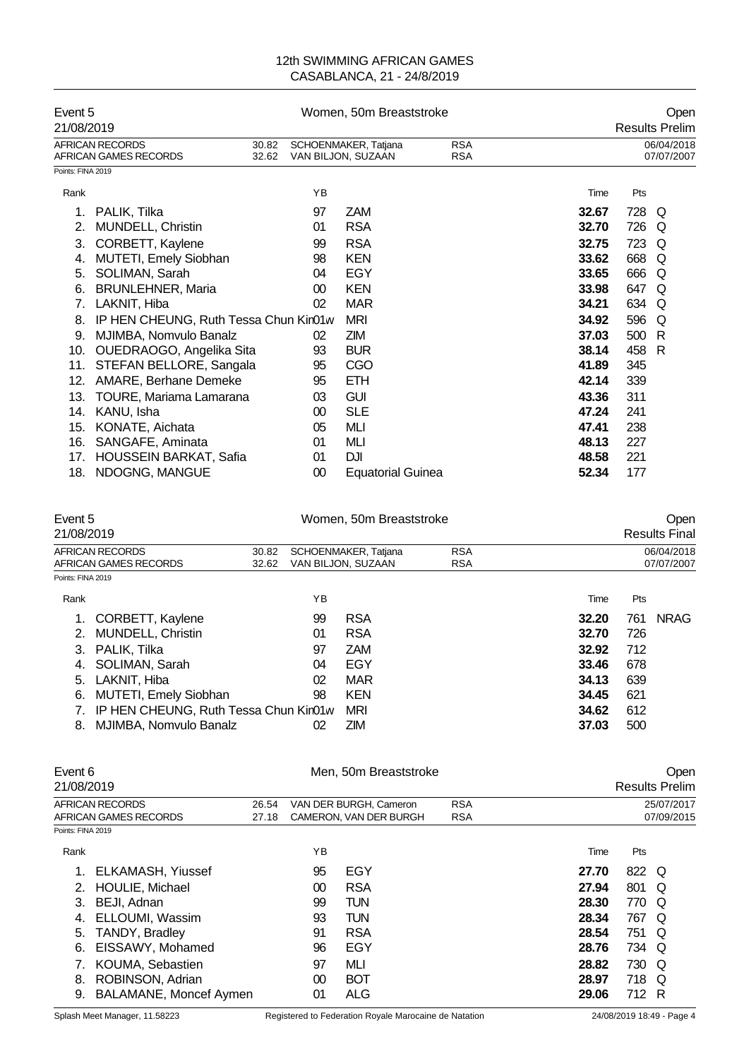12th SWIMMING AFRICAN GAMES
CASABLANCA, 21 - 24/8/2019

## Event 5 — Women, 50m Breaststroke — Open

21/08/2019 — Results Prelim

| | | | | |
|---|---|---|---|---|
| AFRICAN RECORDS | 30.82 | SCHOENMAKER, Tatjana | RSA | 06/04/2018 |
| AFRICAN GAMES RECORDS | 32.62 | VAN BILJON, SUZAAN | RSA | 07/07/2007 |

Points: FINA 2019

| Rank | Name | YB | | Time | Pts | |
|---|---|---|---|---|---|---|
| 1. | PALIK, Tilka | 97 | ZAM | 32.67 | 728 | Q |
| 2. | MUNDELL, Christin | 01 | RSA | 32.70 | 726 | Q |
| 3. | CORBETT, Kaylene | 99 | RSA | 32.75 | 723 | Q |
| 4. | MUTETI, Emely Siobhan | 98 | KEN | 33.62 | 668 | Q |
| 5. | SOLIMAN, Sarah | 04 | EGY | 33.65 | 666 | Q |
| 6. | BRUNLEHNER, Maria | 00 | KEN | 33.98 | 647 | Q |
| 7. | LAKNIT, Hiba | 02 | MAR | 34.21 | 634 | Q |
| 8. | IP HEN CHEUNG, Ruth Tessa Chun Kin | 01w | MRI | 34.92 | 596 | Q |
| 9. | MJIMBA, Nomvulo Banalz | 02 | ZIM | 37.03 | 500 | R |
| 10. | OUEDRAOGO, Angelika Sita | 93 | BUR | 38.14 | 458 | R |
| 11. | STEFAN BELLORE, Sangala | 95 | CGO | 41.89 | 345 | |
| 12. | AMARE, Berhane Demeke | 95 | ETH | 42.14 | 339 | |
| 13. | TOURE, Mariama Lamarana | 03 | GUI | 43.36 | 311 | |
| 14. | KANU, Isha | 00 | SLE | 47.24 | 241 | |
| 15. | KONATE, Aichata | 05 | MLI | 47.41 | 238 | |
| 16. | SANGAFE, Aminata | 01 | MLI | 48.13 | 227 | |
| 17. | HOUSSEIN BARKAT, Safia | 01 | DJI | 48.58 | 221 | |
| 18. | NDOGNG, MANGUE | 00 | Equatorial Guinea | 52.34 | 177 | |

## Event 5 — Women, 50m Breaststroke — Open

21/08/2019 — Results Final

| | | | | |
|---|---|---|---|---|
| AFRICAN RECORDS | 30.82 | SCHOENMAKER, Tatjana | RSA | 06/04/2018 |
| AFRICAN GAMES RECORDS | 32.62 | VAN BILJON, SUZAAN | RSA | 07/07/2007 |

Points: FINA 2019

| Rank | Name | YB | | Time | Pts | |
|---|---|---|---|---|---|---|
| 1. | CORBETT, Kaylene | 99 | RSA | 32.20 | 761 | NRAG |
| 2. | MUNDELL, Christin | 01 | RSA | 32.70 | 726 | |
| 3. | PALIK, Tilka | 97 | ZAM | 32.92 | 712 | |
| 4. | SOLIMAN, Sarah | 04 | EGY | 33.46 | 678 | |
| 5. | LAKNIT, Hiba | 02 | MAR | 34.13 | 639 | |
| 6. | MUTETI, Emely Siobhan | 98 | KEN | 34.45 | 621 | |
| 7. | IP HEN CHEUNG, Ruth Tessa Chun Kin | 01w | MRI | 34.62 | 612 | |
| 8. | MJIMBA, Nomvulo Banalz | 02 | ZIM | 37.03 | 500 | |

## Event 6 — Men, 50m Breaststroke — Open

21/08/2019 — Results Prelim

| | | | | |
|---|---|---|---|---|
| AFRICAN RECORDS | 26.54 | VAN DER BURGH, Cameron | RSA | 25/07/2017 |
| AFRICAN GAMES RECORDS | 27.18 | CAMERON, VAN DER BURGH | RSA | 07/09/2015 |

Points: FINA 2019

| Rank | Name | YB | | Time | Pts | |
|---|---|---|---|---|---|---|
| 1. | ELKAMASH, Yiussef | 95 | EGY | 27.70 | 822 | Q |
| 2. | HOULIE, Michael | 00 | RSA | 27.94 | 801 | Q |
| 3. | BEJI, Adnan | 99 | TUN | 28.30 | 770 | Q |
| 4. | ELLOUMI, Wassim | 93 | TUN | 28.34 | 767 | Q |
| 5. | TANDY, Bradley | 91 | RSA | 28.54 | 751 | Q |
| 6. | EISSAWY, Mohamed | 96 | EGY | 28.76 | 734 | Q |
| 7. | KOUMA, Sebastien | 97 | MLI | 28.82 | 730 | Q |
| 8. | ROBINSON, Adrian | 00 | BOT | 28.97 | 718 | Q |
| 9. | BALAMANE, Moncef Aymen | 01 | ALG | 29.06 | 712 | R |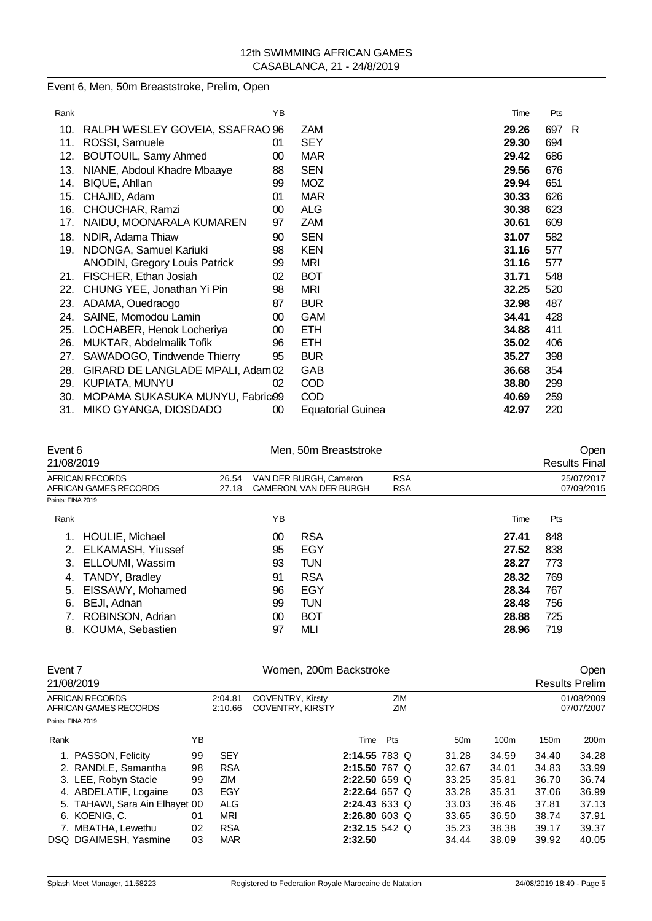12th SWIMMING AFRICAN GAMES
CASABLANCA, 21 - 24/8/2019

## Event 6, Men, 50m Breaststroke, Prelim, Open

| Rank | | YB | | Time | Pts | |
|---|---|---|---|---|---|---|
| 10. | RALPH WESLEY GOVEIA, SSAFRAO | 96 | ZAM | 29.26 | 697 | R |
| 11. | ROSSI, Samuele | 01 | SEY | 29.30 | 694 | |
| 12. | BOUTOUIL, Samy Ahmed | 00 | MAR | 29.42 | 686 | |
| 13. | NIANE, Abdoul Khadre Mbaaye | 88 | SEN | 29.56 | 676 | |
| 14. | BIQUE, Ahllan | 99 | MOZ | 29.94 | 651 | |
| 15. | CHAJID, Adam | 01 | MAR | 30.33 | 626 | |
| 16. | CHOUCHAR, Ramzi | 00 | ALG | 30.38 | 623 | |
| 17. | NAIDU, MOONARALA KUMAREN | 97 | ZAM | 30.61 | 609 | |
| 18. | NDIR, Adama Thiaw | 90 | SEN | 31.07 | 582 | |
| 19. | NDONGA, Samuel Kariuki | 98 | KEN | 31.16 | 577 | |
| | ANODIN, Gregory Louis Patrick | 99 | MRI | 31.16 | 577 | |
| 21. | FISCHER, Ethan Josiah | 02 | BOT | 31.71 | 548 | |
| 22. | CHUNG YEE, Jonathan Yi Pin | 98 | MRI | 32.25 | 520 | |
| 23. | ADAMA, Ouedraogo | 87 | BUR | 32.98 | 487 | |
| 24. | SAINE, Momodou Lamin | 00 | GAM | 34.41 | 428 | |
| 25. | LOCHABER, Henok Locheriya | 00 | ETH | 34.88 | 411 | |
| 26. | MUKTAR, Abdelmalik Tofik | 96 | ETH | 35.02 | 406 | |
| 27. | SAWADOGO, Tindwende Thierry | 95 | BUR | 35.27 | 398 | |
| 28. | GIRARD DE LANGLADE MPALI, Adam | 02 | GAB | 36.68 | 354 | |
| 29. | KUPIATA, MUNYU | 02 | COD | 38.80 | 299 | |
| 30. | MOPAMA SUKASUKA MUNYU, Fabrice | 99 | COD | 40.69 | 259 | |
| 31. | MIKO GYANGA, DIOSDADO | 00 | Equatorial Guinea | 42.97 | 220 | |

## Event 6 — Men, 50m Breaststroke — Open

21/08/2019 — Results Final

| | | | | |
|---|---|---|---|---|
| AFRICAN RECORDS | 26.54 | VAN DER BURGH, Cameron | RSA | 25/07/2017 |
| AFRICAN GAMES RECORDS | 27.18 | CAMERON, VAN DER BURGH | RSA | 07/09/2015 |

Points: FINA 2019

| Rank | | YB | | Time | Pts |
|---|---|---|---|---|---|
| 1. | HOULIE, Michael | 00 | RSA | 27.41 | 848 |
| 2. | ELKAMASH, Yiussef | 95 | EGY | 27.52 | 838 |
| 3. | ELLOUMI, Wassim | 93 | TUN | 28.27 | 773 |
| 4. | TANDY, Bradley | 91 | RSA | 28.32 | 769 |
| 5. | EISSAWY, Mohamed | 96 | EGY | 28.34 | 767 |
| 6. | BEJI, Adnan | 99 | TUN | 28.48 | 756 |
| 7. | ROBINSON, Adrian | 00 | BOT | 28.88 | 725 |
| 8. | KOUMA, Sebastien | 97 | MLI | 28.96 | 719 |

## Event 7 — Women, 200m Backstroke — Open

21/08/2019 — Results Prelim

| | | | | |
|---|---|---|---|---|
| AFRICAN RECORDS | 2:04.81 | COVENTRY, Kirsty | ZIM | 01/08/2009 |
| AFRICAN GAMES RECORDS | 2:10.66 | COVENTRY, KIRSTY | ZIM | 07/07/2007 |

Points: FINA 2019

| Rank | | YB | | Time | Pts | | 50m | 100m | 150m | 200m |
|---|---|---|---|---|---|---|---|---|---|---|
| 1. | PASSON, Felicity | 99 | SEY | 2:14.55 | 783 | Q | 31.28 | 34.59 | 34.40 | 34.28 |
| 2. | RANDLE, Samantha | 98 | RSA | 2:15.50 | 767 | Q | 32.67 | 34.01 | 34.83 | 33.99 |
| 3. | LEE, Robyn Stacie | 99 | ZIM | 2:22.50 | 659 | Q | 33.25 | 35.81 | 36.70 | 36.74 |
| 4. | ABDELATIF, Logaine | 03 | EGY | 2:22.64 | 657 | Q | 33.28 | 35.31 | 37.06 | 36.99 |
| 5. | TAHAWI, Sara Ain Elhayet | 00 | ALG | 2:24.43 | 633 | Q | 33.03 | 36.46 | 37.81 | 37.13 |
| 6. | KOENIG, C. | 01 | MRI | 2:26.80 | 603 | Q | 33.65 | 36.50 | 38.74 | 37.91 |
| 7. | MBATHA, Lewethu | 02 | RSA | 2:32.15 | 542 | Q | 35.23 | 38.38 | 39.17 | 39.37 |
| DSQ | DGAIMESH, Yasmine | 03 | MAR | 2:32.50 | | | 34.44 | 38.09 | 39.92 | 40.05 |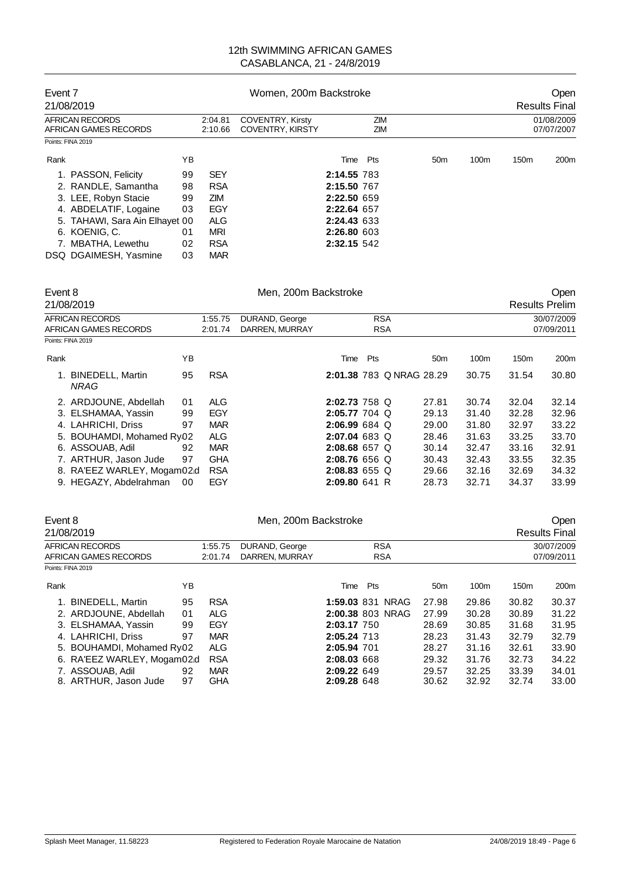# 12th SWIMMING AFRICAN GAMES
## CASABLANCA, 21 - 24/8/2019

### Event 7 — Women, 200m Backstroke — Open

21/08/2019 — Results Final

| | | | | |
|---|---|---|---|---|
| AFRICAN RECORDS | 2:04.81 | COVENTRY, Kirsty | ZIM | 01/08/2009 |
| AFRICAN GAMES RECORDS | 2:10.66 | COVENTRY, KIRSTY | ZIM | 07/07/2007 |

Points: FINA 2019

| Rank | Name | YB | Nation | Time | Pts | 50m | 100m | 150m | 200m |
|---|---|---|---|---|---|---|---|---|---|
| 1. | PASSON, Felicity | 99 | SEY | **2:14.55** | 783 | | | | |
| 2. | RANDLE, Samantha | 98 | RSA | **2:15.50** | 767 | | | | |
| 3. | LEE, Robyn Stacie | 99 | ZIM | **2:22.50** | 659 | | | | |
| 4. | ABDELATIF, Logaine | 03 | EGY | **2:22.64** | 657 | | | | |
| 5. | TAHAWI, Sara Ain Elhayet | 00 | ALG | **2:24.43** | 633 | | | | |
| 6. | KOENIG, C. | 01 | MRI | **2:26.80** | 603 | | | | |
| 7. | MBATHA, Lewethu | 02 | RSA | **2:32.15** | 542 | | | | |
| DSQ | DGAIMESH, Yasmine | 03 | MAR | | | | | | |

### Event 8 — Men, 200m Backstroke — Open

21/08/2019 — Results Prelim

| | | | | |
|---|---|---|---|---|
| AFRICAN RECORDS | 1:55.75 | DURAND, George | RSA | 30/07/2009 |
| AFRICAN GAMES RECORDS | 2:01.74 | DARREN, MURRAY | RSA | 07/09/2011 |

Points: FINA 2019

| Rank | Name | YB | Nation | Time | Pts | | 50m | 100m | 150m | 200m |
|---|---|---|---|---|---|---|---|---|---|---|
| 1. | BINEDELL, Martin *NRAG* | 95 | RSA | **2:01.38** | 783 | Q NRAG | 28.29 | 30.75 | 31.54 | 30.80 |
| 2. | ARDJOUNE, Abdellah | 01 | ALG | **2:02.73** | 758 | Q | 27.81 | 30.74 | 32.04 | 32.14 |
| 3. | ELSHAMAA, Yassin | 99 | EGY | **2:05.77** | 704 | Q | 29.13 | 31.40 | 32.28 | 32.96 |
| 4. | LAHRICHI, Driss | 97 | MAR | **2:06.99** | 684 | Q | 29.00 | 31.80 | 32.97 | 33.22 |
| 5. | BOUHAMDI, Mohamed Ry | 02 | ALG | **2:07.04** | 683 | Q | 28.46 | 31.63 | 33.25 | 33.70 |
| 6. | ASSOUAB, Adil | 92 | MAR | **2:08.68** | 657 | Q | 30.14 | 32.47 | 33.16 | 32.91 |
| 7. | ARTHUR, Jason Jude | 97 | GHA | **2:08.76** | 656 | Q | 30.43 | 32.43 | 33.55 | 32.35 |
| 8. | RA'EEZ WARLEY, Mogam | 02 | RSA | **2:08.83** | 655 | Q | 29.66 | 32.16 | 32.69 | 34.32 |
| 9. | HEGAZY, Abdelrahman | 00 | EGY | **2:09.80** | 641 | R | 28.73 | 32.71 | 34.37 | 33.99 |

### Event 8 — Men, 200m Backstroke — Open

21/08/2019 — Results Final

| | | | | |
|---|---|---|---|---|
| AFRICAN RECORDS | 1:55.75 | DURAND, George | RSA | 30/07/2009 |
| AFRICAN GAMES RECORDS | 2:01.74 | DARREN, MURRAY | RSA | 07/09/2011 |

Points: FINA 2019

| Rank | Name | YB | Nation | Time | Pts | | 50m | 100m | 150m | 200m |
|---|---|---|---|---|---|---|---|---|---|---|
| 1. | BINEDELL, Martin | 95 | RSA | **1:59.03** | 831 | NRAG | 27.98 | 29.86 | 30.82 | 30.37 |
| 2. | ARDJOUNE, Abdellah | 01 | ALG | **2:00.38** | 803 | NRAG | 27.99 | 30.28 | 30.89 | 31.22 |
| 3. | ELSHAMAA, Yassin | 99 | EGY | **2:03.17** | 750 | | 28.69 | 30.85 | 31.68 | 31.95 |
| 4. | LAHRICHI, Driss | 97 | MAR | **2:05.24** | 713 | | 28.23 | 31.43 | 32.79 | 32.79 |
| 5. | BOUHAMDI, Mohamed Ry | 02 | ALG | **2:05.94** | 701 | | 28.27 | 31.16 | 32.61 | 33.90 |
| 6. | RA'EEZ WARLEY, Mogam | 02 | RSA | **2:08.03** | 668 | | 29.32 | 31.76 | 32.73 | 34.22 |
| 7. | ASSOUAB, Adil | 92 | MAR | **2:09.22** | 649 | | 29.57 | 32.25 | 33.39 | 34.01 |
| 8. | ARTHUR, Jason Jude | 97 | GHA | **2:09.28** | 648 | | 30.62 | 32.92 | 32.74 | 33.00 |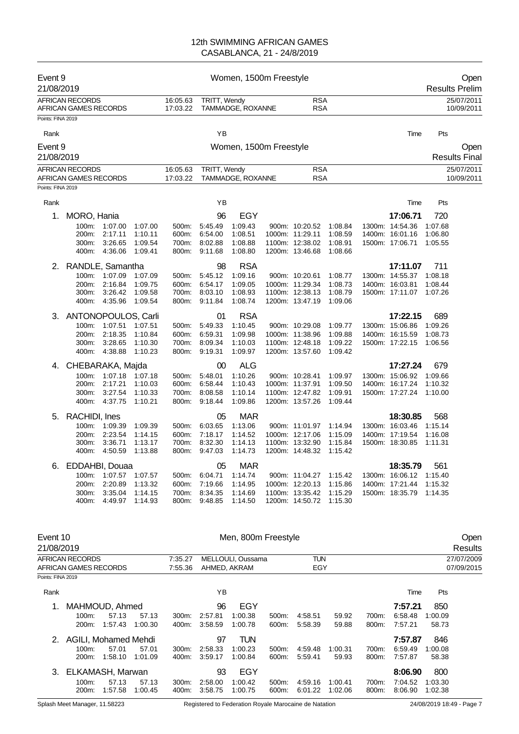12th SWIMMING AFRICAN GAMES
CASABLANCA, 21 - 24/8/2019

## Event 9 — Women, 1500m Freestyle — Open

21/08/2019 — Results Prelim

| | | | | |
|---|---|---|---|---|
| AFRICAN RECORDS | 16:05.63 | TRITT, Wendy | RSA | 25/07/2011 |
| AFRICAN GAMES RECORDS | 17:03.22 | TAMMADGE, ROXANNE | RSA | 10/09/2011 |

Points: FINA 2019

| Rank | | YB | | Time | Pts |
|---|---|---|---|---|---|

## Event 9 — Women, 1500m Freestyle — Open

21/08/2019 — Results Final

| | | | | |
|---|---|---|---|---|
| AFRICAN RECORDS | 16:05.63 | TRITT, Wendy | RSA | 25/07/2011 |
| AFRICAN GAMES RECORDS | 17:03.22 | TAMMADGE, ROXANNE | RSA | 10/09/2011 |

Points: FINA 2019

| Rank | Name | YB | Nation | Time | Pts |
|---|---|---|---|---|---|
| 1. | MORO, Hania | 96 | EGY | 17:06.71 | 720 |
| 2. | RANDLE, Samantha | 98 | RSA | 17:11.07 | 711 |
| 3. | ANTONOPOULOS, Carli | 01 | RSA | 17:22.15 | 689 |
| 4. | CHEBARAKA, Majda | 00 | ALG | 17:27.24 | 679 |
| 5. | RACHIDI, Ines | 05 | MAR | 18:30.85 | 568 |
| 6. | EDDAHBI, Douaa | 05 | MAR | 18:35.79 | 561 |

**Splits**

| Distance | MORO, Hania | | RANDLE, Samantha | | ANTONOPOULOS, Carli | | CHEBARAKA, Majda | | RACHIDI, Ines | | EDDAHBI, Douaa | |
|---|---|---|---|---|---|---|---|---|---|---|---|---|
| 100m | 1:07.00 | 1:07.00 | 1:07.09 | 1:07.09 | 1:07.51 | 1:07.51 | 1:07.18 | 1:07.18 | 1:09.39 | 1:09.39 | 1:07.57 | 1:07.57 |
| 200m | 2:17.11 | 1:10.11 | 2:16.84 | 1:09.75 | 2:18.35 | 1:10.84 | 2:17.21 | 1:10.03 | 2:23.54 | 1:14.15 | 2:20.89 | 1:13.32 |
| 300m | 3:26.65 | 1:09.54 | 3:26.42 | 1:09.58 | 3:28.65 | 1:10.30 | 3:27.54 | 1:10.33 | 3:36.71 | 1:13.17 | 3:35.04 | 1:14.15 |
| 400m | 4:36.06 | 1:09.41 | 4:35.96 | 1:09.54 | 4:38.88 | 1:10.23 | 4:37.75 | 1:10.21 | 4:50.59 | 1:13.88 | 4:49.97 | 1:14.93 |
| 500m | 5:45.49 | 1:09.43 | 5:45.12 | 1:09.16 | 5:49.33 | 1:10.45 | 5:48.01 | 1:10.26 | 6:03.65 | 1:13.06 | 6:04.71 | 1:14.74 |
| 600m | 6:54.00 | 1:08.51 | 6:54.17 | 1:09.05 | 6:59.31 | 1:09.98 | 6:58.44 | 1:10.43 | 7:18.17 | 1:14.52 | 7:19.66 | 1:14.95 |
| 700m | 8:02.88 | 1:08.88 | 8:03.10 | 1:08.93 | 8:09.34 | 1:10.03 | 8:08.58 | 1:10.14 | 8:32.30 | 1:14.13 | 8:34.35 | 1:14.69 |
| 800m | 9:11.68 | 1:08.80 | 9:11.84 | 1:08.74 | 9:19.31 | 1:09.97 | 9:18.44 | 1:09.86 | 9:47.03 | 1:14.73 | 9:48.85 | 1:14.50 |
| 900m | 10:20.52 | 1:08.84 | 10:20.61 | 1:08.77 | 10:29.08 | 1:09.77 | 10:28.41 | 1:09.97 | 11:01.97 | 1:14.94 | 11:04.27 | 1:15.42 |
| 1000m | 11:29.11 | 1:08.59 | 11:29.34 | 1:08.73 | 11:38.96 | 1:09.88 | 11:37.91 | 1:09.50 | 12:17.06 | 1:15.09 | 12:20.13 | 1:15.86 |
| 1100m | 12:38.02 | 1:08.91 | 12:38.13 | 1:08.79 | 12:48.18 | 1:09.22 | 12:47.82 | 1:09.91 | 13:32.90 | 1:15.84 | 13:35.42 | 1:15.29 |
| 1200m | 13:46.68 | 1:08.66 | 13:47.19 | 1:09.06 | 13:57.60 | 1:09.42 | 13:57.26 | 1:09.44 | 14:48.32 | 1:15.42 | 14:50.72 | 1:15.30 |
| 1300m | 14:54.36 | 1:07.68 | 14:55.37 | 1:08.18 | 15:06.86 | 1:09.26 | 15:06.92 | 1:09.66 | 16:03.46 | 1:15.14 | 16:06.12 | 1:15.40 |
| 1400m | 16:01.16 | 1:06.80 | 16:03.81 | 1:08.44 | 16:15.59 | 1:08.73 | 16:17.24 | 1:10.32 | 17:19.54 | 1:16.08 | 17:21.44 | 1:15.32 |
| 1500m | 17:06.71 | 1:05.55 | 17:11.07 | 1:07.26 | 17:22.15 | 1:06.56 | 17:27.24 | 1:10.00 | 18:30.85 | 1:11.31 | 18:35.79 | 1:14.35 |

## Event 10 — Men, 800m Freestyle — Open

21/08/2019 — Results

| | | | | |
|---|---|---|---|---|
| AFRICAN RECORDS | 7:35.27 | MELLOULI, Oussama | TUN | 27/07/2009 |
| AFRICAN GAMES RECORDS | 7:55.36 | AHMED, AKRAM | EGY | 07/09/2015 |

Points: FINA 2019

| Rank | Name | YB | Nation | Time | Pts |
|---|---|---|---|---|---|
| 1. | MAHMOUD, Ahmed | 96 | EGY | 7:57.21 | 850 |
| 2. | AGILI, Mohamed Mehdi | 97 | TUN | 7:57.87 | 846 |
| 3. | ELKAMASH, Marwan | 93 | EGY | 8:06.90 | 800 |

**Splits**

| Distance | MAHMOUD, Ahmed | | AGILI, Mohamed Mehdi | | ELKAMASH, Marwan | |
|---|---|---|---|---|---|---|
| 100m | 57.13 | 57.13 | 57.01 | 57.01 | 57.13 | 57.13 |
| 200m | 1:57.43 | 1:00.30 | 1:58.10 | 1:01.09 | 1:57.58 | 1:00.45 |
| 300m | 2:57.81 | 1:00.38 | 2:58.33 | 1:00.23 | 2:58.00 | 1:00.42 |
| 400m | 3:58.59 | 1:00.78 | 3:59.17 | 1:00.84 | 3:58.75 | 1:00.75 |
| 500m | 4:58.51 | 59.92 | 4:59.48 | 1:00.31 | 4:59.16 | 1:00.41 |
| 600m | 5:58.39 | 59.88 | 5:59.41 | 59.93 | 6:01.22 | 1:02.06 |
| 700m | 6:58.48 | 1:00.09 | 6:59.49 | 1:00.08 | 7:04.52 | 1:03.30 |
| 800m | 7:57.21 | 58.73 | 7:57.87 | 58.38 | 8:06.90 | 1:02.38 |

Splash Meet Manager, 11.58223 — Registered to Federation Royale Marocaine de Natation — 24/08/2019 18:49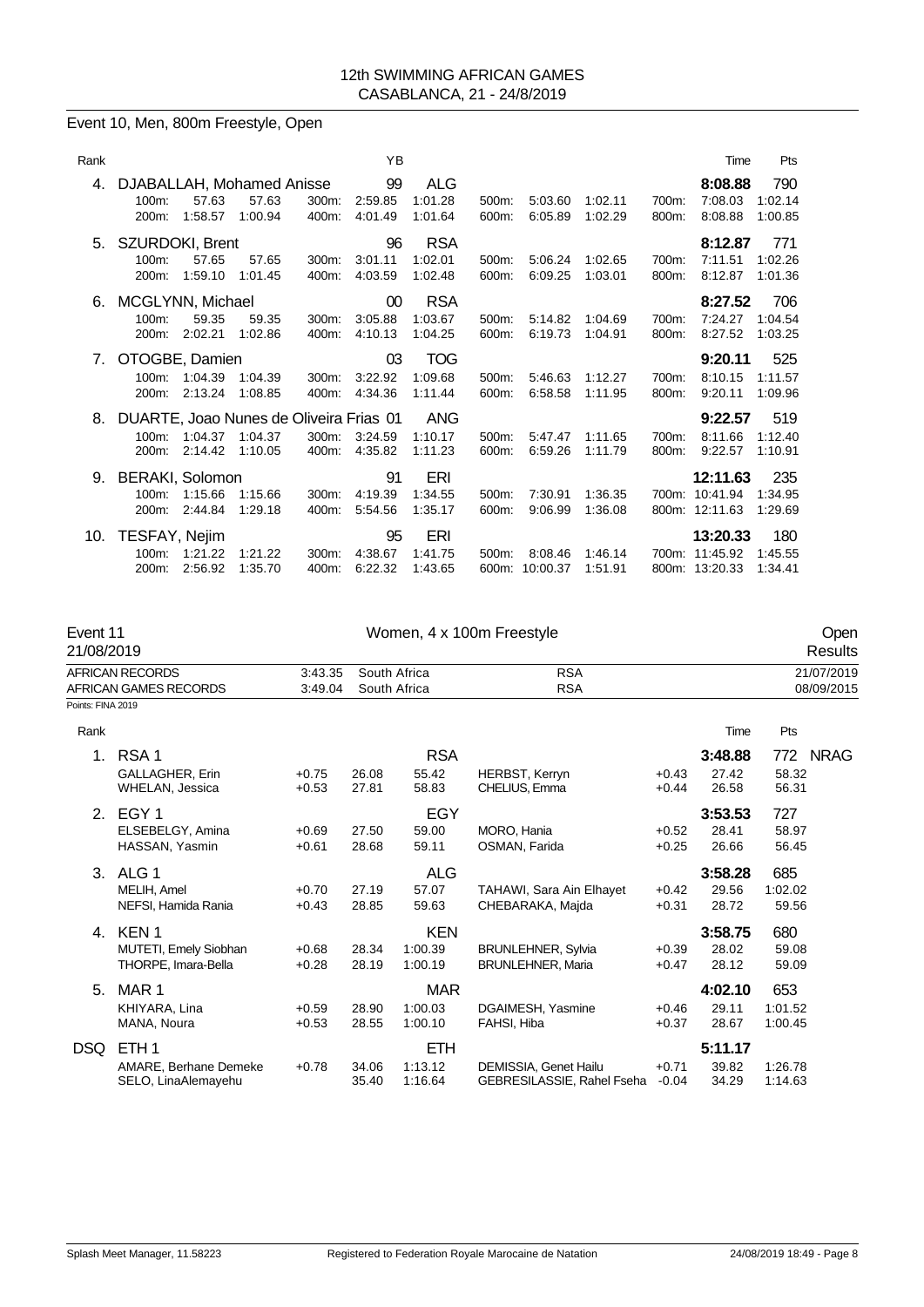12th SWIMMING AFRICAN GAMES
CASABLANCA, 21 - 24/8/2019

## Event 10, Men, 800m Freestyle, Open

| Rank | Name | YB | Nation | Splits | | | | | | | | | | | | Time | Pts |
|---|---|---|---|---|---|---|---|---|---|---|---|---|---|---|---|---|---|
| 4. | DJABALLAH, Mohamed Anisse | 99 | ALG | | | | | | | | | | | | | 8:08.88 | 790 |
| | | | | 100m: | 57.63 | 57.63 | 300m: | 2:59.85 | 1:01.28 | 500m: | 5:03.60 | 1:02.11 | 700m: | 7:08.03 | 1:02.14 | | |
| | | | | 200m: | 1:58.57 | 1:00.94 | 400m: | 4:01.49 | 1:01.64 | 600m: | 6:05.89 | 1:02.29 | 800m: | 8:08.88 | 1:00.85 | | |
| 5. | SZURDOKI, Brent | 96 | RSA | | | | | | | | | | | | | 8:12.87 | 771 |
| | | | | 100m: | 57.65 | 57.65 | 300m: | 3:01.11 | 1:02.01 | 500m: | 5:06.24 | 1:02.65 | 700m: | 7:11.51 | 1:02.26 | | |
| | | | | 200m: | 1:59.10 | 1:01.45 | 400m: | 4:03.59 | 1:02.48 | 600m: | 6:09.25 | 1:03.01 | 800m: | 8:12.87 | 1:01.36 | | |
| 6. | MCGLYNN, Michael | 00 | RSA | | | | | | | | | | | | | 8:27.52 | 706 |
| | | | | 100m: | 59.35 | 59.35 | 300m: | 3:05.88 | 1:03.67 | 500m: | 5:14.82 | 1:04.69 | 700m: | 7:24.27 | 1:04.54 | | |
| | | | | 200m: | 2:02.21 | 1:02.86 | 400m: | 4:10.13 | 1:04.25 | 600m: | 6:19.73 | 1:04.91 | 800m: | 8:27.52 | 1:03.25 | | |
| 7. | OTOGBE, Damien | 03 | TOG | | | | | | | | | | | | | 9:20.11 | 525 |
| | | | | 100m: | 1:04.39 | 1:04.39 | 300m: | 3:22.92 | 1:09.68 | 500m: | 5:46.63 | 1:12.27 | 700m: | 8:10.15 | 1:11.57 | | |
| | | | | 200m: | 2:13.24 | 1:08.85 | 400m: | 4:34.36 | 1:11.44 | 600m: | 6:58.58 | 1:11.95 | 800m: | 9:20.11 | 1:09.96 | | |
| 8. | DUARTE, Joao Nunes de Oliveira Frias | 01 | ANG | | | | | | | | | | | | | 9:22.57 | 519 |
| | | | | 100m: | 1:04.37 | 1:04.37 | 300m: | 3:24.59 | 1:10.17 | 500m: | 5:47.47 | 1:11.65 | 700m: | 8:11.66 | 1:12.40 | | |
| | | | | 200m: | 2:14.42 | 1:10.05 | 400m: | 4:35.82 | 1:11.23 | 600m: | 6:59.26 | 1:11.79 | 800m: | 9:22.57 | 1:10.91 | | |
| 9. | BERAKI, Solomon | 91 | ERI | | | | | | | | | | | | | 12:11.63 | 235 |
| | | | | 100m: | 1:15.66 | 1:15.66 | 300m: | 4:19.39 | 1:34.55 | 500m: | 7:30.91 | 1:36.35 | 700m: | 10:41.94 | 1:34.95 | | |
| | | | | 200m: | 2:44.84 | 1:29.18 | 400m: | 5:54.56 | 1:35.17 | 600m: | 9:06.99 | 1:36.08 | 800m: | 12:11.63 | 1:29.69 | | |
| 10. | TESFAY, Nejim | 95 | ERI | | | | | | | | | | | | | 13:20.33 | 180 |
| | | | | 100m: | 1:21.22 | 1:21.22 | 300m: | 4:38.67 | 1:41.75 | 500m: | 8:08.46 | 1:46.14 | 700m: | 11:45.92 | 1:45.55 | | |
| | | | | 200m: | 2:56.92 | 1:35.70 | 400m: | 6:22.32 | 1:43.65 | 600m: | 10:00.37 | 1:51.91 | 800m: | 13:20.33 | 1:34.41 | | |

## Event 11 — Women, 4 x 100m Freestyle — Open

21/08/2019 — Results

| | | | | |
|---|---|---|---|---|
| AFRICAN RECORDS | 3:43.35 | South Africa | RSA | 21/07/2019 |
| AFRICAN GAMES RECORDS | 3:49.04 | South Africa | RSA | 08/09/2015 |

Points: FINA 2019

| Rank | Team / Swimmer | RT | 50m | 100m | Swimmer | RT | 50m | 100m | Time | Pts |
|---|---|---|---|---|---|---|---|---|---|---|
| 1. | RSA 1 | | | RSA | | | | | 3:48.88 | 772 NRAG |
| | GALLAGHER, Erin | +0.75 | 26.08 | 55.42 | HERBST, Kerryn | +0.43 | 27.42 | 58.32 | | |
| | WHELAN, Jessica | +0.53 | 27.81 | 58.83 | CHELIUS, Emma | +0.44 | 26.58 | 56.31 | | |
| 2. | EGY 1 | | | EGY | | | | | 3:53.53 | 727 |
| | ELSEBELGY, Amina | +0.69 | 27.50 | 59.00 | MORO, Hania | +0.52 | 28.41 | 58.97 | | |
| | HASSAN, Yasmin | +0.61 | 28.68 | 59.11 | OSMAN, Farida | +0.25 | 26.66 | 56.45 | | |
| 3. | ALG 1 | | | ALG | | | | | 3:58.28 | 685 |
| | MELIH, Amel | +0.70 | 27.19 | 57.07 | TAHAWI, Sara Ain Elhayet | +0.42 | 29.56 | 1:02.02 | | |
| | NEFSI, Hamida Rania | +0.43 | 28.85 | 59.63 | CHEBARAKA, Majda | +0.31 | 28.72 | 59.56 | | |
| 4. | KEN 1 | | | KEN | | | | | 3:58.75 | 680 |
| | MUTETI, Emely Siobhan | +0.68 | 28.34 | 1:00.39 | BRUNLEHNER, Sylvia | +0.39 | 28.02 | 59.08 | | |
| | THORPE, Imara-Bella | +0.28 | 28.19 | 1:00.19 | BRUNLEHNER, Maria | +0.47 | 28.12 | 59.09 | | |
| 5. | MAR 1 | | | MAR | | | | | 4:02.10 | 653 |
| | KHIYARA, Lina | +0.59 | 28.90 | 1:00.03 | DGAIMESH, Yasmine | +0.46 | 29.11 | 1:01.52 | | |
| | MANA, Noura | +0.53 | 28.55 | 1:00.10 | FAHSI, Hiba | +0.37 | 28.67 | 1:00.45 | | |
| DSQ | ETH 1 | | | ETH | | | | | 5:11.17 | |
| | AMARE, Berhane Demeke | +0.78 | 34.06 | 1:13.12 | DEMISSIA, Genet Hailu | +0.71 | 39.82 | 1:26.78 | | |
| | SELO, LinaAlemayehu | | 35.40 | 1:16.64 | GEBRESILASSIE, Rahel Fseha | -0.04 | 34.29 | 1:14.63 | | |

Splash Meet Manager, 11.58223 — Registered to Federation Royale Marocaine de Natation — 24/08/2019 18:49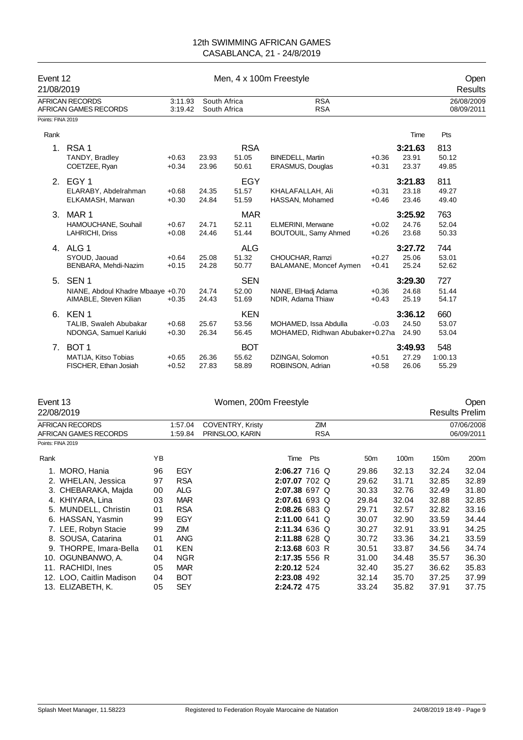# 12th SWIMMING AFRICAN GAMES
CASABLANCA, 21 - 24/8/2019

## Event 12 — Men, 4 x 100m Freestyle — Open Results

21/08/2019

| | | | | |
|---|---|---|---|---|
| AFRICAN RECORDS | 3:11.93 | South Africa | RSA | 26/08/2009 |
| AFRICAN GAMES RECORDS | 3:19.42 | South Africa | RSA | 08/09/2011 |

Points: FINA 2019

| Rank | Team / Swimmer | RT | 50m | 100m | Swimmer | RT | 50m | 100m | Time | Pts |
|---|---|---|---|---|---|---|---|---|---|---|
| 1. | RSA 1 | | | RSA | | | | | 3:21.63 | 813 |
| | TANDY, Bradley | +0.63 | 23.93 | 51.05 | BINEDELL, Martin | +0.36 | 23.91 | | | 50.12 |
| | COETZEE, Ryan | +0.34 | 23.96 | 50.61 | ERASMUS, Douglas | +0.31 | 23.37 | | | 49.85 |
| 2. | EGY 1 | | | EGY | | | | | 3:21.83 | 811 |
| | ELARABY, Abdelrahman | +0.68 | 24.35 | 51.57 | KHALAFALLAH, Ali | +0.31 | 23.18 | | | 49.27 |
| | ELKAMASH, Marwan | +0.30 | 24.84 | 51.59 | HASSAN, Mohamed | +0.46 | 23.46 | | | 49.40 |
| 3. | MAR 1 | | | MAR | | | | | 3:25.92 | 763 |
| | HAMOUCHANE, Souhail | +0.67 | 24.71 | 52.11 | ELMERINI, Merwane | +0.02 | 24.76 | | | 52.04 |
| | LAHRICHI, Driss | +0.08 | 24.46 | 51.44 | BOUTOUIL, Samy Ahmed | +0.26 | 23.68 | | | 50.33 |
| 4. | ALG 1 | | | ALG | | | | | 3:27.72 | 744 |
| | SYOUD, Jaouad | +0.64 | 25.08 | 51.32 | CHOUCHAR, Ramzi | +0.27 | 25.06 | | | 53.01 |
| | BENBARA, Mehdi-Nazim | +0.15 | 24.28 | 50.77 | BALAMANE, Moncef Aymen | +0.41 | 25.24 | | | 52.62 |
| 5. | SEN 1 | | | SEN | | | | | 3:29.30 | 727 |
| | NIANE, Abdoul Khadre Mbaaye | +0.70 | 24.74 | 52.00 | NIANE, ElHadj Adama | +0.36 | 24.68 | | | 51.44 |
| | AIMABLE, Steven Kilian | +0.35 | 24.43 | 51.69 | NDIR, Adama Thiaw | +0.43 | 25.19 | | | 54.17 |
| 6. | KEN 1 | | | KEN | | | | | 3:36.12 | 660 |
| | TALIB, Swaleh Abubakar | +0.68 | 25.67 | 53.56 | MOHAMED, Issa Abdulla | -0.03 | 24.50 | | | 53.07 |
| | NDONGA, Samuel Kariuki | +0.30 | 26.34 | 56.45 | MOHAMED, Ridhwan Abubaker | +0.27 | 24.90 | | | 53.04 |
| 7. | BOT 1 | | | BOT | | | | | 3:49.93 | 548 |
| | MATIJA, Kitso Tobias | +0.65 | 26.36 | 55.62 | DZINGAI, Solomon | +0.51 | 27.29 | | | 1:00.13 |
| | FISCHER, Ethan Josiah | +0.52 | 27.83 | 58.89 | ROBINSON, Adrian | +0.58 | 26.06 | | | 55.29 |

## Event 13 — Women, 200m Freestyle — Open Results Prelim

22/08/2019

| | | | | |
|---|---|---|---|---|
| AFRICAN RECORDS | 1:57.04 | COVENTRY, Kristy | ZIM | 07/06/2008 |
| AFRICAN GAMES RECORDS | 1:59.84 | PRINSLOO, KARIN | RSA | 06/09/2011 |

Points: FINA 2019

| Rank | Name | YB | Nation | Time | Pts | | 50m | 100m | 150m | 200m |
|---|---|---|---|---|---|---|---|---|---|---|
| 1. | MORO, Hania | 96 | EGY | 2:06.27 | 716 | Q | 29.86 | 32.13 | 32.24 | 32.04 |
| 2. | WHELAN, Jessica | 97 | RSA | 2:07.07 | 702 | Q | 29.62 | 31.71 | 32.85 | 32.89 |
| 3. | CHEBARAKA, Majda | 00 | ALG | 2:07.38 | 697 | Q | 30.33 | 32.76 | 32.49 | 31.80 |
| 4. | KHIYARA, Lina | 03 | MAR | 2:07.61 | 693 | Q | 29.84 | 32.04 | 32.88 | 32.85 |
| 5. | MUNDELL, Christin | 01 | RSA | 2:08.26 | 683 | Q | 29.71 | 32.57 | 32.82 | 33.16 |
| 6. | HASSAN, Yasmin | 99 | EGY | 2:11.00 | 641 | Q | 30.07 | 32.90 | 33.59 | 34.44 |
| 7. | LEE, Robyn Stacie | 99 | ZIM | 2:11.34 | 636 | Q | 30.27 | 32.91 | 33.91 | 34.25 |
| 8. | SOUSA, Catarina | 01 | ANG | 2:11.88 | 628 | Q | 30.72 | 33.36 | 34.21 | 33.59 |
| 9. | THORPE, Imara-Bella | 01 | KEN | 2:13.68 | 603 | R | 30.51 | 33.87 | 34.56 | 34.74 |
| 10. | OGUNBANWO, A. | 04 | NGR | 2:17.35 | 556 | R | 31.00 | 34.48 | 35.57 | 36.30 |
| 11. | RACHIDI, Ines | 05 | MAR | 2:20.12 | 524 | | 32.40 | 35.27 | 36.62 | 35.83 |
| 12. | LOO, Caitlin Madison | 04 | BOT | 2:23.08 | 492 | | 32.14 | 35.70 | 37.25 | 37.99 |
| 13. | ELIZABETH, K. | 05 | SEY | 2:24.72 | 475 | | 33.24 | 35.82 | 37.91 | 37.75 |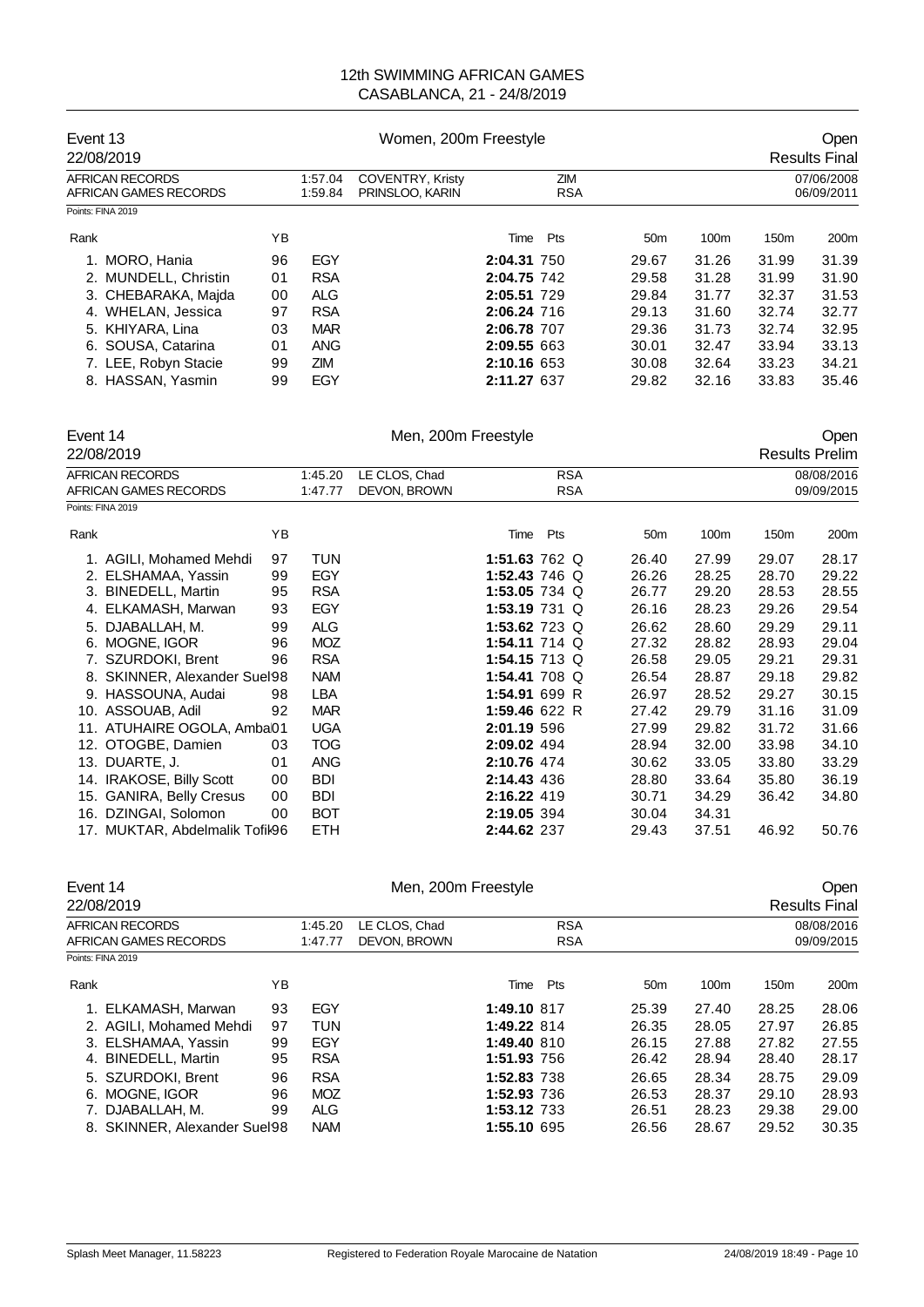# 12th SWIMMING AFRICAN GAMES
CASABLANCA, 21 - 24/8/2019

## Event 13 — Women, 200m Freestyle — Open

22/08/2019 — Results Final

| | | | | |
|---|---|---|---|---|
| AFRICAN RECORDS | 1:57.04 | COVENTRY, Kristy | ZIM | 07/06/2008 |
| AFRICAN GAMES RECORDS | 1:59.84 | PRINSLOO, KARIN | RSA | 06/09/2011 |

Points: FINA 2019

| Rank | Name | YB | Nat | Time | Pts | 50m | 100m | 150m | 200m |
|---|---|---|---|---|---|---|---|---|---|
| 1. | MORO, Hania | 96 | EGY | **2:04.31** | 750 | 29.67 | 31.26 | 31.99 | 31.39 |
| 2. | MUNDELL, Christin | 01 | RSA | **2:04.75** | 742 | 29.58 | 31.28 | 31.99 | 31.90 |
| 3. | CHEBARAKA, Majda | 00 | ALG | **2:05.51** | 729 | 29.84 | 31.77 | 32.37 | 31.53 |
| 4. | WHELAN, Jessica | 97 | RSA | **2:06.24** | 716 | 29.13 | 31.60 | 32.74 | 32.77 |
| 5. | KHIYARA, Lina | 03 | MAR | **2:06.78** | 707 | 29.36 | 31.73 | 32.74 | 32.95 |
| 6. | SOUSA, Catarina | 01 | ANG | **2:09.55** | 663 | 30.01 | 32.47 | 33.94 | 33.13 |
| 7. | LEE, Robyn Stacie | 99 | ZIM | **2:10.16** | 653 | 30.08 | 32.64 | 33.23 | 34.21 |
| 8. | HASSAN, Yasmin | 99 | EGY | **2:11.27** | 637 | 29.82 | 32.16 | 33.83 | 35.46 |

## Event 14 — Men, 200m Freestyle — Open

22/08/2019 — Results Prelim

| | | | | |
|---|---|---|---|---|
| AFRICAN RECORDS | 1:45.20 | LE CLOS, Chad | RSA | 08/08/2016 |
| AFRICAN GAMES RECORDS | 1:47.77 | DEVON, BROWN | RSA | 09/09/2015 |

Points: FINA 2019

| Rank | Name | YB | Nat | Time | Pts | | 50m | 100m | 150m | 200m |
|---|---|---|---|---|---|---|---|---|---|---|
| 1. | AGILI, Mohamed Mehdi | 97 | TUN | **1:51.63** | 762 | Q | 26.40 | 27.99 | 29.07 | 28.17 |
| 2. | ELSHAMAA, Yassin | 99 | EGY | **1:52.43** | 746 | Q | 26.26 | 28.25 | 28.70 | 29.22 |
| 3. | BINEDELL, Martin | 95 | RSA | **1:53.05** | 734 | Q | 26.77 | 29.20 | 28.53 | 28.55 |
| 4. | ELKAMASH, Marwan | 93 | EGY | **1:53.19** | 731 | Q | 26.16 | 28.23 | 29.26 | 29.54 |
| 5. | DJABALLAH, M. | 99 | ALG | **1:53.62** | 723 | Q | 26.62 | 28.60 | 29.29 | 29.11 |
| 6. | MOGNE, IGOR | 96 | MOZ | **1:54.11** | 714 | Q | 27.32 | 28.82 | 28.93 | 29.04 |
| 7. | SZURDOKI, Brent | 96 | RSA | **1:54.15** | 713 | Q | 26.58 | 29.05 | 29.21 | 29.31 |
| 8. | SKINNER, Alexander Suel | 98 | NAM | **1:54.41** | 708 | Q | 26.54 | 28.87 | 29.18 | 29.82 |
| 9. | HASSOUNA, Audai | 98 | LBA | **1:54.91** | 699 | R | 26.97 | 28.52 | 29.27 | 30.15 |
| 10. | ASSOUAB, Adil | 92 | MAR | **1:59.46** | 622 | R | 27.42 | 29.79 | 31.16 | 31.09 |
| 11. | ATUHAIRE OGOLA, Amba | 01 | UGA | **2:01.19** | 596 | | 27.99 | 29.82 | 31.72 | 31.66 |
| 12. | OTOGBE, Damien | 03 | TOG | **2:09.02** | 494 | | 28.94 | 32.00 | 33.98 | 34.10 |
| 13. | DUARTE, J. | 01 | ANG | **2:10.76** | 474 | | 30.62 | 33.05 | 33.80 | 33.29 |
| 14. | IRAKOSE, Billy Scott | 00 | BDI | **2:14.43** | 436 | | 28.80 | 33.64 | 35.80 | 36.19 |
| 15. | GANIRA, Belly Cresus | 00 | BDI | **2:16.22** | 419 | | 30.71 | 34.29 | 36.42 | 34.80 |
| 16. | DZINGAI, Solomon | 00 | BOT | **2:19.05** | 394 | | 30.04 | 34.31 | | |
| 17. | MUKTAR, Abdelmalik Tofik | 96 | ETH | **2:44.62** | 237 | | 29.43 | 37.51 | 46.92 | 50.76 |

## Event 14 — Men, 200m Freestyle — Open

22/08/2019 — Results Final

| | | | | |
|---|---|---|---|---|
| AFRICAN RECORDS | 1:45.20 | LE CLOS, Chad | RSA | 08/08/2016 |
| AFRICAN GAMES RECORDS | 1:47.77 | DEVON, BROWN | RSA | 09/09/2015 |

Points: FINA 2019

| Rank | Name | YB | Nat | Time | Pts | 50m | 100m | 150m | 200m |
|---|---|---|---|---|---|---|---|---|---|
| 1. | ELKAMASH, Marwan | 93 | EGY | **1:49.10** | 817 | 25.39 | 27.40 | 28.25 | 28.06 |
| 2. | AGILI, Mohamed Mehdi | 97 | TUN | **1:49.22** | 814 | 26.35 | 28.05 | 27.97 | 26.85 |
| 3. | ELSHAMAA, Yassin | 99 | EGY | **1:49.40** | 810 | 26.15 | 27.88 | 27.82 | 27.55 |
| 4. | BINEDELL, Martin | 95 | RSA | **1:51.93** | 756 | 26.42 | 28.94 | 28.40 | 28.17 |
| 5. | SZURDOKI, Brent | 96 | RSA | **1:52.83** | 738 | 26.65 | 28.34 | 28.75 | 29.09 |
| 6. | MOGNE, IGOR | 96 | MOZ | **1:52.93** | 736 | 26.53 | 28.37 | 29.10 | 28.93 |
| 7. | DJABALLAH, M. | 99 | ALG | **1:53.12** | 733 | 26.51 | 28.23 | 29.38 | 29.00 |
| 8. | SKINNER, Alexander Suel | 98 | NAM | **1:55.10** | 695 | 26.56 | 28.67 | 29.52 | 30.35 |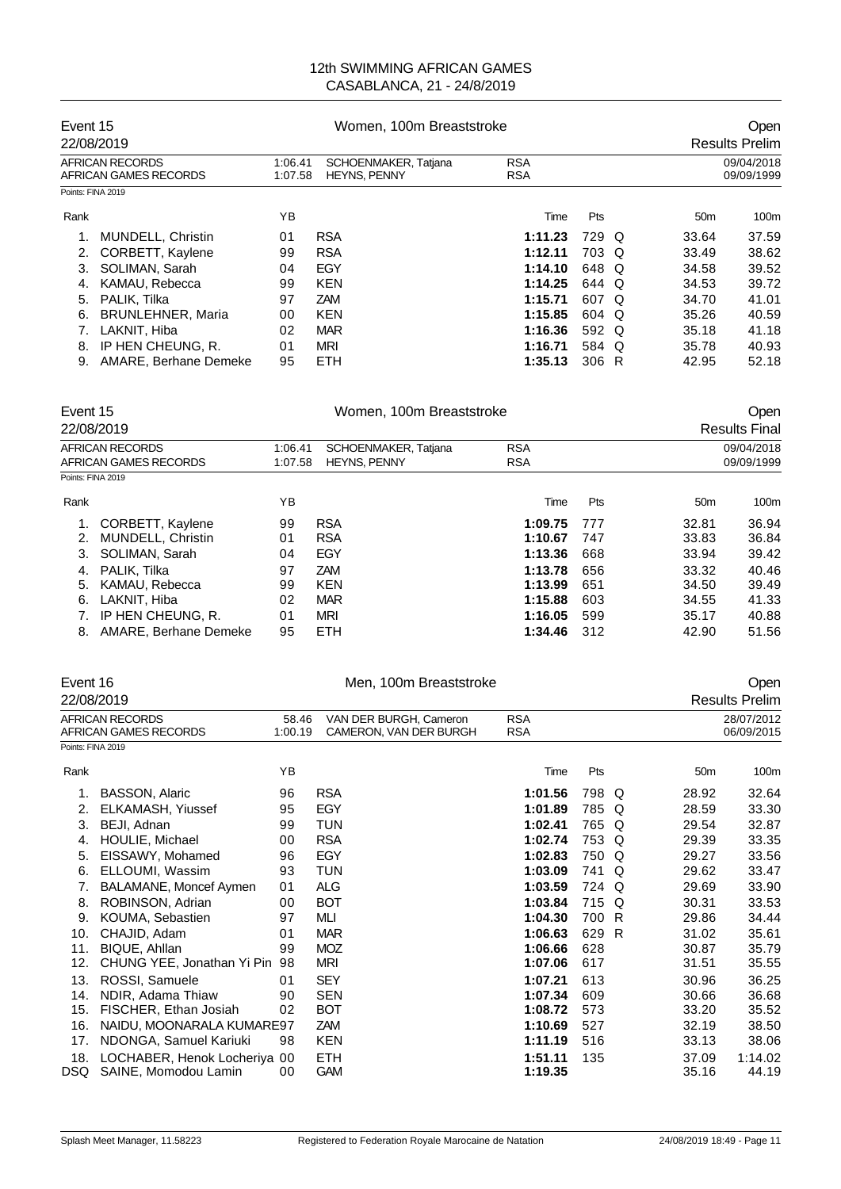# 12th SWIMMING AFRICAN GAMES
## CASABLANCA, 21 - 24/8/2019

### Event 15 — Women, 100m Breaststroke — Open
22/08/2019 — Results Prelim

| | | | | |
|---|---|---|---|---|
| AFRICAN RECORDS | 1:06.41 | SCHOENMAKER, Tatjana | RSA | 09/04/2018 |
| AFRICAN GAMES RECORDS | 1:07.58 | HEYNS, PENNY | RSA | 09/09/1999 |

Points: FINA 2019

| Rank | | YB | | Time | Pts | | 50m | 100m |
|---|---|---|---|---|---|---|---|---|
| 1. | MUNDELL, Christin | 01 | RSA | **1:11.23** | 729 | Q | 33.64 | 37.59 |
| 2. | CORBETT, Kaylene | 99 | RSA | **1:12.11** | 703 | Q | 33.49 | 38.62 |
| 3. | SOLIMAN, Sarah | 04 | EGY | **1:14.10** | 648 | Q | 34.58 | 39.52 |
| 4. | KAMAU, Rebecca | 99 | KEN | **1:14.25** | 644 | Q | 34.53 | 39.72 |
| 5. | PALIK, Tilka | 97 | ZAM | **1:15.71** | 607 | Q | 34.70 | 41.01 |
| 6. | BRUNLEHNER, Maria | 00 | KEN | **1:15.85** | 604 | Q | 35.26 | 40.59 |
| 7. | LAKNIT, Hiba | 02 | MAR | **1:16.36** | 592 | Q | 35.18 | 41.18 |
| 8. | IP HEN CHEUNG, R. | 01 | MRI | **1:16.71** | 584 | Q | 35.78 | 40.93 |
| 9. | AMARE, Berhane Demeke | 95 | ETH | **1:35.13** | 306 | R | 42.95 | 52.18 |

### Event 15 — Women, 100m Breaststroke — Open
22/08/2019 — Results Final

| | | | | |
|---|---|---|---|---|
| AFRICAN RECORDS | 1:06.41 | SCHOENMAKER, Tatjana | RSA | 09/04/2018 |
| AFRICAN GAMES RECORDS | 1:07.58 | HEYNS, PENNY | RSA | 09/09/1999 |

Points: FINA 2019

| Rank | | YB | | Time | Pts | 50m | 100m |
|---|---|---|---|---|---|---|---|
| 1. | CORBETT, Kaylene | 99 | RSA | **1:09.75** | 777 | 32.81 | 36.94 |
| 2. | MUNDELL, Christin | 01 | RSA | **1:10.67** | 747 | 33.83 | 36.84 |
| 3. | SOLIMAN, Sarah | 04 | EGY | **1:13.36** | 668 | 33.94 | 39.42 |
| 4. | PALIK, Tilka | 97 | ZAM | **1:13.78** | 656 | 33.32 | 40.46 |
| 5. | KAMAU, Rebecca | 99 | KEN | **1:13.99** | 651 | 34.50 | 39.49 |
| 6. | LAKNIT, Hiba | 02 | MAR | **1:15.88** | 603 | 34.55 | 41.33 |
| 7. | IP HEN CHEUNG, R. | 01 | MRI | **1:16.05** | 599 | 35.17 | 40.88 |
| 8. | AMARE, Berhane Demeke | 95 | ETH | **1:34.46** | 312 | 42.90 | 51.56 |

### Event 16 — Men, 100m Breaststroke — Open
22/08/2019 — Results Prelim

| | | | | |
|---|---|---|---|---|
| AFRICAN RECORDS | 58.46 | VAN DER BURGH, Cameron | RSA | 28/07/2012 |
| AFRICAN GAMES RECORDS | 1:00.19 | CAMERON, VAN DER BURGH | RSA | 06/09/2015 |

Points: FINA 2019

| Rank | | YB | | Time | Pts | | 50m | 100m |
|---|---|---|---|---|---|---|---|---|
| 1. | BASSON, Alaric | 96 | RSA | **1:01.56** | 798 | Q | 28.92 | 32.64 |
| 2. | ELKAMASH, Yiussef | 95 | EGY | **1:01.89** | 785 | Q | 28.59 | 33.30 |
| 3. | BEJI, Adnan | 99 | TUN | **1:02.41** | 765 | Q | 29.54 | 32.87 |
| 4. | HOULIE, Michael | 00 | RSA | **1:02.74** | 753 | Q | 29.39 | 33.35 |
| 5. | EISSAWY, Mohamed | 96 | EGY | **1:02.83** | 750 | Q | 29.27 | 33.56 |
| 6. | ELLOUMI, Wassim | 93 | TUN | **1:03.09** | 741 | Q | 29.62 | 33.47 |
| 7. | BALAMANE, Moncef Aymen | 01 | ALG | **1:03.59** | 724 | Q | 29.69 | 33.90 |
| 8. | ROBINSON, Adrian | 00 | BOT | **1:03.84** | 715 | Q | 30.31 | 33.53 |
| 9. | KOUMA, Sebastien | 97 | MLI | **1:04.30** | 700 | R | 29.86 | 34.44 |
| 10. | CHAJID, Adam | 01 | MAR | **1:06.63** | 629 | R | 31.02 | 35.61 |
| 11. | BIQUE, Ahllan | 99 | MOZ | **1:06.66** | 628 | | 30.87 | 35.79 |
| 12. | CHUNG YEE, Jonathan Yi Pin | 98 | MRI | **1:07.06** | 617 | | 31.51 | 35.55 |
| 13. | ROSSI, Samuele | 01 | SEY | **1:07.21** | 613 | | 30.96 | 36.25 |
| 14. | NDIR, Adama Thiaw | 90 | SEN | **1:07.34** | 609 | | 30.66 | 36.68 |
| 15. | FISCHER, Ethan Josiah | 02 | BOT | **1:08.72** | 573 | | 33.20 | 35.52 |
| 16. | NAIDU, MOONARALA KUMARE | 97 | ZAM | **1:10.69** | 527 | | 32.19 | 38.50 |
| 17. | NDONGA, Samuel Kariuki | 98 | KEN | **1:11.19** | 516 | | 33.13 | 38.06 |
| 18. | LOCHABER, Henok Locheriya | 00 | ETH | **1:51.11** | 135 | | 37.09 | 1:14.02 |
| DSQ | SAINE, Momodou Lamin | 00 | GAM | **1:19.35** | | | 35.16 | 44.19 |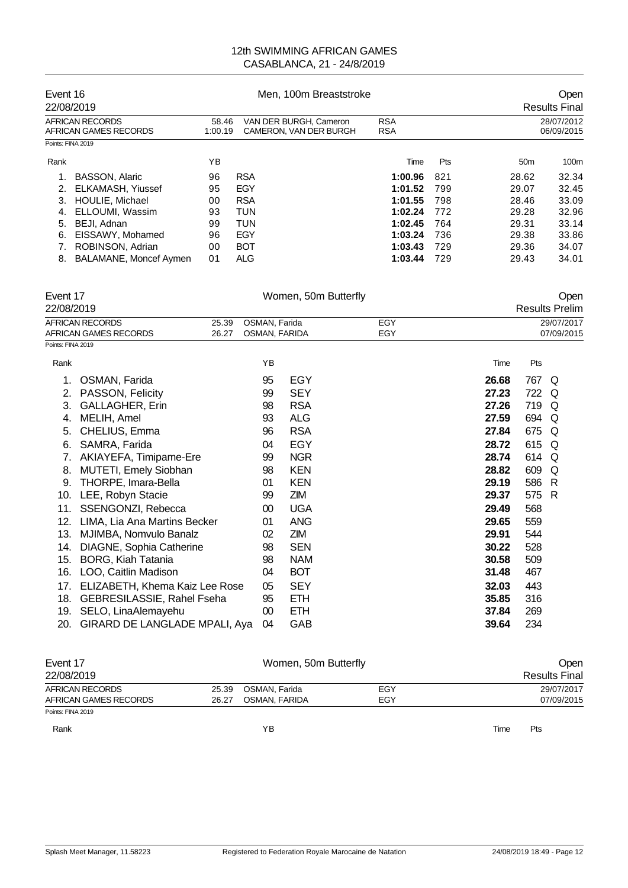# 12th SWIMMING AFRICAN GAMES
## CASABLANCA, 21 - 24/8/2019

## Event 16 — Men, 100m Breaststroke — Open

22/08/2019 — Results Final

| | | | | |
|---|---|---|---|---|
| AFRICAN RECORDS | 58.46 | VAN DER BURGH, Cameron | RSA | 28/07/2012 |
| AFRICAN GAMES RECORDS | 1:00.19 | CAMERON, VAN DER BURGH | RSA | 06/09/2015 |

Points: FINA 2019

| Rank | Name | YB | Club | Time | Pts | 50m | 100m |
|---|---|---|---|---|---|---|---|
| 1. | BASSON, Alaric | 96 | RSA | **1:00.96** | 821 | 28.62 | 32.34 |
| 2. | ELKAMASH, Yiussef | 95 | EGY | **1:01.52** | 799 | 29.07 | 32.45 |
| 3. | HOULIE, Michael | 00 | RSA | **1:01.55** | 798 | 28.46 | 33.09 |
| 4. | ELLOUMI, Wassim | 93 | TUN | **1:02.24** | 772 | 29.28 | 32.96 |
| 5. | BEJI, Adnan | 99 | TUN | **1:02.45** | 764 | 29.31 | 33.14 |
| 6. | EISSAWY, Mohamed | 96 | EGY | **1:03.24** | 736 | 29.38 | 33.86 |
| 7. | ROBINSON, Adrian | 00 | BOT | **1:03.43** | 729 | 29.36 | 34.07 |
| 8. | BALAMANE, Moncef Aymen | 01 | ALG | **1:03.44** | 729 | 29.43 | 34.01 |

## Event 17 — Women, 50m Butterfly — Open

22/08/2019 — Results Prelim

| | | | | |
|---|---|---|---|---|
| AFRICAN RECORDS | 25.39 | OSMAN, Farida | EGY | 29/07/2017 |
| AFRICAN GAMES RECORDS | 26.27 | OSMAN, FARIDA | EGY | 07/09/2015 |

Points: FINA 2019

| Rank | Name | YB | Club | Time | Pts | |
|---|---|---|---|---|---|---|
| 1. | OSMAN, Farida | 95 | EGY | **26.68** | 767 | Q |
| 2. | PASSON, Felicity | 99 | SEY | **27.23** | 722 | Q |
| 3. | GALLAGHER, Erin | 98 | RSA | **27.26** | 719 | Q |
| 4. | MELIH, Amel | 93 | ALG | **27.59** | 694 | Q |
| 5. | CHELIUS, Emma | 96 | RSA | **27.84** | 675 | Q |
| 6. | SAMRA, Farida | 04 | EGY | **28.72** | 615 | Q |
| 7. | AKIAYEFA, Timipame-Ere | 99 | NGR | **28.74** | 614 | Q |
| 8. | MUTETI, Emely Siobhan | 98 | KEN | **28.82** | 609 | Q |
| 9. | THORPE, Imara-Bella | 01 | KEN | **29.19** | 586 | R |
| 10. | LEE, Robyn Stacie | 99 | ZIM | **29.37** | 575 | R |
| 11. | SSENGONZI, Rebecca | 00 | UGA | **29.49** | 568 | |
| 12. | LIMA, Lia Ana Martins Becker | 01 | ANG | **29.65** | 559 | |
| 13. | MJIMBA, Nomvulo Banalz | 02 | ZIM | **29.91** | 544 | |
| 14. | DIAGNE, Sophia Catherine | 98 | SEN | **30.22** | 528 | |
| 15. | BORG, Kiah Tatania | 98 | NAM | **30.58** | 509 | |
| 16. | LOO, Caitlin Madison | 04 | BOT | **31.48** | 467 | |
| 17. | ELIZABETH, Khema Kaiz Lee Rose | 05 | SEY | **32.03** | 443 | |
| 18. | GEBRESILASSIE, Rahel Fseha | 95 | ETH | **35.85** | 316 | |
| 19. | SELO, LinaAlemayehu | 00 | ETH | **37.84** | 269 | |
| 20. | GIRARD DE LANGLADE MPALI, Aya | 04 | GAB | **39.64** | 234 | |

## Event 17 — Women, 50m Butterfly — Open

22/08/2019 — Results Final

| | | | | |
|---|---|---|---|---|
| AFRICAN RECORDS | 25.39 | OSMAN, Farida | EGY | 29/07/2017 |
| AFRICAN GAMES RECORDS | 26.27 | OSMAN, FARIDA | EGY | 07/09/2015 |

Points: FINA 2019

| Rank | Name | YB | Club | Time | Pts |
|---|---|---|---|---|---|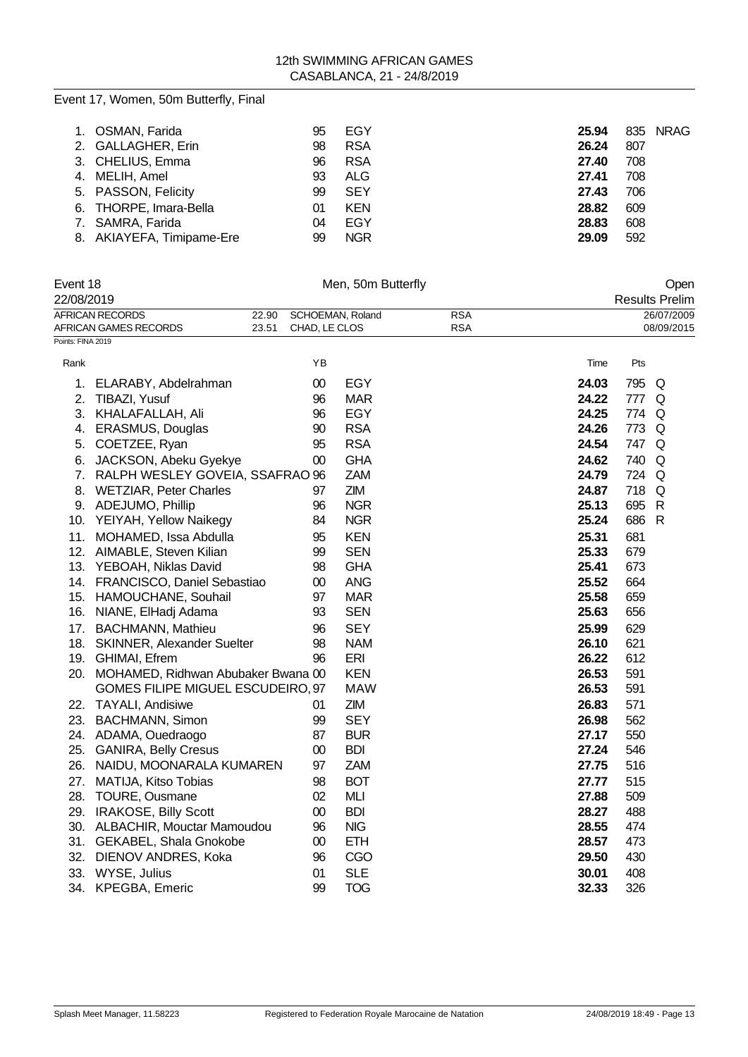## Event 17, Women, 50m Butterfly, Final

| Rank | Name | YB | Nation | Time | Pts | |
|---|---|---|---|---|---|---|
| 1. | OSMAN, Farida | 95 | EGY | **25.94** | 835 | NRAG |
| 2. | GALLAGHER, Erin | 98 | RSA | **26.24** | 807 | |
| 3. | CHELIUS, Emma | 96 | RSA | **27.40** | 708 | |
| 4. | MELIH, Amel | 93 | ALG | **27.41** | 708 | |
| 5. | PASSON, Felicity | 99 | SEY | **27.43** | 706 | |
| 6. | THORPE, Imara-Bella | 01 | KEN | **28.82** | 609 | |
| 7. | SAMRA, Farida | 04 | EGY | **28.83** | 608 | |
| 8. | AKIAYEFA, Timipame-Ere | 99 | NGR | **29.09** | 592 | |

## Event 18 — Men, 50m Butterfly — Open

22/08/2019 — Results Prelim

| | | | | |
|---|---|---|---|---|
| AFRICAN RECORDS | 22.90 | SCHOEMAN, Roland | RSA | 26/07/2009 |
| AFRICAN GAMES RECORDS | 23.51 | CHAD, LE CLOS | RSA | 08/09/2015 |

Points: FINA 2019

| Rank | Name | YB | Nation | Time | Pts | |
|---|---|---|---|---|---|---|
| 1. | ELARABY, Abdelrahman | 00 | EGY | **24.03** | 795 | Q |
| 2. | TIBAZI, Yusuf | 96 | MAR | **24.22** | 777 | Q |
| 3. | KHALAFALLAH, Ali | 96 | EGY | **24.25** | 774 | Q |
| 4. | ERASMUS, Douglas | 90 | RSA | **24.26** | 773 | Q |
| 5. | COETZEE, Ryan | 95 | RSA | **24.54** | 747 | Q |
| 6. | JACKSON, Abeku Gyekye | 00 | GHA | **24.62** | 740 | Q |
| 7. | RALPH WESLEY GOVEIA, SSAFRAO | 96 | ZAM | **24.79** | 724 | Q |
| 8. | WETZIAR, Peter Charles | 97 | ZIM | **24.87** | 718 | Q |
| 9. | ADEJUMO, Phillip | 96 | NGR | **25.13** | 695 | R |
| 10. | YEIYAH, Yellow Naikegy | 84 | NGR | **25.24** | 686 | R |
| 11. | MOHAMED, Issa Abdulla | 95 | KEN | **25.31** | 681 | |
| 12. | AIMABLE, Steven Kilian | 99 | SEN | **25.33** | 679 | |
| 13. | YEBOAH, Niklas David | 98 | GHA | **25.41** | 673 | |
| 14. | FRANCISCO, Daniel Sebastiao | 00 | ANG | **25.52** | 664 | |
| 15. | HAMOUCHANE, Souhail | 97 | MAR | **25.58** | 659 | |
| 16. | NIANE, ElHadj Adama | 93 | SEN | **25.63** | 656 | |
| 17. | BACHMANN, Mathieu | 96 | SEY | **25.99** | 629 | |
| 18. | SKINNER, Alexander Suelter | 98 | NAM | **26.10** | 621 | |
| 19. | GHIMAI, Efrem | 96 | ERI | **26.22** | 612 | |
| 20. | MOHAMED, Ridhwan Abubaker Bwana | 00 | KEN | **26.53** | 591 | |
| | GOMES FILIPE MIGUEL ESCUDEIRO, | 97 | MAW | **26.53** | 591 | |
| 22. | TAYALI, Andisiwe | 01 | ZIM | **26.83** | 571 | |
| 23. | BACHMANN, Simon | 99 | SEY | **26.98** | 562 | |
| 24. | ADAMA, Ouedraogo | 87 | BUR | **27.17** | 550 | |
| 25. | GANIRA, Belly Cresus | 00 | BDI | **27.24** | 546 | |
| 26. | NAIDU, MOONARALA KUMAREN | 97 | ZAM | **27.75** | 516 | |
| 27. | MATIJA, Kitso Tobias | 98 | BOT | **27.77** | 515 | |
| 28. | TOURE, Ousmane | 02 | MLI | **27.88** | 509 | |
| 29. | IRAKOSE, Billy Scott | 00 | BDI | **28.27** | 488 | |
| 30. | ALBACHIR, Mouctar Mamoudou | 96 | NIG | **28.55** | 474 | |
| 31. | GEKABEL, Shala Gnokobe | 00 | ETH | **28.57** | 473 | |
| 32. | DIENOV ANDRES, Koka | 96 | CGO | **29.50** | 430 | |
| 33. | WYSE, Julius | 01 | SLE | **30.01** | 408 | |
| 34. | KPEGBA, Emeric | 99 | TOG | **32.33** | 326 | |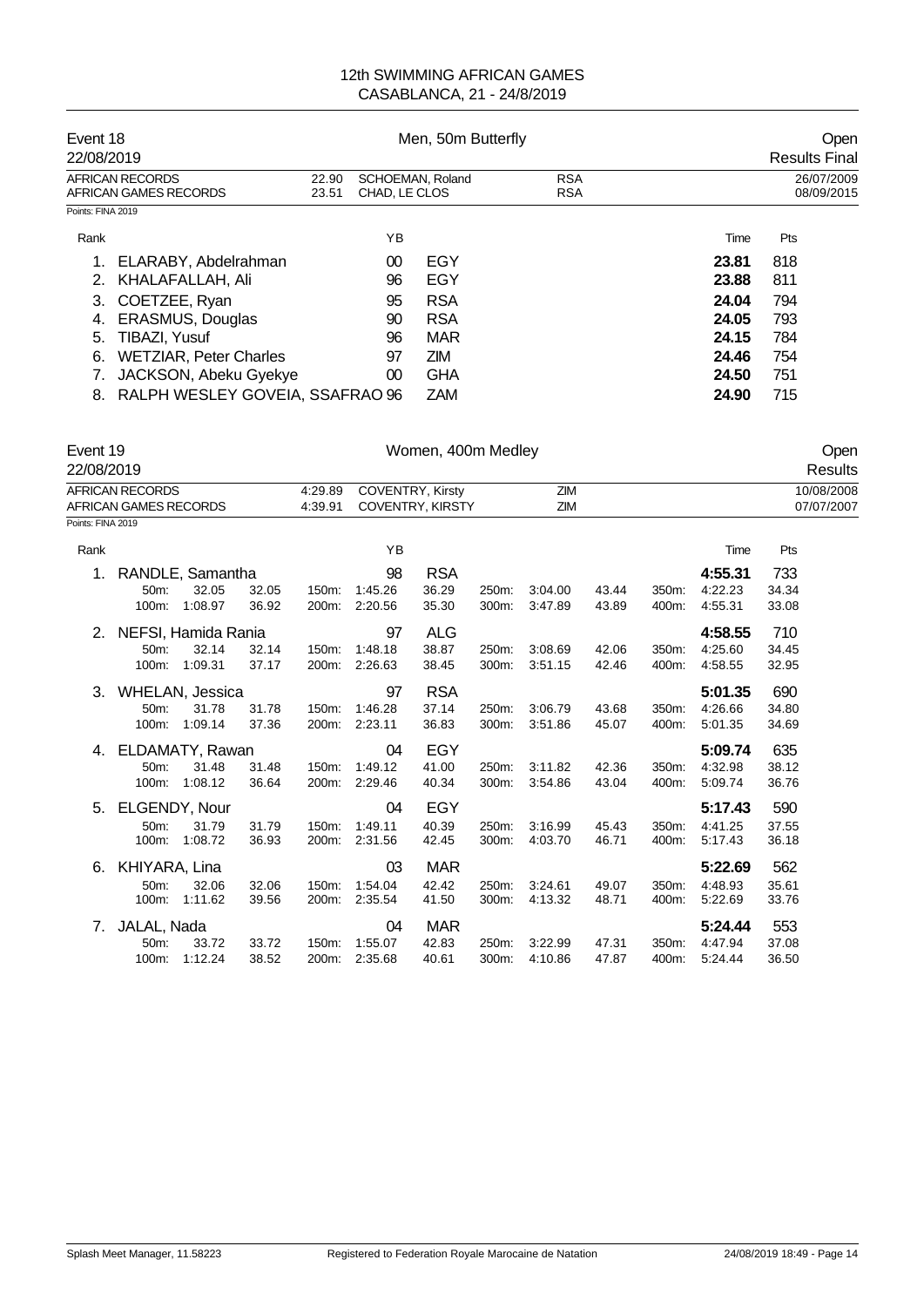# 12th SWIMMING AFRICAN GAMES
## CASABLANCA, 21 - 24/8/2019

**Event 18** — Men, 50m Butterfly — Open
22/08/2019 — Results Final

| | | | | |
|---|---|---|---|---|
| AFRICAN RECORDS | 22.90 | SCHOEMAN, Roland | RSA | 26/07/2009 |
| AFRICAN GAMES RECORDS | 23.51 | CHAD, LE CLOS | RSA | 08/09/2015 |

Points: FINA 2019

| Rank | Name | YB | | Time | Pts |
|---|---|---|---|---|---|
| 1. | ELARABY, Abdelrahman | 00 | EGY | 23.81 | 818 |
| 2. | KHALAFALLAH, Ali | 96 | EGY | 23.88 | 811 |
| 3. | COETZEE, Ryan | 95 | RSA | 24.04 | 794 |
| 4. | ERASMUS, Douglas | 90 | RSA | 24.05 | 793 |
| 5. | TIBAZI, Yusuf | 96 | MAR | 24.15 | 784 |
| 6. | WETZIAR, Peter Charles | 97 | ZIM | 24.46 | 754 |
| 7. | JACKSON, Abeku Gyekye | 00 | GHA | 24.50 | 751 |
| 8. | RALPH WESLEY GOVEIA, SSAFRAO | 96 | ZAM | 24.90 | 715 |

**Event 19** — Women, 400m Medley — Open
22/08/2019 — Results

| | | | | |
|---|---|---|---|---|
| AFRICAN RECORDS | 4:29.89 | COVENTRY, Kirsty | ZIM | 10/08/2008 |
| AFRICAN GAMES RECORDS | 4:39.91 | COVENTRY, KIRSTY | ZIM | 07/07/2007 |

Points: FINA 2019

| Rank | Name | YB | | Time | Pts |
|---|---|---|---|---|---|
| 1. | RANDLE, Samantha | 98 | RSA | 4:55.31 | 733 |
| | 50m: 32.05 (32.05); 100m: 1:08.97 (36.92); 150m: 1:45.26 (36.29); 200m: 2:20.56 (35.30); 250m: 3:04.00 (43.44); 300m: 3:47.89 (43.89); 350m: 4:22.23 (34.34); 400m: 4:55.31 (33.08) | | | | |
| 2. | NEFSI, Hamida Rania | 97 | ALG | 4:58.55 | 710 |
| | 50m: 32.14 (32.14); 100m: 1:09.31 (37.17); 150m: 1:48.18 (38.87); 200m: 2:26.63 (38.45); 250m: 3:08.69 (42.06); 300m: 3:51.15 (42.46); 350m: 4:25.60 (34.45); 400m: 4:58.55 (32.95) | | | | |
| 3. | WHELAN, Jessica | 97 | RSA | 5:01.35 | 690 |
| | 50m: 31.78 (31.78); 100m: 1:09.14 (37.36); 150m: 1:46.28 (37.14); 200m: 2:23.11 (36.83); 250m: 3:06.79 (43.68); 300m: 3:51.86 (45.07); 350m: 4:26.66 (34.80); 400m: 5:01.35 (34.69) | | | | |
| 4. | ELDAMATY, Rawan | 04 | EGY | 5:09.74 | 635 |
| | 50m: 31.48 (31.48); 100m: 1:08.12 (36.64); 150m: 1:49.12 (41.00); 200m: 2:29.46 (40.34); 250m: 3:11.82 (42.36); 300m: 3:54.86 (43.04); 350m: 4:32.98 (38.12); 400m: 5:09.74 (36.76) | | | | |
| 5. | ELGENDY, Nour | 04 | EGY | 5:17.43 | 590 |
| | 50m: 31.79 (31.79); 100m: 1:08.72 (36.93); 150m: 1:49.11 (40.39); 200m: 2:31.56 (42.45); 250m: 3:16.99 (45.43); 300m: 4:03.70 (46.71); 350m: 4:41.25 (37.55); 400m: 5:17.43 (36.18) | | | | |
| 6. | KHIYARA, Lina | 03 | MAR | 5:22.69 | 562 |
| | 50m: 32.06 (32.06); 100m: 1:11.62 (39.56); 150m: 1:54.04 (42.42); 200m: 2:35.54 (41.50); 250m: 3:24.61 (49.07); 300m: 4:13.32 (48.71); 350m: 4:48.93 (35.61); 400m: 5:22.69 (33.76) | | | | |
| 7. | JALAL, Nada | 04 | MAR | 5:24.44 | 553 |
| | 50m: 33.72 (33.72); 100m: 1:12.24 (38.52); 150m: 1:55.07 (42.83); 200m: 2:35.68 (40.61); 250m: 3:22.99 (47.31); 300m: 4:10.86 (47.87); 350m: 4:47.94 (37.08); 400m: 5:24.44 (36.50) | | | | |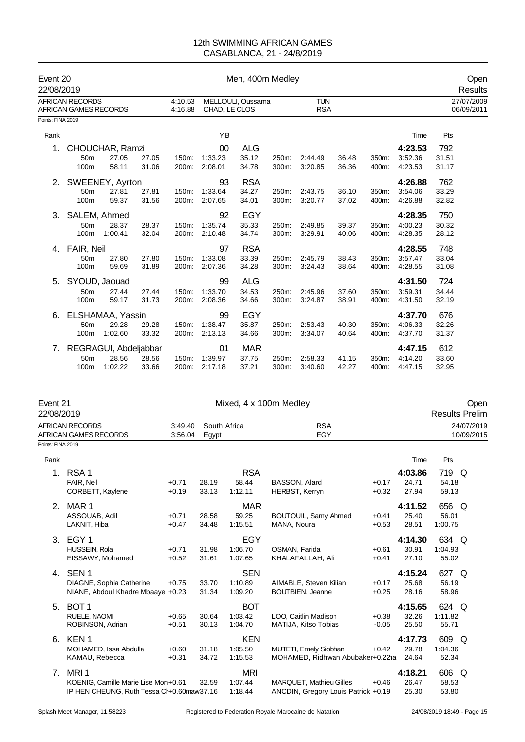## 12th SWIMMING AFRICAN GAMES
## CASABLANCA, 21 - 24/8/2019

### Event 20 — Men, 400m Medley — Open Results
22/08/2019

| | Time | Name | Nation | Date |
|---|---|---|---|---|
| AFRICAN RECORDS | 4:10.53 | MELLOULI, Oussama | TUN | 27/07/2009 |
| AFRICAN GAMES RECORDS | 4:16.88 | CHAD, LE CLOS | RSA | 06/09/2011 |

Points: FINA 2019

| Rank | Name | YB | Nation | Time | Pts |
|---|---|---|---|---|---|
| 1. | CHOUCHAR, Ramzi | 00 | ALG | 4:23.53 | 792 |
| | 50m: 27.05 27.05 / 100m: 58.11 31.06 | 150m: 1:33.23 35.12 / 200m: 2:08.01 34.78 | 250m: 2:44.49 36.48 / 300m: 3:20.85 36.36 | 350m: 3:52.36 31.51 / 400m: 4:23.53 31.17 | |
| 2. | SWEENEY, Ayrton | 93 | RSA | 4:26.88 | 762 |
| | 50m: 27.81 27.81 / 100m: 59.37 31.56 | 150m: 1:33.64 34.27 / 200m: 2:07.65 34.01 | 250m: 2:43.75 36.10 / 300m: 3:20.77 37.02 | 350m: 3:54.06 33.29 / 400m: 4:26.88 32.82 | |
| 3. | SALEM, Ahmed | 92 | EGY | 4:28.35 | 750 |
| | 50m: 28.37 28.37 / 100m: 1:00.41 32.04 | 150m: 1:35.74 35.33 / 200m: 2:10.48 34.74 | 250m: 2:49.85 39.37 / 300m: 3:29.91 40.06 | 350m: 4:00.23 30.32 / 400m: 4:28.35 28.12 | |
| 4. | FAIR, Neil | 97 | RSA | 4:28.55 | 748 |
| | 50m: 27.80 27.80 / 100m: 59.69 31.89 | 150m: 1:33.08 33.39 / 200m: 2:07.36 34.28 | 250m: 2:45.79 38.43 / 300m: 3:24.43 38.64 | 350m: 3:57.47 33.04 / 400m: 4:28.55 31.08 | |
| 5. | SYOUD, Jaouad | 99 | ALG | 4:31.50 | 724 |
| | 50m: 27.44 27.44 / 100m: 59.17 31.73 | 150m: 1:33.70 34.53 / 200m: 2:08.36 34.66 | 250m: 2:45.96 37.60 / 300m: 3:24.87 38.91 | 350m: 3:59.31 34.44 / 400m: 4:31.50 32.19 | |
| 6. | ELSHAMAA, Yassin | 99 | EGY | 4:37.70 | 676 |
| | 50m: 29.28 29.28 / 100m: 1:02.60 33.32 | 150m: 1:38.47 35.87 / 200m: 2:13.13 34.66 | 250m: 2:53.43 40.30 / 300m: 3:34.07 40.64 | 350m: 4:06.33 32.26 / 400m: 4:37.70 31.37 | |
| 7. | REGRAGUI, Abdeljabbar | 01 | MAR | 4:47.15 | 612 |
| | 50m: 28.56 28.56 / 100m: 1:02.22 33.66 | 150m: 1:39.97 37.75 / 200m: 2:17.18 37.21 | 250m: 2:58.33 41.15 / 300m: 3:40.60 42.27 | 350m: 4:14.20 33.60 / 400m: 4:47.15 32.95 | |

### Event 21 — Mixed, 4 x 100m Medley — Open Results Prelim
22/08/2019

| | Time | Name | Nation | Date |
|---|---|---|---|---|
| AFRICAN RECORDS | 3:49.40 | South Africa | RSA | 24/07/2019 |
| AFRICAN GAMES RECORDS | 3:56.04 | Egypt | EGY | 10/09/2015 |

Points: FINA 2019

| Rank | Team / Swimmer | RT | Split | Time | Swimmer | RT | Split | Time | Pts |
|---|---|---|---|---|---|---|---|---|---|
| 1. | RSA 1 | | | RSA | | | | 4:03.86 | 719 Q |
| | FAIR, Neil | +0.71 | 28.19 | 58.44 | BASSON, Alard | +0.17 | 24.71 | | 54.18 |
| | CORBETT, Kaylene | +0.19 | 33.13 | 1:12.11 | HERBST, Kerryn | +0.32 | 27.94 | | 59.13 |
| 2. | MAR 1 | | | MAR | | | | 4:11.52 | 656 Q |
| | ASSOUAB, Adil | +0.71 | 28.58 | 59.25 | BOUTOUIL, Samy Ahmed | +0.41 | 25.40 | | 56.01 |
| | LAKNIT, Hiba | +0.47 | 34.48 | 1:15.51 | MANA, Noura | +0.53 | 28.51 | | 1:00.75 |
| 3. | EGY 1 | | | EGY | | | | 4:14.30 | 634 Q |
| | HUSSEIN, Rola | +0.71 | 31.98 | 1:06.70 | OSMAN, Farida | +0.61 | 30.91 | | 1:04.93 |
| | EISSAWY, Mohamed | +0.52 | 31.61 | 1:07.65 | KHALAFALLAH, Ali | +0.41 | 27.10 | | 55.02 |
| 4. | SEN 1 | | | SEN | | | | 4:15.24 | 627 Q |
| | DIAGNE, Sophia Catherine | +0.75 | 33.70 | 1:10.89 | AIMABLE, Steven Kilian | +0.17 | 25.68 | | 56.19 |
| | NIANE, Abdoul Khadre Mbaaye | +0.23 | 31.34 | 1:09.20 | BOUTBIEN, Jeanne | +0.25 | 28.16 | | 58.96 |
| 5. | BOT 1 | | | BOT | | | | 4:15.65 | 624 Q |
| | RUELE, NAOMI | +0.65 | 30.64 | 1:03.42 | LOO, Caitlin Madison | +0.38 | 32.26 | | 1:11.82 |
| | ROBINSON, Adrian | +0.51 | 30.13 | 1:04.70 | MATIJA, Kitso Tobias | -0.05 | 25.50 | | 55.71 |
| 6. | KEN 1 | | | KEN | | | | 4:17.73 | 609 Q |
| | MOHAMED, Issa Abdulla | +0.60 | 31.18 | 1:05.50 | MUTETI, Emely Siobhan | +0.42 | 29.78 | | 1:04.36 |
| | KAMAU, Rebecca | +0.31 | 34.72 | 1:15.53 | MOHAMED, Ridhwan Abubaker | +0.22 | 24.64 | | 52.34 |
| 7. | MRI 1 | | | MRI | | | | 4:18.21 | 606 Q |
| | KOENIG, Camille Marie Lise Mon | +0.61 | 32.59 | 1:07.44 | MARQUET, Mathieu Gilles | +0.46 | 26.47 | | 58.53 |
| | IP HEN CHEUNG, Ruth Tessa Cl | +0.60 | 37.16 | 1:18.44 | ANODIN, Gregory Louis Patrick | +0.19 | 25.30 | | 53.80 |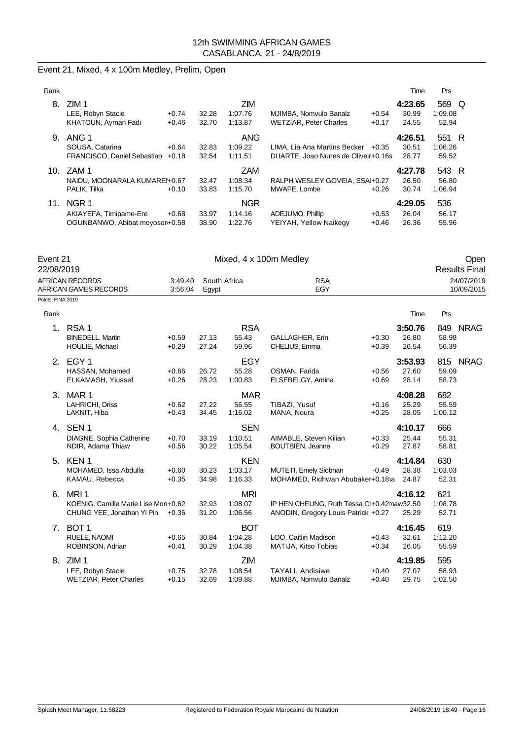12th SWIMMING AFRICAN GAMES
CASABLANCA, 21 - 24/8/2019

## Event 21, Mixed, 4 x 100m Medley, Prelim, Open

| Rank | | | | | | | | Time | Pts |
|---|---|---|---|---|---|---|---|---|---|
| 8. | ZIM 1 | | | ZIM | | | | 4:23.65 | 569 Q |
| | LEE, Robyn Stacie | +0.74 | 32.28 | 1:07.76 | MJIMBA, Nomvulo Banalz | +0.54 | | 30.99 | 1:09.08 |
| | KHATOUN, Ayman Fadi | +0.46 | 32.70 | 1:13.87 | WETZIAR, Peter Charles | +0.17 | | 24.55 | 52.94 |
| 9. | ANG 1 | | | ANG | | | | 4:26.51 | 551 R |
| | SOUSA, Catarina | +0.64 | 32.83 | 1:09.22 | LIMA, Lia Ana Martins Becker | +0.35 | | 30.51 | 1:06.26 |
| | FRANCISCO, Daniel Sebastiao | +0.18 | 32.54 | 1:11.51 | DUARTE, Joao Nunes de Oliveir | +0.16s | | 28.77 | 59.52 |
| 10. | ZAM 1 | | | ZAM | | | | 4:27.78 | 543 R |
| | NAIDU, MOONARALA KUMAREI | +0.67 | 32.47 | 1:08.34 | RALPH WESLEY GOVEIA, SSAI | +0.27 | | 26.50 | 56.80 |
| | PALIK, Tilka | +0.10 | 33.83 | 1:15.70 | MWAPE, Lombe | +0.26 | | 30.74 | 1:06.94 |
| 11. | NGR 1 | | | NGR | | | | 4:29.05 | 536 |
| | AKIAYEFA, Timipame-Ere | +0.68 | 33.97 | 1:14.16 | ADEJUMO, Phillip | +0.53 | | 26.04 | 56.17 |
| | OGUNBANWO, Abibat moyosor | +0.58 | 38.90 | 1:22.76 | YEIYAH, Yellow Naikegy | +0.46 | | 26.36 | 55.96 |

## Event 21 — Mixed, 4 x 100m Medley — Open

22/08/2019 — Results Final

| | | | | |
|---|---|---|---|---|
| AFRICAN RECORDS | 3:49.40 | South Africa | RSA | 24/07/2019 |
| AFRICAN GAMES RECORDS | 3:56.04 | Egypt | EGY | 10/09/2015 |

Points: FINA 2019

| Rank | | | | | | | | Time | Pts |
|---|---|---|---|---|---|---|---|---|---|
| 1. | RSA 1 | | | RSA | | | | 3:50.76 | 849 NRAG |
| | BINEDELL, Martin | +0.59 | 27.13 | 55.43 | GALLAGHER, Erin | +0.30 | | 26.80 | 58.98 |
| | HOULIE, Michael | +0.29 | 27.24 | 59.96 | CHELIUS, Emma | +0.39 | | 26.54 | 56.39 |
| 2. | EGY 1 | | | EGY | | | | 3:53.93 | 815 NRAG |
| | HASSAN, Mohamed | +0.66 | 26.72 | 55.28 | OSMAN, Farida | +0.56 | | 27.60 | 59.09 |
| | ELKAMASH, Yiussef | +0.26 | 28.23 | 1:00.83 | ELSEBELGY, Amina | +0.69 | | 28.14 | 58.73 |
| 3. | MAR 1 | | | MAR | | | | 4:08.28 | 682 |
| | LAHRICHI, Driss | +0.62 | 27.22 | 56.55 | TIBAZI, Yusuf | +0.16 | | 25.29 | 55.59 |
| | LAKNIT, Hiba | +0.43 | 34.45 | 1:16.02 | MANA, Noura | +0.25 | | 28.05 | 1:00.12 |
| 4. | SEN 1 | | | SEN | | | | 4:10.17 | 666 |
| | DIAGNE, Sophia Catherine | +0.70 | 33.19 | 1:10.51 | AIMABLE, Steven Kilian | +0.33 | | 25.44 | 55.31 |
| | NDIR, Adama Thiaw | +0.56 | 30.22 | 1:05.54 | BOUTBIEN, Jeanne | +0.29 | | 27.87 | 58.81 |
| 5. | KEN 1 | | | KEN | | | | 4:14.84 | 630 |
| | MOHAMED, Issa Abdulla | +0.60 | 30.23 | 1:03.17 | MUTETI, Emely Siobhan | -0.49 | | 28.38 | 1:03.03 |
| | KAMAU, Rebecca | +0.35 | 34.98 | 1:16.33 | MOHAMED, Ridhwan Abubaker | +0.18a | | 24.87 | 52.31 |
| 6. | MRI 1 | | | MRI | | | | 4:16.12 | 621 |
| | KOENIG, Camille Marie Lise Mon | +0.62 | 32.93 | 1:08.07 | IP HEN CHEUNG, Ruth Tessa Cl | +0.42 | maw | 32.50 | 1:08.78 |
| | CHUNG YEE, Jonathan Yi Pin | +0.36 | 31.20 | 1:06.56 | ANODIN, Gregory Louis Patrick | +0.27 | | 25.29 | 52.71 |
| 7. | BOT 1 | | | BOT | | | | 4:16.45 | 619 |
| | RUELE, NAOMI | +0.65 | 30.84 | 1:04.28 | LOO, Caitlin Madison | +0.43 | | 32.61 | 1:12.20 |
| | ROBINSON, Adrian | +0.41 | 30.29 | 1:04.38 | MATIJA, Kitso Tobias | +0.34 | | 26.05 | 55.59 |
| 8. | ZIM 1 | | | ZIM | | | | 4:19.85 | 595 |
| | LEE, Robyn Stacie | +0.75 | 32.78 | 1:08.54 | TAYALI, Andisiwe | +0.40 | | 27.07 | 58.93 |
| | WETZIAR, Peter Charles | +0.15 | 32.69 | 1:09.88 | MJIMBA, Nomvulo Banalz | +0.40 | | 29.75 | 1:02.50 |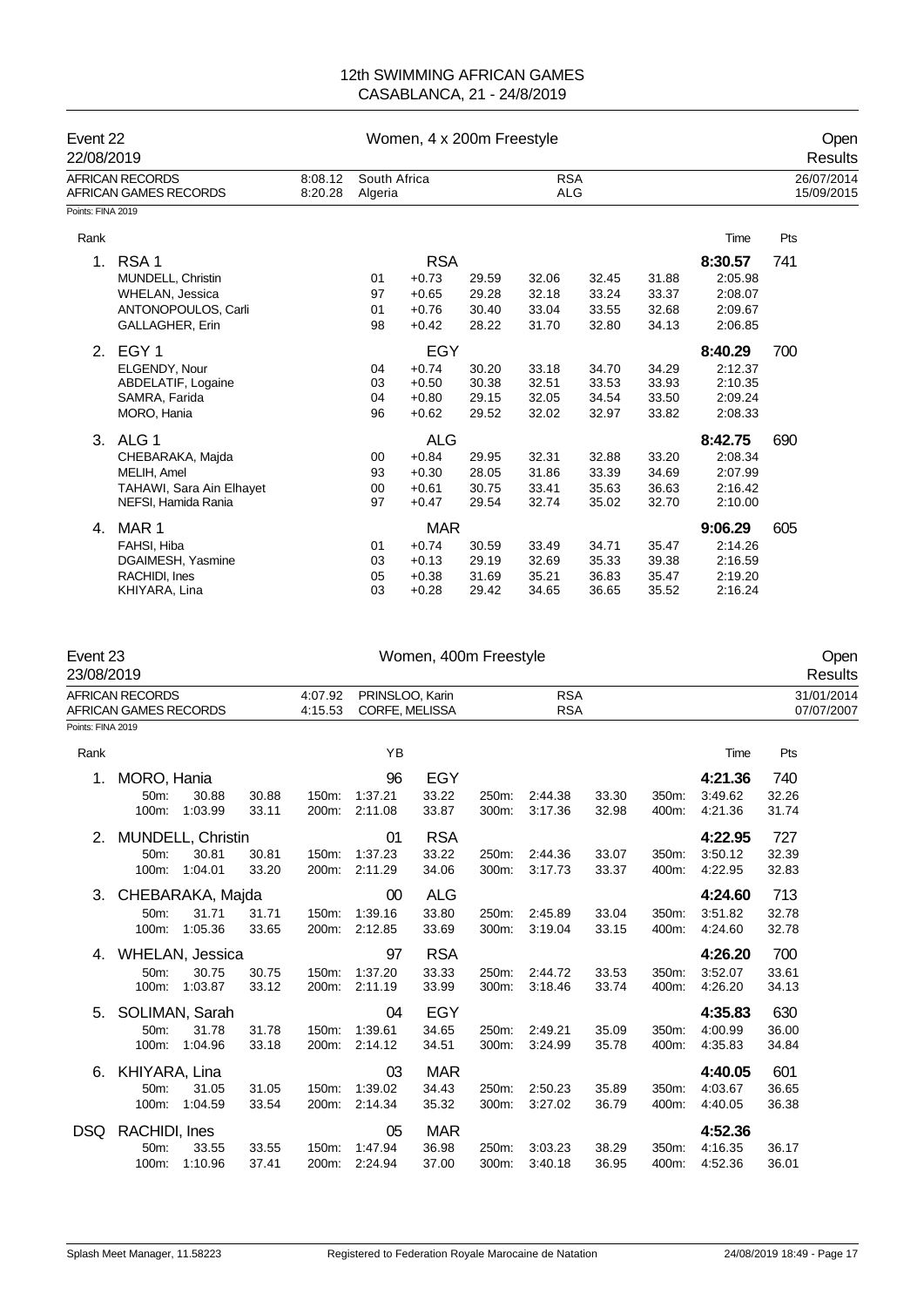# 12th SWIMMING AFRICAN GAMES
## CASABLANCA, 21 - 24/8/2019

## Event 22 — Women, 4 x 200m Freestyle — Open Results

22/08/2019

| | | | | |
|---|---|---|---|---|
| AFRICAN RECORDS | 8:08.12 | South Africa | RSA | 26/07/2014 |
| AFRICAN GAMES RECORDS | 8:20.28 | Algeria | ALG | 15/09/2015 |

Points: FINA 2019

| Rank | | YB | RT | 50m | 100m | 150m | 200m | Time | Pts |
|---|---|---|---|---|---|---|---|---|---|
| 1. | RSA 1 | | RSA | | | | | 8:30.57 | 741 |
| | MUNDELL, Christin | 01 | +0.73 | 29.59 | 32.06 | 32.45 | 31.88 | 2:05.98 | |
| | WHELAN, Jessica | 97 | +0.65 | 29.28 | 32.18 | 33.24 | 33.37 | 2:08.07 | |
| | ANTONOPOULOS, Carli | 01 | +0.76 | 30.40 | 33.04 | 33.55 | 32.68 | 2:09.67 | |
| | GALLAGHER, Erin | 98 | +0.42 | 28.22 | 31.70 | 32.80 | 34.13 | 2:06.85 | |
| 2. | EGY 1 | | EGY | | | | | 8:40.29 | 700 |
| | ELGENDY, Nour | 04 | +0.74 | 30.20 | 33.18 | 34.70 | 34.29 | 2:12.37 | |
| | ABDELATIF, Logaine | 03 | +0.50 | 30.38 | 32.51 | 33.53 | 33.93 | 2:10.35 | |
| | SAMRA, Farida | 04 | +0.80 | 29.15 | 32.05 | 34.54 | 33.50 | 2:09.24 | |
| | MORO, Hania | 96 | +0.62 | 29.52 | 32.02 | 32.97 | 33.82 | 2:08.33 | |
| 3. | ALG 1 | | ALG | | | | | 8:42.75 | 690 |
| | CHEBARAKA, Majda | 00 | +0.84 | 29.95 | 32.31 | 32.88 | 33.20 | 2:08.34 | |
| | MELIH, Amel | 93 | +0.30 | 28.05 | 31.86 | 33.39 | 34.69 | 2:07.99 | |
| | TAHAWI, Sara Ain Elhayet | 00 | +0.61 | 30.75 | 33.41 | 35.63 | 36.63 | 2:16.42 | |
| | NEFSI, Hamida Rania | 97 | +0.47 | 29.54 | 32.74 | 35.02 | 32.70 | 2:10.00 | |
| 4. | MAR 1 | | MAR | | | | | 9:06.29 | 605 |
| | FAHSI, Hiba | 01 | +0.74 | 30.59 | 33.49 | 34.71 | 35.47 | 2:14.26 | |
| | DGAIMESH, Yasmine | 03 | +0.13 | 29.19 | 32.69 | 35.33 | 39.38 | 2:16.59 | |
| | RACHIDI, Ines | 05 | +0.38 | 31.69 | 35.21 | 36.83 | 35.47 | 2:19.20 | |
| | KHIYARA, Lina | 03 | +0.28 | 29.42 | 34.65 | 36.65 | 35.52 | 2:16.24 | |

## Event 23 — Women, 400m Freestyle — Open Results

23/08/2019

| | | | | |
|---|---|---|---|---|
| AFRICAN RECORDS | 4:07.92 | PRINSLOO, Karin | RSA | 31/01/2014 |
| AFRICAN GAMES RECORDS | 4:15.53 | CORFE, MELISSA | RSA | 07/07/2007 |

Points: FINA 2019

| Rank | Name | | | | YB | | | | | | | Time | Pts |
|---|---|---|---|---|---|---|---|---|---|---|---|---|---|
| 1. | MORO, Hania | | | | 96 | EGY | | | | | | 4:21.36 | 740 |
| | 50m: | 30.88 | 30.88 | 150m: | 1:37.21 | 33.22 | 250m: | 2:44.38 | 33.30 | 350m: | | 3:49.62 | 32.26 |
| | 100m: | 1:03.99 | 33.11 | 200m: | 2:11.08 | 33.87 | 300m: | 3:17.36 | 32.98 | 400m: | | 4:21.36 | 31.74 |
| 2. | MUNDELL, Christin | | | | 01 | RSA | | | | | | 4:22.95 | 727 |
| | 50m: | 30.81 | 30.81 | 150m: | 1:37.23 | 33.22 | 250m: | 2:44.36 | 33.07 | 350m: | | 3:50.12 | 32.39 |
| | 100m: | 1:04.01 | 33.20 | 200m: | 2:11.29 | 34.06 | 300m: | 3:17.73 | 33.37 | 400m: | | 4:22.95 | 32.83 |
| 3. | CHEBARAKA, Majda | | | | 00 | ALG | | | | | | 4:24.60 | 713 |
| | 50m: | 31.71 | 31.71 | 150m: | 1:39.16 | 33.80 | 250m: | 2:45.89 | 33.04 | 350m: | | 3:51.82 | 32.78 |
| | 100m: | 1:05.36 | 33.65 | 200m: | 2:12.85 | 33.69 | 300m: | 3:19.04 | 33.15 | 400m: | | 4:24.60 | 32.78 |
| 4. | WHELAN, Jessica | | | | 97 | RSA | | | | | | 4:26.20 | 700 |
| | 50m: | 30.75 | 30.75 | 150m: | 1:37.20 | 33.33 | 250m: | 2:44.72 | 33.53 | 350m: | | 3:52.07 | 33.61 |
| | 100m: | 1:03.87 | 33.12 | 200m: | 2:11.19 | 33.99 | 300m: | 3:18.46 | 33.74 | 400m: | | 4:26.20 | 34.13 |
| 5. | SOLIMAN, Sarah | | | | 04 | EGY | | | | | | 4:35.83 | 630 |
| | 50m: | 31.78 | 31.78 | 150m: | 1:39.61 | 34.65 | 250m: | 2:49.21 | 35.09 | 350m: | | 4:00.99 | 36.00 |
| | 100m: | 1:04.96 | 33.18 | 200m: | 2:14.12 | 34.51 | 300m: | 3:24.99 | 35.78 | 400m: | | 4:35.83 | 34.84 |
| 6. | KHIYARA, Lina | | | | 03 | MAR | | | | | | 4:40.05 | 601 |
| | 50m: | 31.05 | 31.05 | 150m: | 1:39.02 | 34.43 | 250m: | 2:50.23 | 35.89 | 350m: | | 4:03.67 | 36.65 |
| | 100m: | 1:04.59 | 33.54 | 200m: | 2:14.34 | 35.32 | 300m: | 3:27.02 | 36.79 | 400m: | | 4:40.05 | 36.38 |
| DSQ | RACHIDI, Ines | | | | 05 | MAR | | | | | | 4:52.36 | |
| | 50m: | 33.55 | 33.55 | 150m: | 1:47.94 | 36.98 | 250m: | 3:03.23 | 38.29 | 350m: | | 4:16.35 | 36.17 |
| | 100m: | 1:10.96 | 37.41 | 200m: | 2:24.94 | 37.00 | 300m: | 3:40.18 | 36.95 | 400m: | | 4:52.36 | 36.01 |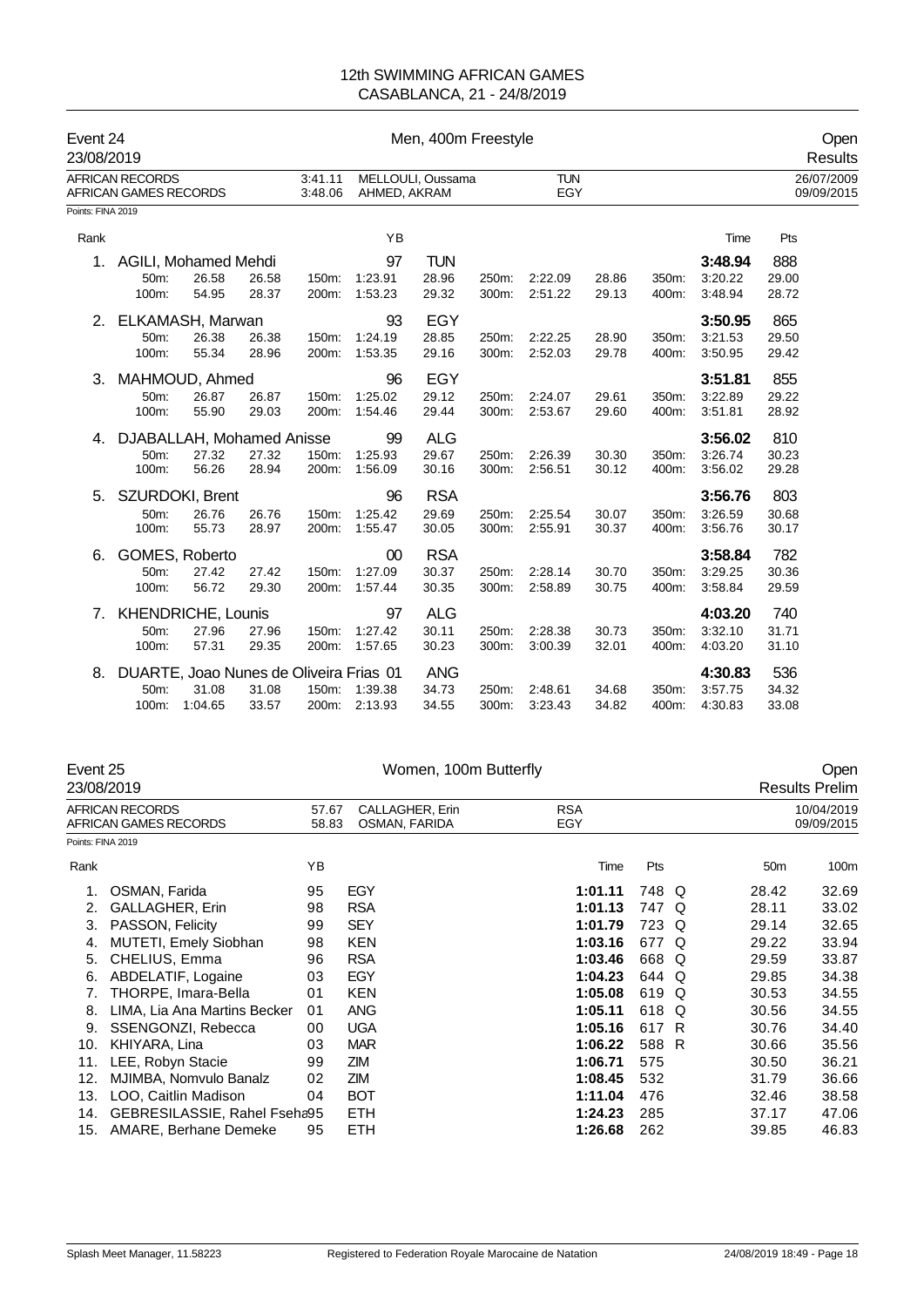# 12th SWIMMING AFRICAN GAMES
## CASABLANCA, 21 - 24/8/2019

### Event 24 — Men, 400m Freestyle — Open Results
23/08/2019

| | Time | Name | Nation | Date |
|---|---|---|---|---|
| AFRICAN RECORDS | 3:41.11 | MELLOULI, Oussama | TUN | 26/07/2009 |
| AFRICAN GAMES RECORDS | 3:48.06 | AHMED, AKRAM | EGY | 09/09/2015 |

Points: FINA 2019

| Rank | Name | YB | Nation | | | | | | | | | Time | Pts |
|---|---|---|---|---|---|---|---|---|---|---|---|---|---|
| 1. | AGILI, Mohamed Mehdi | 97 | TUN | | | | | | | | | **3:48.94** | 888 |
| | 50m: 26.58 | 26.58 | 150m: 1:23.91 | 28.96 | 250m: 2:22.09 | 28.86 | 350m: 3:20.22 | 29.00 | | | | | |
| | 100m: 54.95 | 28.37 | 200m: 1:53.23 | 29.32 | 300m: 2:51.22 | 29.13 | 400m: 3:48.94 | 28.72 | | | | | |
| 2. | ELKAMASH, Marwan | 93 | EGY | | | | | | | | | **3:50.95** | 865 |
| | 50m: 26.38 | 26.38 | 150m: 1:24.19 | 28.85 | 250m: 2:22.25 | 28.90 | 350m: 3:21.53 | 29.50 | | | | | |
| | 100m: 55.34 | 28.96 | 200m: 1:53.35 | 29.16 | 300m: 2:52.03 | 29.78 | 400m: 3:50.95 | 29.42 | | | | | |
| 3. | MAHMOUD, Ahmed | 96 | EGY | | | | | | | | | **3:51.81** | 855 |
| | 50m: 26.87 | 26.87 | 150m: 1:25.02 | 29.12 | 250m: 2:24.07 | 29.61 | 350m: 3:22.89 | 29.22 | | | | | |
| | 100m: 55.90 | 29.03 | 200m: 1:54.46 | 29.44 | 300m: 2:53.67 | 29.60 | 400m: 3:51.81 | 28.92 | | | | | |
| 4. | DJABALLAH, Mohamed Anisse | 99 | ALG | | | | | | | | | **3:56.02** | 810 |
| | 50m: 27.32 | 27.32 | 150m: 1:25.93 | 29.67 | 250m: 2:26.39 | 30.30 | 350m: 3:26.74 | 30.23 | | | | | |
| | 100m: 56.26 | 28.94 | 200m: 1:56.09 | 30.16 | 300m: 2:56.51 | 30.12 | 400m: 3:56.02 | 29.28 | | | | | |
| 5. | SZURDOKI, Brent | 96 | RSA | | | | | | | | | **3:56.76** | 803 |
| | 50m: 26.76 | 26.76 | 150m: 1:25.42 | 29.69 | 250m: 2:25.54 | 30.07 | 350m: 3:26.59 | 30.68 | | | | | |
| | 100m: 55.73 | 28.97 | 200m: 1:55.47 | 30.05 | 300m: 2:55.91 | 30.37 | 400m: 3:56.76 | 30.17 | | | | | |
| 6. | GOMES, Roberto | 00 | RSA | | | | | | | | | **3:58.84** | 782 |
| | 50m: 27.42 | 27.42 | 150m: 1:27.09 | 30.37 | 250m: 2:28.14 | 30.70 | 350m: 3:29.25 | 30.36 | | | | | |
| | 100m: 56.72 | 29.30 | 200m: 1:57.44 | 30.35 | 300m: 2:58.89 | 30.75 | 400m: 3:58.84 | 29.59 | | | | | |
| 7. | KHENDRICHE, Lounis | 97 | ALG | | | | | | | | | **4:03.20** | 740 |
| | 50m: 27.96 | 27.96 | 150m: 1:27.42 | 30.11 | 250m: 2:28.38 | 30.73 | 350m: 3:32.10 | 31.71 | | | | | |
| | 100m: 57.31 | 29.35 | 200m: 1:57.65 | 30.23 | 300m: 3:00.39 | 32.01 | 400m: 4:03.20 | 31.10 | | | | | |
| 8. | DUARTE, Joao Nunes de Oliveira Frias | 01 | ANG | | | | | | | | | **4:30.83** | 536 |
| | 50m: 31.08 | 31.08 | 150m: 1:39.38 | 34.73 | 250m: 2:48.61 | 34.68 | 350m: 3:57.75 | 34.32 | | | | | |
| | 100m: 1:04.65 | 33.57 | 200m: 2:13.93 | 34.55 | 300m: 3:23.43 | 34.82 | 400m: 4:30.83 | 33.08 | | | | | |

### Event 25 — Women, 100m Butterfly — Open Results Prelim
23/08/2019

| | Time | Name | Nation | Date |
|---|---|---|---|---|
| AFRICAN RECORDS | 57.67 | CALLAGHER, Erin | RSA | 10/04/2019 |
| AFRICAN GAMES RECORDS | 58.83 | OSMAN, FARIDA | EGY | 09/09/2015 |

Points: FINA 2019

| Rank | Name | YB | Nation | Time | Pts | | 50m | 100m |
|---|---|---|---|---|---|---|---|---|
| 1. | OSMAN, Farida | 95 | EGY | **1:01.11** | 748 | Q | 28.42 | 32.69 |
| 2. | GALLAGHER, Erin | 98 | RSA | **1:01.13** | 747 | Q | 28.11 | 33.02 |
| 3. | PASSON, Felicity | 99 | SEY | **1:01.79** | 723 | Q | 29.14 | 32.65 |
| 4. | MUTETI, Emely Siobhan | 98 | KEN | **1:03.16** | 677 | Q | 29.22 | 33.94 |
| 5. | CHELIUS, Emma | 96 | RSA | **1:03.46** | 668 | Q | 29.59 | 33.87 |
| 6. | ABDELATIF, Logaine | 03 | EGY | **1:04.23** | 644 | Q | 29.85 | 34.38 |
| 7. | THORPE, Imara-Bella | 01 | KEN | **1:05.08** | 619 | Q | 30.53 | 34.55 |
| 8. | LIMA, Lia Ana Martins Becker | 01 | ANG | **1:05.11** | 618 | Q | 30.56 | 34.55 |
| 9. | SSENGONZI, Rebecca | 00 | UGA | **1:05.16** | 617 | R | 30.76 | 34.40 |
| 10. | KHIYARA, Lina | 03 | MAR | **1:06.22** | 588 | R | 30.66 | 35.56 |
| 11. | LEE, Robyn Stacie | 99 | ZIM | **1:06.71** | 575 | | 30.50 | 36.21 |
| 12. | MJIMBA, Nomvulo Banalz | 02 | ZIM | **1:08.45** | 532 | | 31.79 | 36.66 |
| 13. | LOO, Caitlin Madison | 04 | BOT | **1:11.04** | 476 | | 32.46 | 38.58 |
| 14. | GEBRESILASSIE, Rahel Fseha | 95 | ETH | **1:24.23** | 285 | | 37.17 | 47.06 |
| 15. | AMARE, Berhane Demeke | 95 | ETH | **1:26.68** | 262 | | 39.85 | 46.83 |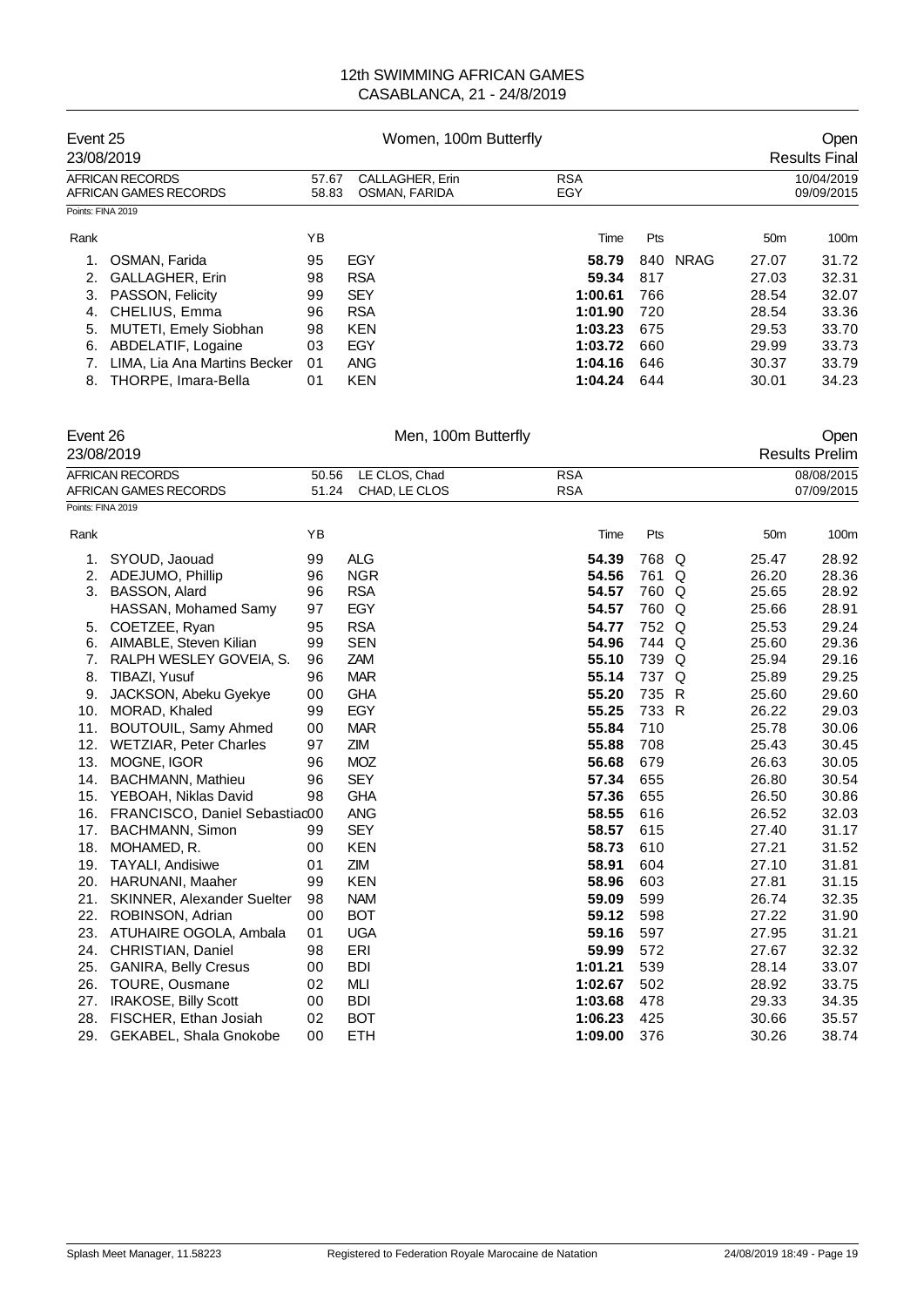# 12th SWIMMING AFRICAN GAMES
## CASABLANCA, 21 - 24/8/2019

## Event 25 — Women, 100m Butterfly — Open

23/08/2019 — Results Final

| | | | | |
|---|---|---|---|---|
| AFRICAN RECORDS | 57.67 | CALLAGHER, Erin | RSA | 10/04/2019 |
| AFRICAN GAMES RECORDS | 58.83 | OSMAN, FARIDA | EGY | 09/09/2015 |

Points: FINA 2019

| Rank | | YB | | Time | Pts | | 50m | 100m |
|---|---|---|---|---|---|---|---|---|
| 1. | OSMAN, Farida | 95 | EGY | **58.79** | 840 | NRAG | 27.07 | 31.72 |
| 2. | GALLAGHER, Erin | 98 | RSA | **59.34** | 817 | | 27.03 | 32.31 |
| 3. | PASSON, Felicity | 99 | SEY | **1:00.61** | 766 | | 28.54 | 32.07 |
| 4. | CHELIUS, Emma | 96 | RSA | **1:01.90** | 720 | | 28.54 | 33.36 |
| 5. | MUTETI, Emely Siobhan | 98 | KEN | **1:03.23** | 675 | | 29.53 | 33.70 |
| 6. | ABDELATIF, Logaine | 03 | EGY | **1:03.72** | 660 | | 29.99 | 33.73 |
| 7. | LIMA, Lia Ana Martins Becker | 01 | ANG | **1:04.16** | 646 | | 30.37 | 33.79 |
| 8. | THORPE, Imara-Bella | 01 | KEN | **1:04.24** | 644 | | 30.01 | 34.23 |

## Event 26 — Men, 100m Butterfly — Open

23/08/2019 — Results Prelim

| | | | | |
|---|---|---|---|---|
| AFRICAN RECORDS | 50.56 | LE CLOS, Chad | RSA | 08/08/2015 |
| AFRICAN GAMES RECORDS | 51.24 | CHAD, LE CLOS | RSA | 07/09/2015 |

Points: FINA 2019

| Rank | | YB | | Time | Pts | | 50m | 100m |
|---|---|---|---|---|---|---|---|---|
| 1. | SYOUD, Jaouad | 99 | ALG | **54.39** | 768 | Q | 25.47 | 28.92 |
| 2. | ADEJUMO, Phillip | 96 | NGR | **54.56** | 761 | Q | 26.20 | 28.36 |
| 3. | BASSON, Alard | 96 | RSA | **54.57** | 760 | Q | 25.65 | 28.92 |
| | HASSAN, Mohamed Samy | 97 | EGY | **54.57** | 760 | Q | 25.66 | 28.91 |
| 5. | COETZEE, Ryan | 95 | RSA | **54.77** | 752 | Q | 25.53 | 29.24 |
| 6. | AIMABLE, Steven Kilian | 99 | SEN | **54.96** | 744 | Q | 25.60 | 29.36 |
| 7. | RALPH WESLEY GOVEIA, S. | 96 | ZAM | **55.10** | 739 | Q | 25.94 | 29.16 |
| 8. | TIBAZI, Yusuf | 96 | MAR | **55.14** | 737 | Q | 25.89 | 29.25 |
| 9. | JACKSON, Abeku Gyekye | 00 | GHA | **55.20** | 735 | R | 25.60 | 29.60 |
| 10. | MORAD, Khaled | 99 | EGY | **55.25** | 733 | R | 26.22 | 29.03 |
| 11. | BOUTOUIL, Samy Ahmed | 00 | MAR | **55.84** | 710 | | 25.78 | 30.06 |
| 12. | WETZIAR, Peter Charles | 97 | ZIM | **55.88** | 708 | | 25.43 | 30.45 |
| 13. | MOGNE, IGOR | 96 | MOZ | **56.68** | 679 | | 26.63 | 30.05 |
| 14. | BACHMANN, Mathieu | 96 | SEY | **57.34** | 655 | | 26.80 | 30.54 |
| 15. | YEBOAH, Niklas David | 98 | GHA | **57.36** | 655 | | 26.50 | 30.86 |
| 16. | FRANCISCO, Daniel Sebastiao | 00 | ANG | **58.55** | 616 | | 26.52 | 32.03 |
| 17. | BACHMANN, Simon | 99 | SEY | **58.57** | 615 | | 27.40 | 31.17 |
| 18. | MOHAMED, R. | 00 | KEN | **58.73** | 610 | | 27.21 | 31.52 |
| 19. | TAYALI, Andisiwe | 01 | ZIM | **58.91** | 604 | | 27.10 | 31.81 |
| 20. | HARUNANI, Maaher | 99 | KEN | **58.96** | 603 | | 27.81 | 31.15 |
| 21. | SKINNER, Alexander Suelter | 98 | NAM | **59.09** | 599 | | 26.74 | 32.35 |
| 22. | ROBINSON, Adrian | 00 | BOT | **59.12** | 598 | | 27.22 | 31.90 |
| 23. | ATUHAIRE OGOLA, Ambala | 01 | UGA | **59.16** | 597 | | 27.95 | 31.21 |
| 24. | CHRISTIAN, Daniel | 98 | ERI | **59.99** | 572 | | 27.67 | 32.32 |
| 25. | GANIRA, Belly Cresus | 00 | BDI | **1:01.21** | 539 | | 28.14 | 33.07 |
| 26. | TOURE, Ousmane | 02 | MLI | **1:02.67** | 502 | | 28.92 | 33.75 |
| 27. | IRAKOSE, Billy Scott | 00 | BDI | **1:03.68** | 478 | | 29.33 | 34.35 |
| 28. | FISCHER, Ethan Josiah | 02 | BOT | **1:06.23** | 425 | | 30.66 | 35.57 |
| 29. | GEKABEL, Shala Gnokobe | 00 | ETH | **1:09.00** | 376 | | 30.26 | 38.74 |

Splash Meet Manager, 11.58223 — Registered to Federation Royale Marocaine de Natation — 24/08/2019 18:49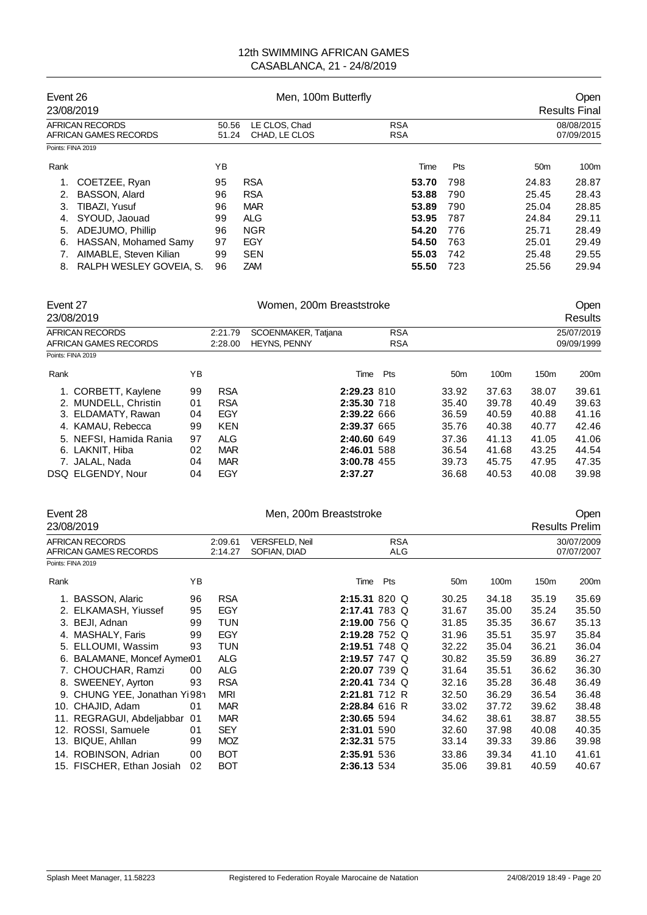# 12th SWIMMING AFRICAN GAMES
# CASABLANCA, 21 - 24/8/2019

## Event 26 — Men, 100m Butterfly — Open

23/08/2019 — Results Final

| | | | | | |
|---|---|---|---|---|---|
| AFRICAN RECORDS | 50.56 | LE CLOS, Chad | RSA | | 08/08/2015 |
| AFRICAN GAMES RECORDS | 51.24 | CHAD, LE CLOS | RSA | | 07/09/2015 |

Points: FINA 2019

| Rank | Name | YB | | Time | Pts | 50m | 100m |
|---|---|---|---|---|---|---|---|
| 1. | COETZEE, Ryan | 95 | RSA | **53.70** | 798 | 24.83 | 28.87 |
| 2. | BASSON, Alard | 96 | RSA | **53.88** | 790 | 25.45 | 28.43 |
| 3. | TIBAZI, Yusuf | 96 | MAR | **53.89** | 790 | 25.04 | 28.85 |
| 4. | SYOUD, Jaouad | 99 | ALG | **53.95** | 787 | 24.84 | 29.11 |
| 5. | ADEJUMO, Phillip | 96 | NGR | **54.20** | 776 | 25.71 | 28.49 |
| 6. | HASSAN, Mohamed Samy | 97 | EGY | **54.50** | 763 | 25.01 | 29.49 |
| 7. | AIMABLE, Steven Kilian | 99 | SEN | **55.03** | 742 | 25.48 | 29.55 |
| 8. | RALPH WESLEY GOVEIA, S. | 96 | ZAM | **55.50** | 723 | 25.56 | 29.94 |

## Event 27 — Women, 200m Breaststroke — Open

23/08/2019 — Results

| | | | | | |
|---|---|---|---|---|---|
| AFRICAN RECORDS | 2:21.79 | SCOENMAKER, Tatjana | RSA | | 25/07/2019 |
| AFRICAN GAMES RECORDS | 2:28.00 | HEYNS, PENNY | RSA | | 09/09/1999 |

Points: FINA 2019

| Rank | Name | YB | | Time | Pts | 50m | 100m | 150m | 200m |
|---|---|---|---|---|---|---|---|---|---|
| 1. | CORBETT, Kaylene | 99 | RSA | **2:29.23** | 810 | 33.92 | 37.63 | 38.07 | 39.61 |
| 2. | MUNDELL, Christin | 01 | RSA | **2:35.30** | 718 | 35.40 | 39.78 | 40.49 | 39.63 |
| 3. | ELDAMATY, Rawan | 04 | EGY | **2:39.22** | 666 | 36.59 | 40.59 | 40.88 | 41.16 |
| 4. | KAMAU, Rebecca | 99 | KEN | **2:39.37** | 665 | 35.76 | 40.38 | 40.77 | 42.46 |
| 5. | NEFSI, Hamida Rania | 97 | ALG | **2:40.60** | 649 | 37.36 | 41.13 | 41.05 | 41.06 |
| 6. | LAKNIT, Hiba | 02 | MAR | **2:46.01** | 588 | 36.54 | 41.68 | 43.25 | 44.54 |
| 7. | JALAL, Nada | 04 | MAR | **3:00.78** | 455 | 39.73 | 45.75 | 47.95 | 47.35 |
| DSQ | ELGENDY, Nour | 04 | EGY | **2:37.27** | | 36.68 | 40.53 | 40.08 | 39.98 |

## Event 28 — Men, 200m Breaststroke — Open

23/08/2019 — Results Prelim

| | | | | | |
|---|---|---|---|---|---|
| AFRICAN RECORDS | 2:09.61 | VERSFELD, Neil | RSA | | 30/07/2009 |
| AFRICAN GAMES RECORDS | 2:14.27 | SOFIAN, DIAD | ALG | | 07/07/2007 |

Points: FINA 2019

| Rank | Name | YB | | Time | Pts | | 50m | 100m | 150m | 200m |
|---|---|---|---|---|---|---|---|---|---|---|
| 1. | BASSON, Alaric | 96 | RSA | **2:15.31** | 820 | Q | 30.25 | 34.18 | 35.19 | 35.69 |
| 2. | ELKAMASH, Yiussef | 95 | EGY | **2:17.41** | 783 | Q | 31.67 | 35.00 | 35.24 | 35.50 |
| 3. | BEJI, Adnan | 99 | TUN | **2:19.00** | 756 | Q | 31.85 | 35.35 | 36.67 | 35.13 |
| 4. | MASHALY, Faris | 99 | EGY | **2:19.28** | 752 | Q | 31.96 | 35.51 | 35.97 | 35.84 |
| 5. | ELLOUMI, Wassim | 93 | TUN | **2:19.51** | 748 | Q | 32.22 | 35.04 | 36.21 | 36.04 |
| 6. | BALAMANE, Moncef Aymen | 01 | ALG | **2:19.57** | 747 | Q | 30.82 | 35.59 | 36.89 | 36.27 |
| 7. | CHOUCHAR, Ramzi | 00 | ALG | **2:20.07** | 739 | Q | 31.64 | 35.51 | 36.62 | 36.30 |
| 8. | SWEENEY, Ayrton | 93 | RSA | **2:20.41** | 734 | Q | 32.16 | 35.28 | 36.48 | 36.49 |
| 9. | CHUNG YEE, Jonathan Yi | 98 | MRI | **2:21.81** | 712 | R | 32.50 | 36.29 | 36.54 | 36.48 |
| 10. | CHAJID, Adam | 01 | MAR | **2:28.84** | 616 | R | 33.02 | 37.72 | 39.62 | 38.48 |
| 11. | REGRAGUI, Abdeljabbar | 01 | MAR | **2:30.65** | 594 | | 34.62 | 38.61 | 38.87 | 38.55 |
| 12. | ROSSI, Samuele | 01 | SEY | **2:31.01** | 590 | | 32.60 | 37.98 | 40.08 | 40.35 |
| 13. | BIQUE, Ahllan | 99 | MOZ | **2:32.31** | 575 | | 33.14 | 39.33 | 39.86 | 39.98 |
| 14. | ROBINSON, Adrian | 00 | BOT | **2:35.91** | 536 | | 33.86 | 39.34 | 41.10 | 41.61 |
| 15. | FISCHER, Ethan Josiah | 02 | BOT | **2:36.13** | 534 | | 35.06 | 39.81 | 40.59 | 40.67 |

Splash Meet Manager, 11.58223 — Registered to Federation Royale Marocaine de Natation — 24/08/2019 18:49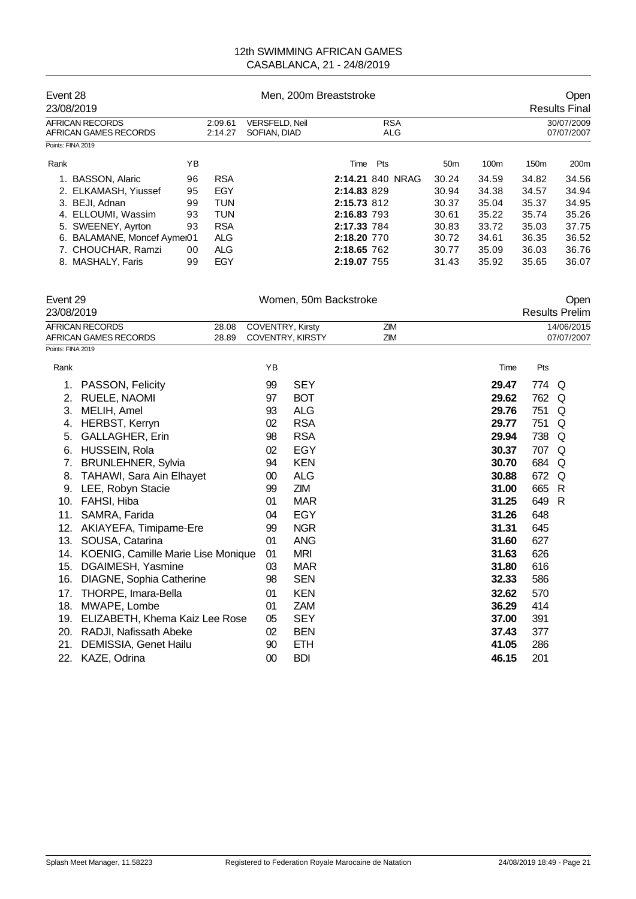12th SWIMMING AFRICAN GAMES
CASABLANCA, 21 - 24/8/2019

## Event 28 — Men, 200m Breaststroke — Open

23/08/2019 — Results Final

| | | | | |
|---|---|---|---|---|
| AFRICAN RECORDS | 2:09.61 | VERSFELD, Neil | RSA | 30/07/2009 |
| AFRICAN GAMES RECORDS | 2:14.27 | SOFIAN, DIAD | ALG | 07/07/2007 |

Points: FINA 2019

| Rank | | YB | | Time | Pts | | 50m | 100m | 150m | 200m |
|---|---|---|---|---|---|---|---|---|---|---|
| 1. | BASSON, Alaric | 96 | RSA | **2:14.21** | 840 | NRAG | 30.24 | 34.59 | 34.82 | 34.56 |
| 2. | ELKAMASH, Yiussef | 95 | EGY | **2:14.83** | 829 | | 30.94 | 34.38 | 34.57 | 34.94 |
| 3. | BEJI, Adnan | 99 | TUN | **2:15.73** | 812 | | 30.37 | 35.04 | 35.37 | 34.95 |
| 4. | ELLOUMI, Wassim | 93 | TUN | **2:16.83** | 793 | | 30.61 | 35.22 | 35.74 | 35.26 |
| 5. | SWEENEY, Ayrton | 93 | RSA | **2:17.33** | 784 | | 30.83 | 33.72 | 35.03 | 37.75 |
| 6. | BALAMANE, Moncef Aymen | 01 | ALG | **2:18.20** | 770 | | 30.72 | 34.61 | 36.35 | 36.52 |
| 7. | CHOUCHAR, Ramzi | 00 | ALG | **2:18.65** | 762 | | 30.77 | 35.09 | 36.03 | 36.76 |
| 8. | MASHALY, Faris | 99 | EGY | **2:19.07** | 755 | | 31.43 | 35.92 | 35.65 | 36.07 |

## Event 29 — Women, 50m Backstroke — Open

23/08/2019 — Results Prelim

| | | | | |
|---|---|---|---|---|
| AFRICAN RECORDS | 28.08 | COVENTRY, Kirsty | ZIM | 14/06/2015 |
| AFRICAN GAMES RECORDS | 28.89 | COVENTRY, KIRSTY | ZIM | 07/07/2007 |

Points: FINA 2019

| Rank | | YB | | Time | Pts | |
|---|---|---|---|---|---|---|
| 1. | PASSON, Felicity | 99 | SEY | **29.47** | 774 | Q |
| 2. | RUELE, NAOMI | 97 | BOT | **29.62** | 762 | Q |
| 3. | MELIH, Amel | 93 | ALG | **29.76** | 751 | Q |
| 4. | HERBST, Kerryn | 02 | RSA | **29.77** | 751 | Q |
| 5. | GALLAGHER, Erin | 98 | RSA | **29.94** | 738 | Q |
| 6. | HUSSEIN, Rola | 02 | EGY | **30.37** | 707 | Q |
| 7. | BRUNLEHNER, Sylvia | 94 | KEN | **30.70** | 684 | Q |
| 8. | TAHAWI, Sara Ain Elhayet | 00 | ALG | **30.88** | 672 | Q |
| 9. | LEE, Robyn Stacie | 99 | ZIM | **31.00** | 665 | R |
| 10. | FAHSI, Hiba | 01 | MAR | **31.25** | 649 | R |
| 11. | SAMRA, Farida | 04 | EGY | **31.26** | 648 | |
| 12. | AKIAYEFA, Timipame-Ere | 99 | NGR | **31.31** | 645 | |
| 13. | SOUSA, Catarina | 01 | ANG | **31.60** | 627 | |
| 14. | KOENIG, Camille Marie Lise Monique | 01 | MRI | **31.63** | 626 | |
| 15. | DGAIMESH, Yasmine | 03 | MAR | **31.80** | 616 | |
| 16. | DIAGNE, Sophia Catherine | 98 | SEN | **32.33** | 586 | |
| 17. | THORPE, Imara-Bella | 01 | KEN | **32.62** | 570 | |
| 18. | MWAPE, Lombe | 01 | ZAM | **36.29** | 414 | |
| 19. | ELIZABETH, Khema Kaiz Lee Rose | 05 | SEY | **37.00** | 391 | |
| 20. | RADJI, Nafissath Abeke | 02 | BEN | **37.43** | 377 | |
| 21. | DEMISSIA, Genet Hailu | 90 | ETH | **41.05** | 286 | |
| 22. | KAZE, Odrina | 00 | BDI | **46.15** | 201 | |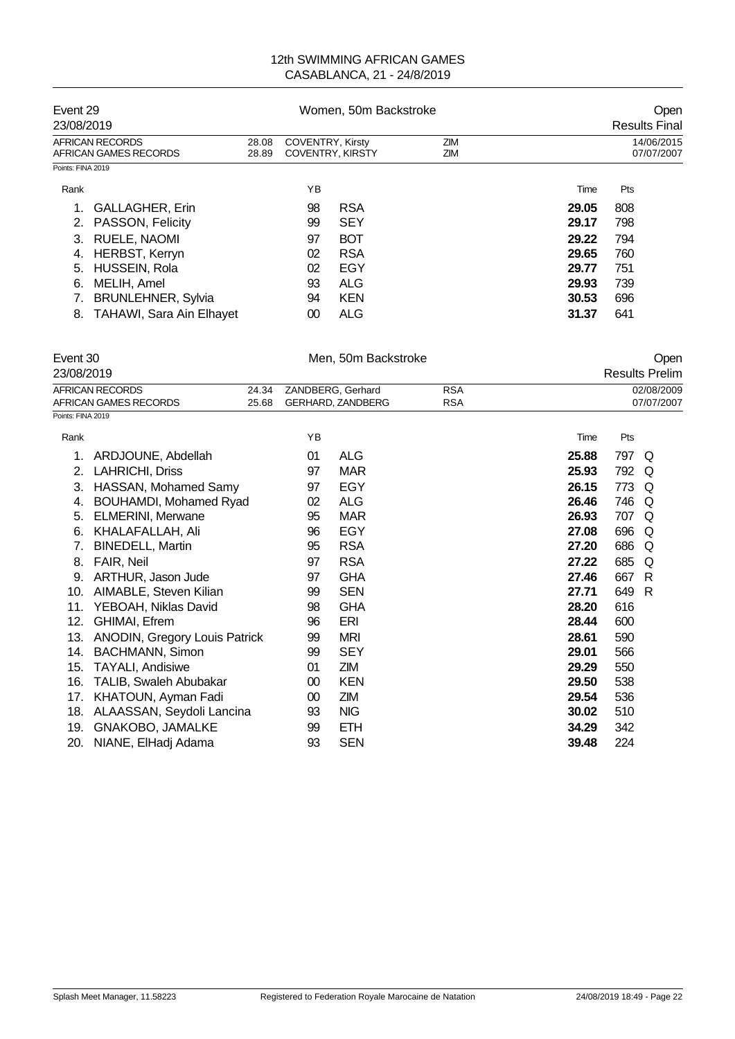# 12th SWIMMING AFRICAN GAMES
CASABLANCA, 21 - 24/8/2019

## Event 29 — Women, 50m Backstroke — Open

23/08/2019 — Results Final

| | | | | |
|---|---|---|---|---|
| AFRICAN RECORDS | 28.08 | COVENTRY, Kirsty | ZIM | 14/06/2015 |
| AFRICAN GAMES RECORDS | 28.89 | COVENTRY, KIRSTY | ZIM | 07/07/2007 |

Points: FINA 2019

| Rank | | YB | | Time | Pts |
|---|---|---|---|---|---|
| 1. | GALLAGHER, Erin | 98 | RSA | **29.05** | 808 |
| 2. | PASSON, Felicity | 99 | SEY | **29.17** | 798 |
| 3. | RUELE, NAOMI | 97 | BOT | **29.22** | 794 |
| 4. | HERBST, Kerryn | 02 | RSA | **29.65** | 760 |
| 5. | HUSSEIN, Rola | 02 | EGY | **29.77** | 751 |
| 6. | MELIH, Amel | 93 | ALG | **29.93** | 739 |
| 7. | BRUNLEHNER, Sylvia | 94 | KEN | **30.53** | 696 |
| 8. | TAHAWI, Sara Ain Elhayet | 00 | ALG | **31.37** | 641 |

## Event 30 — Men, 50m Backstroke — Open

23/08/2019 — Results Prelim

| | | | | |
|---|---|---|---|---|
| AFRICAN RECORDS | 24.34 | ZANDBERG, Gerhard | RSA | 02/08/2009 |
| AFRICAN GAMES RECORDS | 25.68 | GERHARD, ZANDBERG | RSA | 07/07/2007 |

Points: FINA 2019

| Rank | | YB | | Time | Pts | |
|---|---|---|---|---|---|---|
| 1. | ARDJOUNE, Abdellah | 01 | ALG | **25.88** | 797 | Q |
| 2. | LAHRICHI, Driss | 97 | MAR | **25.93** | 792 | Q |
| 3. | HASSAN, Mohamed Samy | 97 | EGY | **26.15** | 773 | Q |
| 4. | BOUHAMDI, Mohamed Ryad | 02 | ALG | **26.46** | 746 | Q |
| 5. | ELMERINI, Merwane | 95 | MAR | **26.93** | 707 | Q |
| 6. | KHALAFALLAH, Ali | 96 | EGY | **27.08** | 696 | Q |
| 7. | BINEDELL, Martin | 95 | RSA | **27.20** | 686 | Q |
| 8. | FAIR, Neil | 97 | RSA | **27.22** | 685 | Q |
| 9. | ARTHUR, Jason Jude | 97 | GHA | **27.46** | 667 | R |
| 10. | AIMABLE, Steven Kilian | 99 | SEN | **27.71** | 649 | R |
| 11. | YEBOAH, Niklas David | 98 | GHA | **28.20** | 616 | |
| 12. | GHIMAI, Efrem | 96 | ERI | **28.44** | 600 | |
| 13. | ANODIN, Gregory Louis Patrick | 99 | MRI | **28.61** | 590 | |
| 14. | BACHMANN, Simon | 99 | SEY | **29.01** | 566 | |
| 15. | TAYALI, Andisiwe | 01 | ZIM | **29.29** | 550 | |
| 16. | TALIB, Swaleh Abubakar | 00 | KEN | **29.50** | 538 | |
| 17. | KHATOUN, Ayman Fadi | 00 | ZIM | **29.54** | 536 | |
| 18. | ALAASSAN, Seydoli Lancina | 93 | NIG | **30.02** | 510 | |
| 19. | GNAKOBO, JAMALKE | 99 | ETH | **34.29** | 342 | |
| 20. | NIANE, ElHadj Adama | 93 | SEN | **39.48** | 224 | |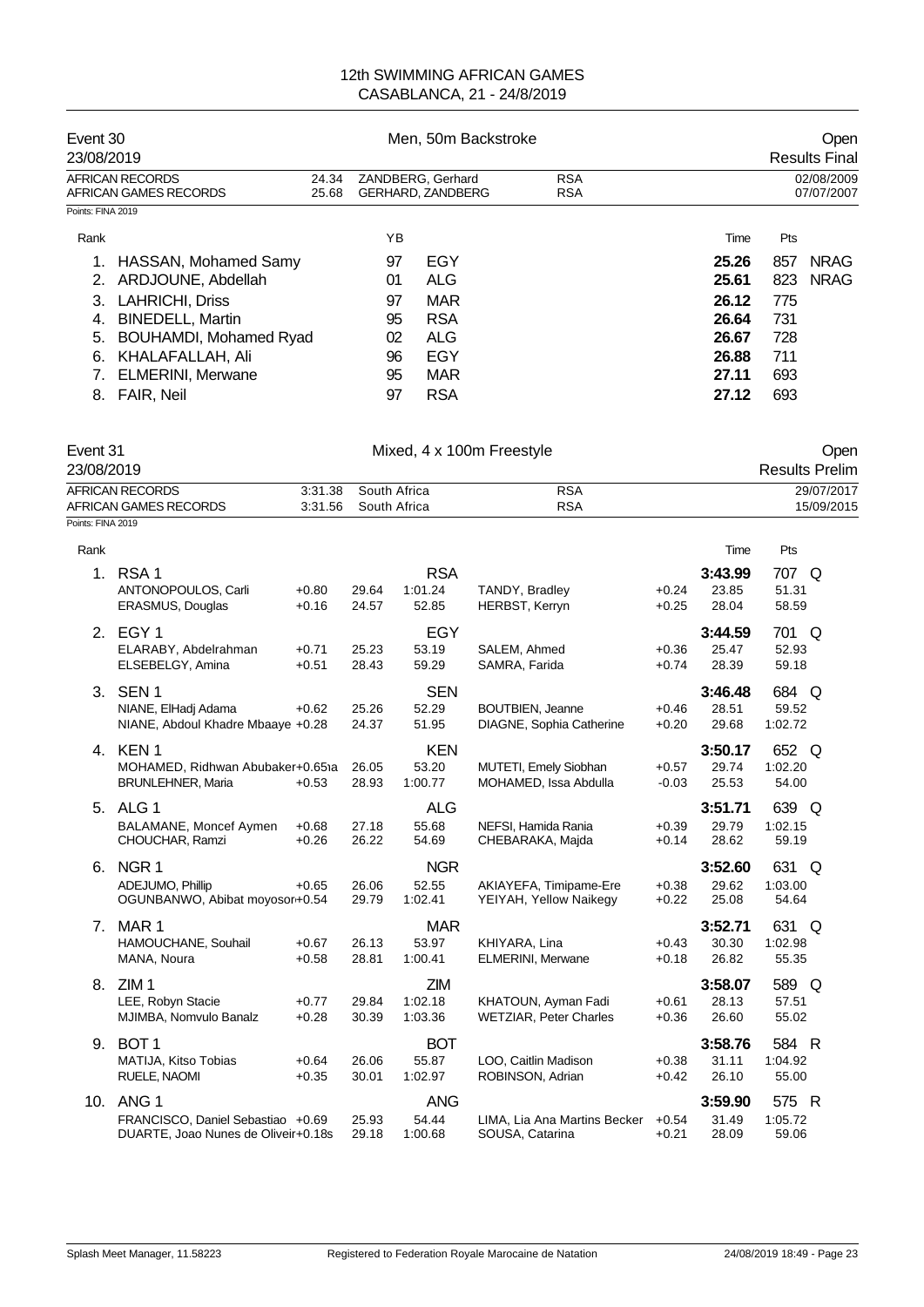# 12th SWIMMING AFRICAN GAMES

CASABLANCA, 21 - 24/8/2019

## Event 30 — Men, 50m Backstroke — Open

23/08/2019 — Results Final

| | | | | |
|---|---|---|---|---|
| AFRICAN RECORDS | 24.34 | ZANDBERG, Gerhard | RSA | 02/08/2009 |
| AFRICAN GAMES RECORDS | 25.68 | GERHARD, ZANDBERG | RSA | 07/07/2007 |

Points: FINA 2019

| Rank | Name | YB | | Time | Pts | |
|---|---|---|---|---|---|---|
| 1. | HASSAN, Mohamed Samy | 97 | EGY | 25.26 | 857 | NRAG |
| 2. | ARDJOUNE, Abdellah | 01 | ALG | 25.61 | 823 | NRAG |
| 3. | LAHRICHI, Driss | 97 | MAR | 26.12 | 775 | |
| 4. | BINEDELL, Martin | 95 | RSA | 26.64 | 731 | |
| 5. | BOUHAMDI, Mohamed Ryad | 02 | ALG | 26.67 | 728 | |
| 6. | KHALAFALLAH, Ali | 96 | EGY | 26.88 | 711 | |
| 7. | ELMERINI, Merwane | 95 | MAR | 27.11 | 693 | |
| 8. | FAIR, Neil | 97 | RSA | 27.12 | 693 | |

## Event 31 — Mixed, 4 x 100m Freestyle — Open

23/08/2019 — Results Prelim

| | | | | |
|---|---|---|---|---|
| AFRICAN RECORDS | 3:31.38 | South Africa | RSA | 29/07/2017 |
| AFRICAN GAMES RECORDS | 3:31.56 | South Africa | RSA | 15/09/2015 |

Points: FINA 2019

| Rank | Team / Swimmer | RT | Split | Time | Swimmer | RT | Split | Time | Pts | |
|---|---|---|---|---|---|---|---|---|---|---|
| 1. | RSA 1 | | | RSA | | | 3:43.99 | | 707 | Q |
| | ANTONOPOULOS, Carli | +0.80 | 29.64 | 1:01.24 | TANDY, Bradley | +0.24 | 23.85 | 51.31 | | |
| | ERASMUS, Douglas | +0.16 | 24.57 | 52.85 | HERBST, Kerryn | +0.25 | 28.04 | 58.59 | | |
| 2. | EGY 1 | | | EGY | | | 3:44.59 | | 701 | Q |
| | ELARABY, Abdelrahman | +0.71 | 25.23 | 53.19 | SALEM, Ahmed | +0.36 | 25.47 | 52.93 | | |
| | ELSEBELGY, Amina | +0.51 | 28.43 | 59.29 | SAMRA, Farida | +0.74 | 28.39 | 59.18 | | |
| 3. | SEN 1 | | | SEN | | | 3:46.48 | | 684 | Q |
| | NIANE, ElHadj Adama | +0.62 | 25.26 | 52.29 | BOUTBIEN, Jeanne | +0.46 | 28.51 | 59.52 | | |
| | NIANE, Abdoul Khadre Mbaaye | +0.28 | 24.37 | 51.95 | DIAGNE, Sophia Catherine | +0.20 | 29.68 | 1:02.72 | | |
| 4. | KEN 1 | | | KEN | | | 3:50.17 | | 652 | Q |
| | MOHAMED, Ridhwan Abubaker | +0.65 | 26.05 | 53.20 | MUTETI, Emely Siobhan | +0.57 | 29.74 | 1:02.20 | | |
| | BRUNLEHNER, Maria | +0.53 | 28.93 | 1:00.77 | MOHAMED, Issa Abdulla | -0.03 | 25.53 | 54.00 | | |
| 5. | ALG 1 | | | ALG | | | 3:51.71 | | 639 | Q |
| | BALAMANE, Moncef Aymen | +0.68 | 27.18 | 55.68 | NEFSI, Hamida Rania | +0.39 | 29.79 | 1:02.15 | | |
| | CHOUCHAR, Ramzi | +0.26 | 26.22 | 54.69 | CHEBARAKA, Majda | +0.14 | 28.62 | 59.19 | | |
| 6. | NGR 1 | | | NGR | | | 3:52.60 | | 631 | Q |
| | ADEJUMO, Phillip | +0.65 | 26.06 | 52.55 | AKIAYEFA, Timipame-Ere | +0.38 | 29.62 | 1:03.00 | | |
| | OGUNBANWO, Abibat moyosore | +0.54 | 29.79 | 1:02.41 | YEIYAH, Yellow Naikegy | +0.22 | 25.08 | 54.64 | | |
| 7. | MAR 1 | | | MAR | | | 3:52.71 | | 631 | Q |
| | HAMOUCHANE, Souhail | +0.67 | 26.13 | 53.97 | KHIYARA, Lina | +0.43 | 30.30 | 1:02.98 | | |
| | MANA, Noura | +0.58 | 28.81 | 1:00.41 | ELMERINI, Merwane | +0.18 | 26.82 | 55.35 | | |
| 8. | ZIM 1 | | | ZIM | | | 3:58.07 | | 589 | Q |
| | LEE, Robyn Stacie | +0.77 | 29.84 | 1:02.18 | KHATOUN, Ayman Fadi | +0.61 | 28.13 | 57.51 | | |
| | MJIMBA, Nomvulo Banalz | +0.28 | 30.39 | 1:03.36 | WETZIAR, Peter Charles | +0.36 | 26.60 | 55.02 | | |
| 9. | BOT 1 | | | BOT | | | 3:58.76 | | 584 | R |
| | MATIJA, Kitso Tobias | +0.64 | 26.06 | 55.87 | LOO, Caitlin Madison | +0.38 | 31.11 | 1:04.92 | | |
| | RUELE, NAOMI | +0.35 | 30.01 | 1:02.97 | ROBINSON, Adrian | +0.42 | 26.10 | 55.00 | | |
| 10. | ANG 1 | | | ANG | | | 3:59.90 | | 575 | R |
| | FRANCISCO, Daniel Sebastiao | +0.69 | 25.93 | 54.44 | LIMA, Lia Ana Martins Becker | +0.54 | 31.49 | 1:05.72 | | |
| | DUARTE, Joao Nunes de Oliveira | +0.18 | 29.18 | 1:00.68 | SOUSA, Catarina | +0.21 | 28.09 | 59.06 | | |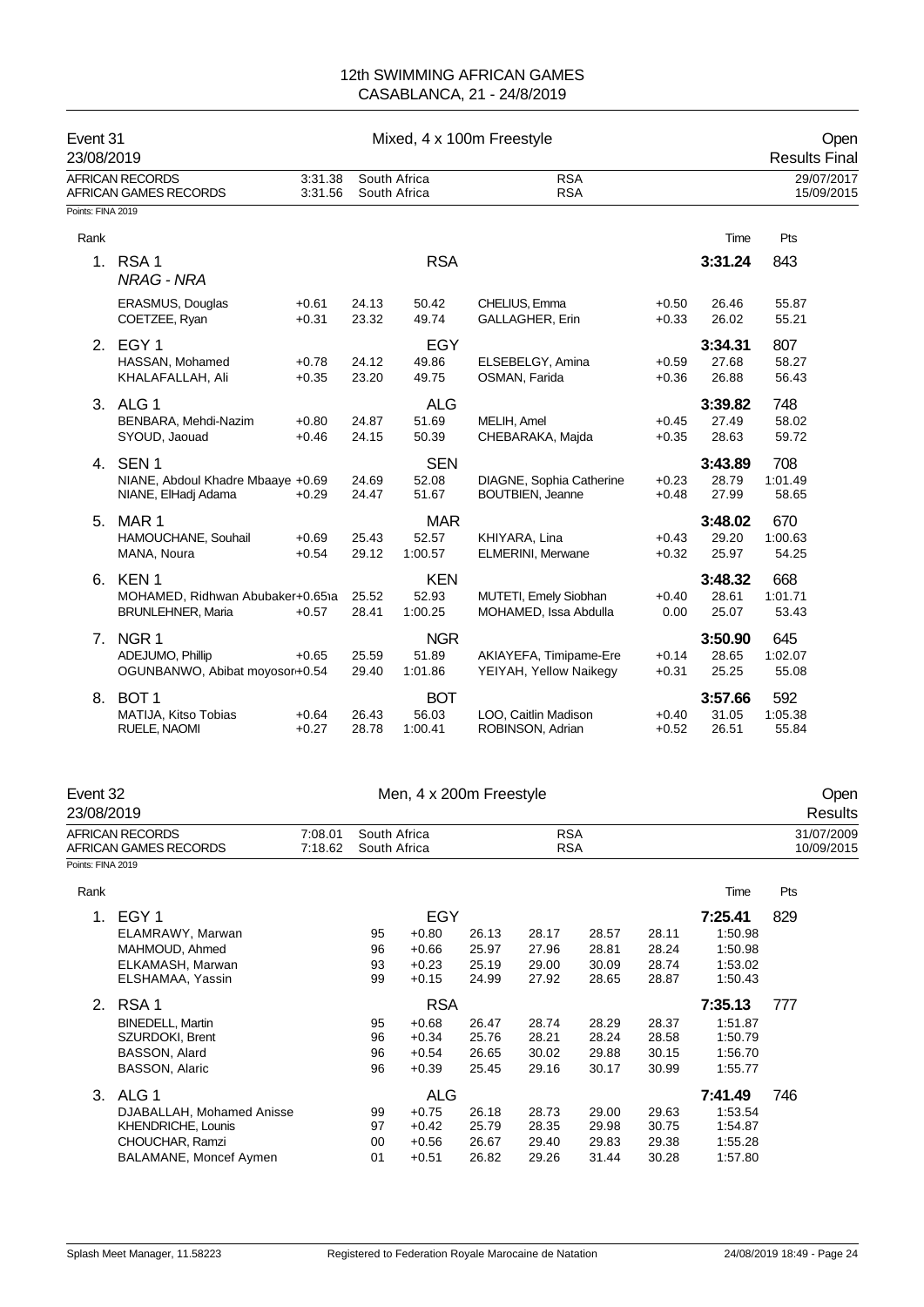# 12th SWIMMING AFRICAN GAMES
## CASABLANCA, 21 - 24/8/2019

## Event 31 — Mixed, 4 x 100m Freestyle — Open

23/08/2019 — Results Final

| | | | | |
|---|---|---|---|---|
| AFRICAN RECORDS | 3:31.38 | South Africa | RSA | 29/07/2017 |
| AFRICAN GAMES RECORDS | 3:31.56 | South Africa | RSA | 15/09/2015 |

Points: FINA 2019

| Rank | Team / Swimmer | RT | 50m | 100m | Swimmer | RT | 50m | 100m / Time | Pts |
|---|---|---|---|---|---|---|---|---|---|
| 1. | RSA 1 *NRAG - NRA* | | | RSA | | | | **3:31.24** | 843 |
| | ERASMUS, Douglas | +0.61 | 24.13 | 50.42 | CHELIUS, Emma | +0.50 | 26.46 | 55.87 | |
| | COETZEE, Ryan | +0.31 | 23.32 | 49.74 | GALLAGHER, Erin | +0.33 | 26.02 | 55.21 | |
| 2. | EGY 1 | | | EGY | | | | **3:34.31** | 807 |
| | HASSAN, Mohamed | +0.78 | 24.12 | 49.86 | ELSEBELGY, Amina | +0.59 | 27.68 | 58.27 | |
| | KHALAFALLAH, Ali | +0.35 | 23.20 | 49.75 | OSMAN, Farida | +0.36 | 26.88 | 56.43 | |
| 3. | ALG 1 | | | ALG | | | | **3:39.82** | 748 |
| | BENBARA, Mehdi-Nazim | +0.80 | 24.87 | 51.69 | MELIH, Amel | +0.45 | 27.49 | 58.02 | |
| | SYOUD, Jaouad | +0.46 | 24.15 | 50.39 | CHEBARAKA, Majda | +0.35 | 28.63 | 59.72 | |
| 4. | SEN 1 | | | SEN | | | | **3:43.89** | 708 |
| | NIANE, Abdoul Khadre Mbaye | +0.69 | 24.69 | 52.08 | DIAGNE, Sophia Catherine | +0.23 | 28.79 | 1:01.49 | |
| | NIANE, ElHadj Adama | +0.29 | 24.47 | 51.67 | BOUTBIEN, Jeanne | +0.48 | 27.99 | 58.65 | |
| 5. | MAR 1 | | | MAR | | | | **3:48.02** | 670 |
| | HAMOUCHANE, Souhail | +0.69 | 25.43 | 52.57 | KHIYARA, Lina | +0.43 | 29.20 | 1:00.63 | |
| | MANA, Noura | +0.54 | 29.12 | 1:00.57 | ELMERINI, Merwane | +0.32 | 25.97 | 54.25 | |
| 6. | KEN 1 | | | KEN | | | | **3:48.32** | 668 |
| | MOHAMED, Ridhwan Abubakar | +0.65 | 25.52 | 52.93 | MUTETI, Emely Siobhan | +0.40 | 28.61 | 1:01.71 | |
| | BRUNLEHNER, Maria | +0.57 | 28.41 | 1:00.25 | MOHAMED, Issa Abdulla | 0.00 | 25.07 | 53.43 | |
| 7. | NGR 1 | | | NGR | | | | **3:50.90** | 645 |
| | ADEJUMO, Phillip | +0.65 | 25.59 | 51.89 | AKIAYEFA, Timipame-Ere | +0.14 | 28.65 | 1:02.07 | |
| | OGUNBANWO, Abibat moyosore | +0.54 | 29.40 | 1:01.86 | YEIYAH, Yellow Naikegy | +0.31 | 25.25 | 55.08 | |
| 8. | BOT 1 | | | BOT | | | | **3:57.66** | 592 |
| | MATIJA, Kitso Tobias | +0.64 | 26.43 | 56.03 | LOO, Caitlin Madison | +0.40 | 31.05 | 1:05.38 | |
| | RUELE, NAOMI | +0.27 | 28.78 | 1:00.41 | ROBINSON, Adrian | +0.52 | 26.51 | 55.84 | |

## Event 32 — Men, 4 x 200m Freestyle — Open

23/08/2019 — Results

| | | | | |
|---|---|---|---|---|
| AFRICAN RECORDS | 7:08.01 | South Africa | RSA | 31/07/2009 |
| AFRICAN GAMES RECORDS | 7:18.62 | South Africa | RSA | 10/09/2015 |

Points: FINA 2019

| Rank | Team / Swimmer | YB | RT | 50m | 100m | 150m | 200m | Time | Pts |
|---|---|---|---|---|---|---|---|---|---|
| 1. | EGY 1 | | EGY | | | | | **7:25.41** | 829 |
| | ELAMRAWY, Marwan | 95 | +0.80 | 26.13 | 28.17 | 28.57 | 28.11 | 1:50.98 | |
| | MAHMOUD, Ahmed | 96 | +0.66 | 25.97 | 27.96 | 28.81 | 28.24 | 1:50.98 | |
| | ELKAMASH, Marwan | 93 | +0.23 | 25.19 | 29.00 | 30.09 | 28.74 | 1:53.02 | |
| | ELSHAMAA, Yassin | 99 | +0.15 | 24.99 | 27.92 | 28.65 | 28.87 | 1:50.43 | |
| 2. | RSA 1 | | RSA | | | | | **7:35.13** | 777 |
| | BINEDELL, Martin | 95 | +0.68 | 26.47 | 28.74 | 28.29 | 28.37 | 1:51.87 | |
| | SZURDOKI, Brent | 96 | +0.34 | 25.76 | 28.21 | 28.24 | 28.58 | 1:50.79 | |
| | BASSON, Alard | 96 | +0.54 | 26.65 | 30.02 | 29.88 | 30.15 | 1:56.70 | |
| | BASSON, Alaric | 96 | +0.39 | 25.45 | 29.16 | 30.17 | 30.99 | 1:55.77 | |
| 3. | ALG 1 | | ALG | | | | | **7:41.49** | 746 |
| | DJABALLAH, Mohamed Anisse | 99 | +0.75 | 26.18 | 28.73 | 29.00 | 29.63 | 1:53.54 | |
| | KHENDRICHE, Lounis | 97 | +0.42 | 25.79 | 28.35 | 29.98 | 30.75 | 1:54.87 | |
| | CHOUCHAR, Ramzi | 00 | +0.56 | 26.67 | 29.40 | 29.83 | 29.38 | 1:55.28 | |
| | BALAMANE, Moncef Aymen | 01 | +0.51 | 26.82 | 29.26 | 31.44 | 30.28 | 1:57.80 | |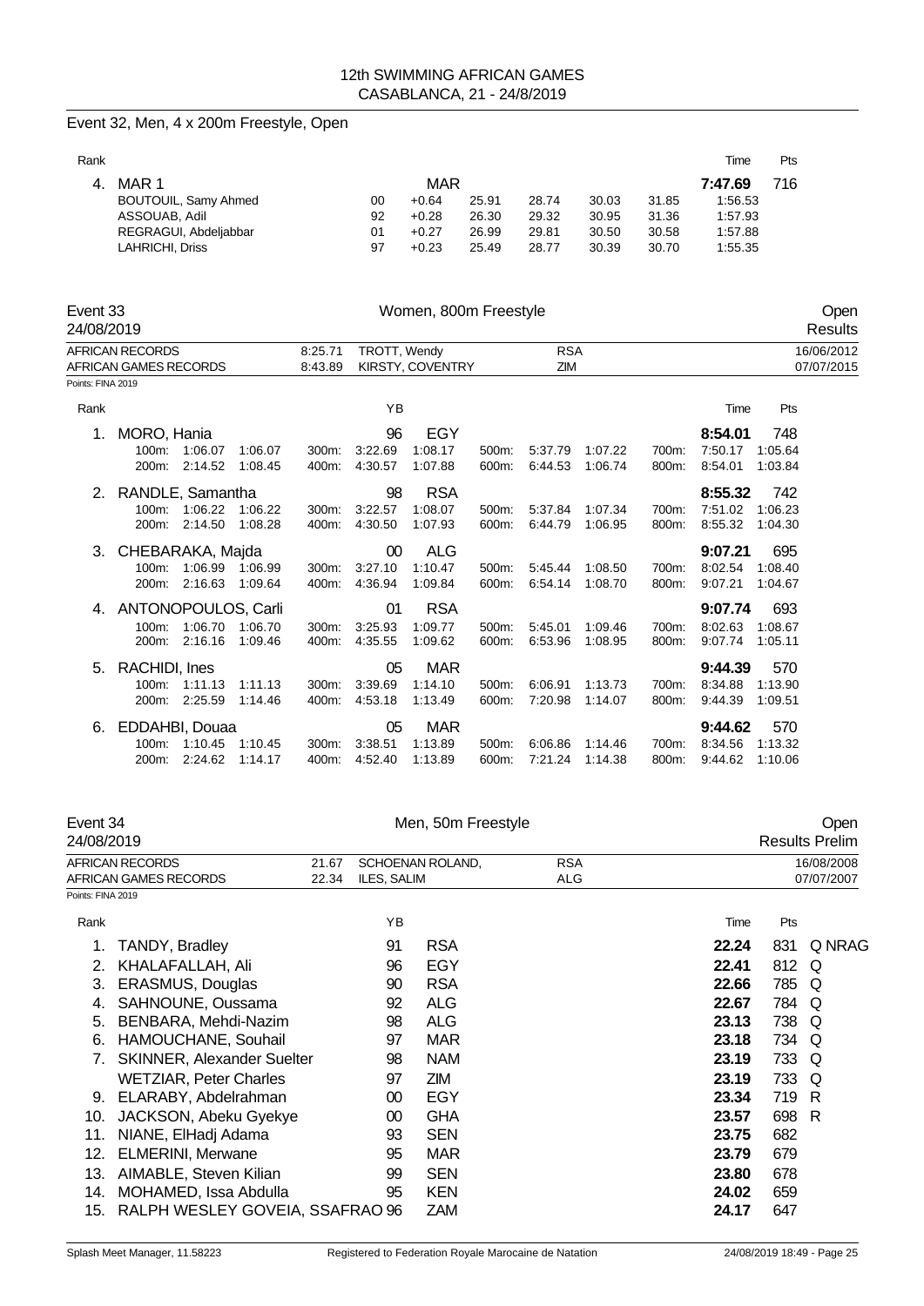## Event 32, Men, 4 x 200m Freestyle, Open

| Rank | | | | | | | | Time | Pts |
|---|---|---|---|---|---|---|---|---|---|
| 4. | MAR 1 | | MAR | | | | | **7:47.69** | 716 |
| | BOUTOUIL, Samy Ahmed | 00 | +0.64 | 25.91 | 28.74 | 30.03 | 31.85 | 1:56.53 | |
| | ASSOUAB, Adil | 92 | +0.28 | 26.30 | 29.32 | 30.95 | 31.36 | 1:57.93 | |
| | REGRAGUI, Abdeljabbar | 01 | +0.27 | 26.99 | 29.81 | 30.50 | 30.58 | 1:57.88 | |
| | LAHRICHI, Driss | 97 | +0.23 | 25.49 | 28.77 | 30.39 | 30.70 | 1:55.35 | |

## Event 33 — Women, 800m Freestyle — Open Results

24/08/2019

| | | | | |
|---|---|---|---|---|
| AFRICAN RECORDS | 8:25.71 | TROTT, Wendy | RSA | 16/06/2012 |
| AFRICAN GAMES RECORDS | 8:43.89 | KIRSTY, COVENTRY | ZIM | 07/07/2015 |

Points: FINA 2019

| Rank | Name | YB | Nat | Time | Pts |
|---|---|---|---|---|---|
| 1. | MORO, Hania | 96 | EGY | **8:54.01** | 748 |
| | 100m: 1:06.07 1:06.07 / 200m: 2:14.52 1:08.45 / 300m: 3:22.69 1:08.17 / 400m: 4:30.57 1:07.88 / 500m: 5:37.79 1:07.22 / 600m: 6:44.53 1:06.74 / 700m: 7:50.17 1:05.64 / 800m: 8:54.01 1:03.84 | | | | |
| 2. | RANDLE, Samantha | 98 | RSA | **8:55.32** | 742 |
| | 100m: 1:06.22 1:06.22 / 200m: 2:14.50 1:08.28 / 300m: 3:22.57 1:08.07 / 400m: 4:30.50 1:07.93 / 500m: 5:37.84 1:07.34 / 600m: 6:44.79 1:06.95 / 700m: 7:51.02 1:06.23 / 800m: 8:55.32 1:04.30 | | | | |
| 3. | CHEBARAKA, Majda | 00 | ALG | **9:07.21** | 695 |
| | 100m: 1:06.99 1:06.99 / 200m: 2:16.63 1:09.64 / 300m: 3:27.10 1:10.47 / 400m: 4:36.94 1:09.84 / 500m: 5:45.44 1:08.50 / 600m: 6:54.14 1:08.70 / 700m: 8:02.54 1:08.40 / 800m: 9:07.21 1:04.67 | | | | |
| 4. | ANTONOPOULOS, Carli | 01 | RSA | **9:07.74** | 693 |
| | 100m: 1:06.70 1:06.70 / 200m: 2:16.16 1:09.46 / 300m: 3:25.93 1:09.77 / 400m: 4:35.55 1:09.62 / 500m: 5:45.01 1:09.46 / 600m: 6:53.96 1:08.95 / 700m: 8:02.63 1:08.67 / 800m: 9:07.74 1:05.11 | | | | |
| 5. | RACHIDI, Ines | 05 | MAR | **9:44.39** | 570 |
| | 100m: 1:11.13 1:11.13 / 200m: 2:25.59 1:14.46 / 300m: 3:39.69 1:14.10 / 400m: 4:53.18 1:13.49 / 500m: 6:06.91 1:13.73 / 600m: 7:20.98 1:14.07 / 700m: 8:34.88 1:13.90 / 800m: 9:44.39 1:09.51 | | | | |
| 6. | EDDAHBI, Douaa | 05 | MAR | **9:44.62** | 570 |
| | 100m: 1:10.45 1:10.45 / 200m: 2:24.62 1:14.17 / 300m: 3:38.51 1:13.89 / 400m: 4:52.40 1:13.89 / 500m: 6:06.86 1:14.46 / 600m: 7:21.24 1:14.38 / 700m: 8:34.56 1:13.32 / 800m: 9:44.62 1:10.06 | | | | |

## Event 34 — Men, 50m Freestyle — Open Results Prelim

24/08/2019

| | | | | |
|---|---|---|---|---|
| AFRICAN RECORDS | 21.67 | SCHOENAN ROLAND, | RSA | 16/08/2008 |
| AFRICAN GAMES RECORDS | 22.34 | ILES, SALIM | ALG | 07/07/2007 |

Points: FINA 2019

| Rank | Name | YB | Nat | Time | Pts | |
|---|---|---|---|---|---|---|
| 1. | TANDY, Bradley | 91 | RSA | **22.24** | 831 | Q NRAG |
| 2. | KHALAFALLAH, Ali | 96 | EGY | **22.41** | 812 | Q |
| 3. | ERASMUS, Douglas | 90 | RSA | **22.66** | 785 | Q |
| 4. | SAHNOUNE, Oussama | 92 | ALG | **22.67** | 784 | Q |
| 5. | BENBARA, Mehdi-Nazim | 98 | ALG | **23.13** | 738 | Q |
| 6. | HAMOUCHANE, Souhail | 97 | MAR | **23.18** | 734 | Q |
| 7. | SKINNER, Alexander Suelter | 98 | NAM | **23.19** | 733 | Q |
| | WETZIAR, Peter Charles | 97 | ZIM | **23.19** | 733 | Q |
| 9. | ELARABY, Abdelrahman | 00 | EGY | **23.34** | 719 | R |
| 10. | JACKSON, Abeku Gyekye | 00 | GHA | **23.57** | 698 | R |
| 11. | NIANE, ElHadj Adama | 93 | SEN | **23.75** | 682 | |
| 12. | ELMERINI, Merwane | 95 | MAR | **23.79** | 679 | |
| 13. | AIMABLE, Steven Kilian | 99 | SEN | **23.80** | 678 | |
| 14. | MOHAMED, Issa Abdulla | 95 | KEN | **24.02** | 659 | |
| 15. | RALPH WESLEY GOVEIA, SSAFRAO | 96 | ZAM | **24.17** | 647 | |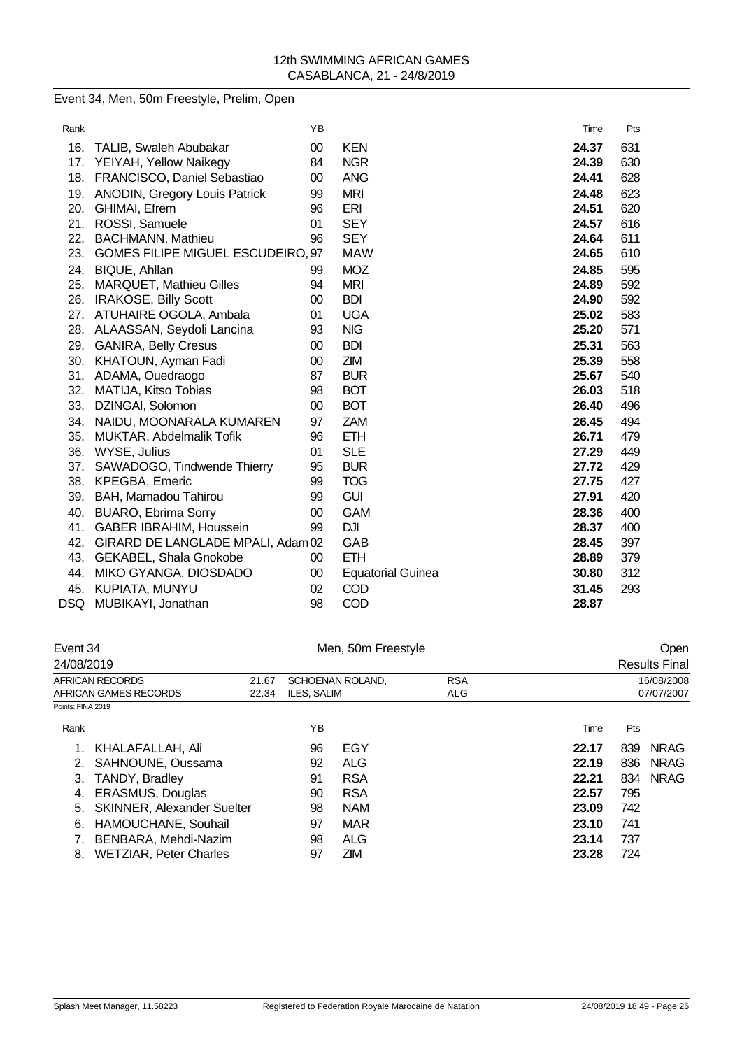12th SWIMMING AFRICAN GAMES
CASABLANCA, 21 - 24/8/2019

Event 34, Men, 50m Freestyle, Prelim, Open

| Rank | | YB | | Time | Pts |
|---|---|---|---|---|---|
| 16. | TALIB, Swaleh Abubakar | 00 | KEN | **24.37** | 631 |
| 17. | YEIYAH, Yellow Naikegy | 84 | NGR | **24.39** | 630 |
| 18. | FRANCISCO, Daniel Sebastiao | 00 | ANG | **24.41** | 628 |
| 19. | ANODIN, Gregory Louis Patrick | 99 | MRI | **24.48** | 623 |
| 20. | GHIMAI, Efrem | 96 | ERI | **24.51** | 620 |
| 21. | ROSSI, Samuele | 01 | SEY | **24.57** | 616 |
| 22. | BACHMANN, Mathieu | 96 | SEY | **24.64** | 611 |
| 23. | GOMES FILIPE MIGUEL ESCUDEIRO, | 97 | MAW | **24.65** | 610 |
| 24. | BIQUE, Ahllan | 99 | MOZ | **24.85** | 595 |
| 25. | MARQUET, Mathieu Gilles | 94 | MRI | **24.89** | 592 |
| 26. | IRAKOSE, Billy Scott | 00 | BDI | **24.90** | 592 |
| 27. | ATUHAIRE OGOLA, Ambala | 01 | UGA | **25.02** | 583 |
| 28. | ALAASSAN, Seydoli Lancina | 93 | NIG | **25.20** | 571 |
| 29. | GANIRA, Belly Cresus | 00 | BDI | **25.31** | 563 |
| 30. | KHATOUN, Ayman Fadi | 00 | ZIM | **25.39** | 558 |
| 31. | ADAMA, Ouedraogo | 87 | BUR | **25.67** | 540 |
| 32. | MATIJA, Kitso Tobias | 98 | BOT | **26.03** | 518 |
| 33. | DZINGAI, Solomon | 00 | BOT | **26.40** | 496 |
| 34. | NAIDU, MOONARALA KUMAREN | 97 | ZAM | **26.45** | 494 |
| 35. | MUKTAR, Abdelmalik Tofik | 96 | ETH | **26.71** | 479 |
| 36. | WYSE, Julius | 01 | SLE | **27.29** | 449 |
| 37. | SAWADOGO, Tindwende Thierry | 95 | BUR | **27.72** | 429 |
| 38. | KPEGBA, Emeric | 99 | TOG | **27.75** | 427 |
| 39. | BAH, Mamadou Tahirou | 99 | GUI | **27.91** | 420 |
| 40. | BUARO, Ebrima Sorry | 00 | GAM | **28.36** | 400 |
| 41. | GABER IBRAHIM, Houssein | 99 | DJI | **28.37** | 400 |
| 42. | GIRARD DE LANGLADE MPALI, Adam | 02 | GAB | **28.45** | 397 |
| 43. | GEKABEL, Shala Gnokobe | 00 | ETH | **28.89** | 379 |
| 44. | MIKO GYANGA, DIOSDADO | 00 | Equatorial Guinea | **30.80** | 312 |
| 45. | KUPIATA, MUNYU | 02 | COD | **31.45** | 293 |
| DSQ | MUBIKAYI, Jonathan | 98 | COD | **28.87** | |

Event 34 — Men, 50m Freestyle — Open

24/08/2019 — Results Final

| | | | | |
|---|---|---|---|---|
| AFRICAN RECORDS | 21.67 | SCHOENAN ROLAND, | RSA | 16/08/2008 |
| AFRICAN GAMES RECORDS | 22.34 | ILES, SALIM | ALG | 07/07/2007 |

Points: FINA 2019

| Rank | | YB | | Time | Pts | |
|---|---|---|---|---|---|---|
| 1. | KHALAFALLAH, Ali | 96 | EGY | **22.17** | 839 | NRAG |
| 2. | SAHNOUNE, Oussama | 92 | ALG | **22.19** | 836 | NRAG |
| 3. | TANDY, Bradley | 91 | RSA | **22.21** | 834 | NRAG |
| 4. | ERASMUS, Douglas | 90 | RSA | **22.57** | 795 | |
| 5. | SKINNER, Alexander Suelter | 98 | NAM | **23.09** | 742 | |
| 6. | HAMOUCHANE, Souhail | 97 | MAR | **23.10** | 741 | |
| 7. | BENBARA, Mehdi-Nazim | 98 | ALG | **23.14** | 737 | |
| 8. | WETZIAR, Peter Charles | 97 | ZIM | **23.28** | 724 | |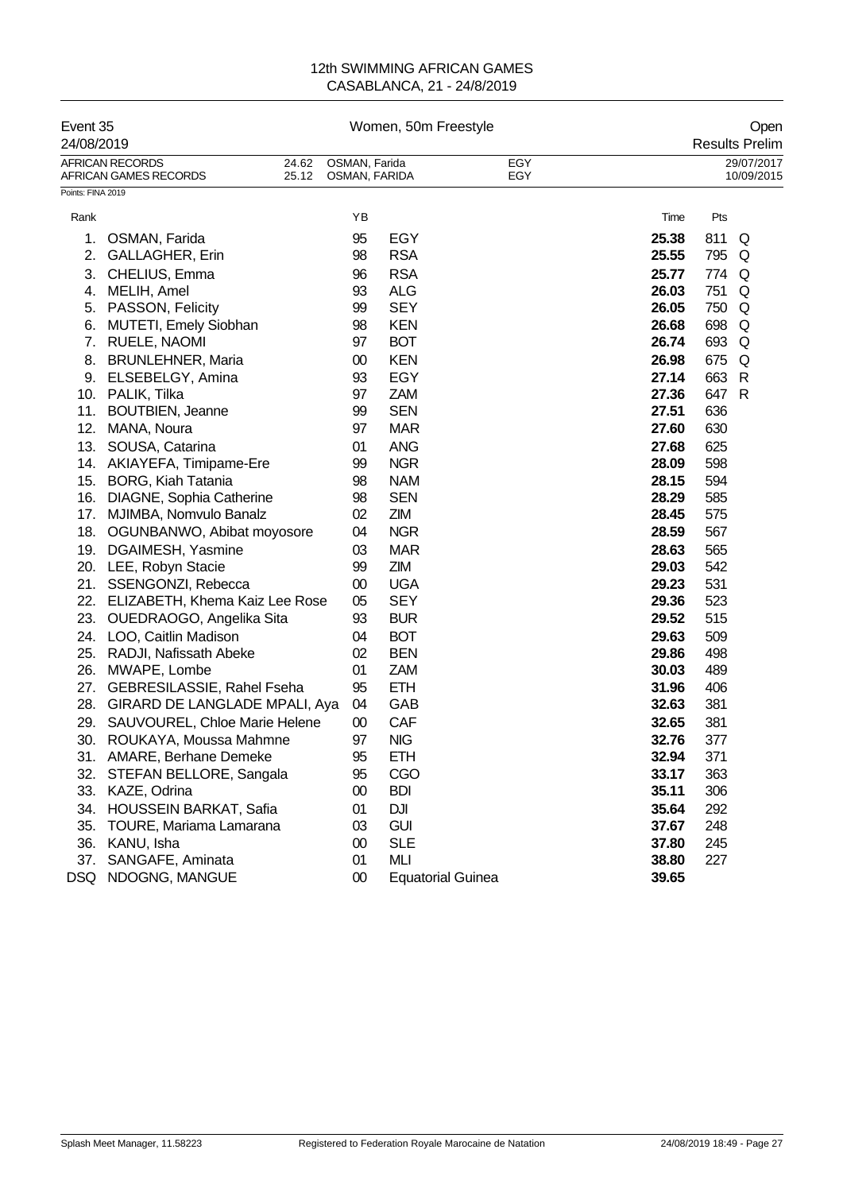# 12th SWIMMING AFRICAN GAMES

CASABLANCA, 21 - 24/8/2019

| Event 35 | Women, 50m Freestyle | Open |
|---|---|---|
| 24/08/2019 | | Results Prelim |

| | | | | |
|---|---|---|---|---|
| AFRICAN RECORDS | 24.62 | OSMAN, Farida | EGY | 29/07/2017 |
| AFRICAN GAMES RECORDS | 25.12 | OSMAN, FARIDA | EGY | 10/09/2015 |

Points: FINA 2019

| Rank | | YB | | Time | Pts | |
|---|---|---|---|---|---|---|
| 1. | OSMAN, Farida | 95 | EGY | **25.38** | 811 | Q |
| 2. | GALLAGHER, Erin | 98 | RSA | **25.55** | 795 | Q |
| 3. | CHELIUS, Emma | 96 | RSA | **25.77** | 774 | Q |
| 4. | MELIH, Amel | 93 | ALG | **26.03** | 751 | Q |
| 5. | PASSON, Felicity | 99 | SEY | **26.05** | 750 | Q |
| 6. | MUTETI, Emely Siobhan | 98 | KEN | **26.68** | 698 | Q |
| 7. | RUELE, NAOMI | 97 | BOT | **26.74** | 693 | Q |
| 8. | BRUNLEHNER, Maria | 00 | KEN | **26.98** | 675 | Q |
| 9. | ELSEBELGY, Amina | 93 | EGY | **27.14** | 663 | R |
| 10. | PALIK, Tilka | 97 | ZAM | **27.36** | 647 | R |
| 11. | BOUTBIEN, Jeanne | 99 | SEN | **27.51** | 636 | |
| 12. | MANA, Noura | 97 | MAR | **27.60** | 630 | |
| 13. | SOUSA, Catarina | 01 | ANG | **27.68** | 625 | |
| 14. | AKIAYEFA, Timipame-Ere | 99 | NGR | **28.09** | 598 | |
| 15. | BORG, Kiah Tatania | 98 | NAM | **28.15** | 594 | |
| 16. | DIAGNE, Sophia Catherine | 98 | SEN | **28.29** | 585 | |
| 17. | MJIMBA, Nomvulo Banalz | 02 | ZIM | **28.45** | 575 | |
| 18. | OGUNBANWO, Abibat moyosore | 04 | NGR | **28.59** | 567 | |
| 19. | DGAIMESH, Yasmine | 03 | MAR | **28.63** | 565 | |
| 20. | LEE, Robyn Stacie | 99 | ZIM | **29.03** | 542 | |
| 21. | SSENGONZI, Rebecca | 00 | UGA | **29.23** | 531 | |
| 22. | ELIZABETH, Khema Kaiz Lee Rose | 05 | SEY | **29.36** | 523 | |
| 23. | OUEDRAOGO, Angelika Sita | 93 | BUR | **29.52** | 515 | |
| 24. | LOO, Caitlin Madison | 04 | BOT | **29.63** | 509 | |
| 25. | RADJI, Nafissath Abeke | 02 | BEN | **29.86** | 498 | |
| 26. | MWAPE, Lombe | 01 | ZAM | **30.03** | 489 | |
| 27. | GEBRESILASSIE, Rahel Fseha | 95 | ETH | **31.96** | 406 | |
| 28. | GIRARD DE LANGLADE MPALI, Aya | 04 | GAB | **32.63** | 381 | |
| 29. | SAUVOUREL, Chloe Marie Helene | 00 | CAF | **32.65** | 381 | |
| 30. | ROUKAYA, Moussa Mahmne | 97 | NIG | **32.76** | 377 | |
| 31. | AMARE, Berhane Demeke | 95 | ETH | **32.94** | 371 | |
| 32. | STEFAN BELLORE, Sangala | 95 | CGO | **33.17** | 363 | |
| 33. | KAZE, Odrina | 00 | BDI | **35.11** | 306 | |
| 34. | HOUSSEIN BARKAT, Safia | 01 | DJI | **35.64** | 292 | |
| 35. | TOURE, Mariama Lamarana | 03 | GUI | **37.67** | 248 | |
| 36. | KANU, Isha | 00 | SLE | **37.80** | 245 | |
| 37. | SANGAFE, Aminata | 01 | MLI | **38.80** | 227 | |
| DSQ | NDOGNG, MANGUE | 00 | Equatorial Guinea | **39.65** | | |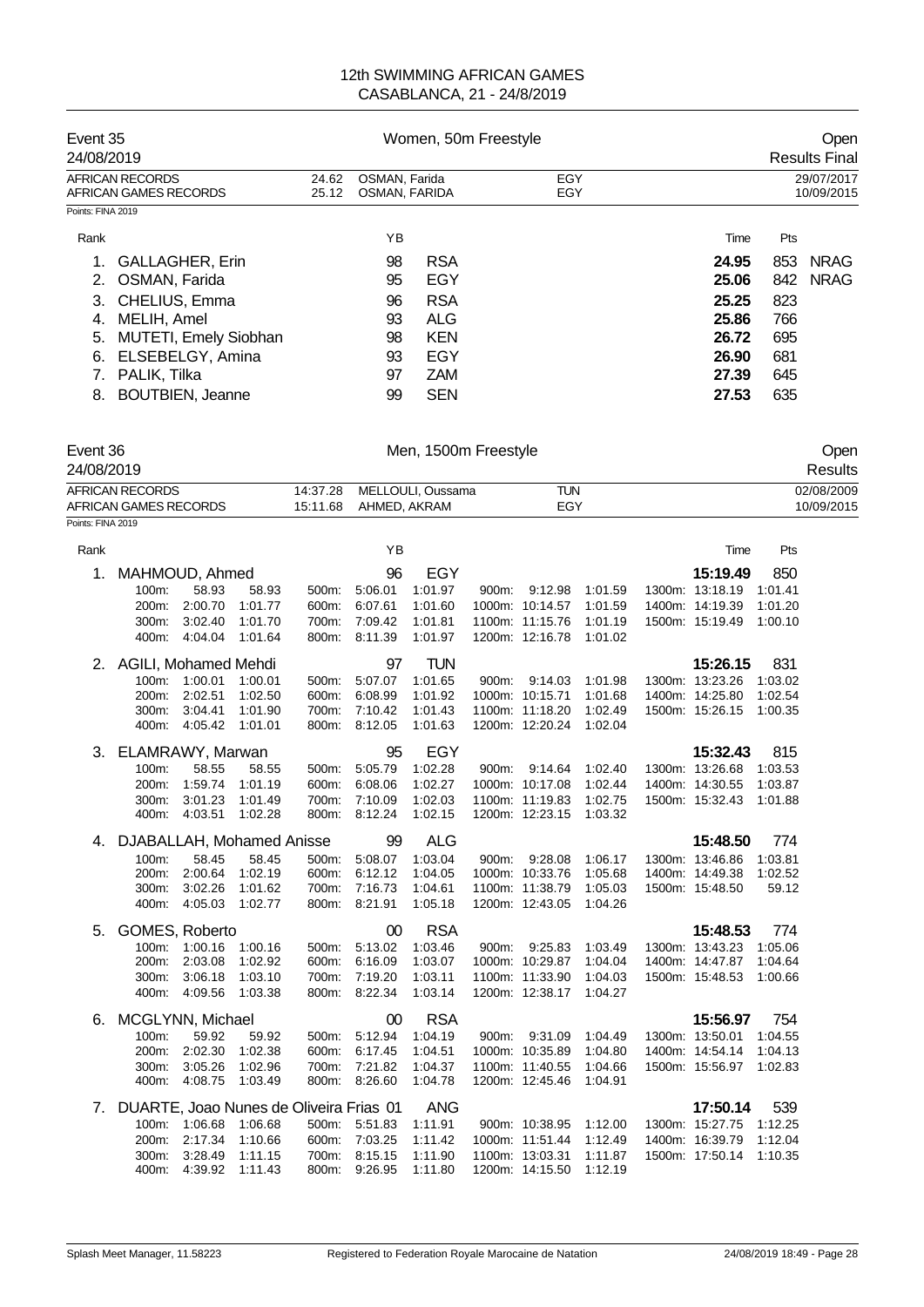# 12th SWIMMING AFRICAN GAMES
CASABLANCA, 21 - 24/8/2019

## Event 35 — Women, 50m Freestyle — Open

24/08/2019 — Results Final

| Records | Time | Name | Nation | Date |
|---|---|---|---|---|
| AFRICAN RECORDS | 24.62 | OSMAN, Farida | EGY | 29/07/2017 |
| AFRICAN GAMES RECORDS | 25.12 | OSMAN, FARIDA | EGY | 10/09/2015 |

Points: FINA 2019

| Rank | Name | YB | Nation | Time | Pts | |
|---|---|---|---|---|---|---|
| 1. | GALLAGHER, Erin | 98 | RSA | 24.95 | 853 | NRAG |
| 2. | OSMAN, Farida | 95 | EGY | 25.06 | 842 | NRAG |
| 3. | CHELIUS, Emma | 96 | RSA | 25.25 | 823 | |
| 4. | MELIH, Amel | 93 | ALG | 25.86 | 766 | |
| 5. | MUTETI, Emely Siobhan | 98 | KEN | 26.72 | 695 | |
| 6. | ELSEBELGY, Amina | 93 | EGY | 26.90 | 681 | |
| 7. | PALIK, Tilka | 97 | ZAM | 27.39 | 645 | |
| 8. | BOUTBIEN, Jeanne | 99 | SEN | 27.53 | 635 | |

## Event 36 — Men, 1500m Freestyle — Open

24/08/2019 — Results

| Records | Time | Name | Nation | Date |
|---|---|---|---|---|
| AFRICAN RECORDS | 14:37.28 | MELLOULI, Oussama | TUN | 02/08/2009 |
| AFRICAN GAMES RECORDS | 15:11.68 | AHMED, AKRAM | EGY | 10/09/2015 |

Points: FINA 2019

| Rank | Name | YB | Nation | Time | Pts |
|---|---|---|---|---|---|
| 1. | MAHMOUD, Ahmed | 96 | EGY | 15:19.49 | 850 |
| 2. | AGILI, Mohamed Mehdi | 97 | TUN | 15:26.15 | 831 |
| 3. | ELAMRAWY, Marwan | 95 | EGY | 15:32.43 | 815 |
| 4. | DJABALLAH, Mohamed Anisse | 99 | ALG | 15:48.50 | 774 |
| 5. | GOMES, Roberto | 00 | RSA | 15:48.53 | 774 |
| 6. | MCGLYNN, Michael | 00 | RSA | 15:56.97 | 754 |
| 7. | DUARTE, Joao Nunes de Oliveira Frias | 01 | ANG | 17:50.14 | 539 |

### Splits

**1. MAHMOUD, Ahmed**

| Distance | Time | Split | Distance | Time | Split | Distance | Time | Split | Distance | Time | Split |
|---|---|---|---|---|---|---|---|---|---|---|---|
| 100m | 58.93 | 58.93 | 500m | 5:06.01 | 1:01.97 | 900m | 9:12.98 | 1:01.59 | 1300m | 13:18.19 | 1:01.41 |
| 200m | 2:00.70 | 1:01.77 | 600m | 6:07.61 | 1:01.60 | 1000m | 10:14.57 | 1:01.59 | 1400m | 14:19.39 | 1:01.20 |
| 300m | 3:02.40 | 1:01.70 | 700m | 7:09.42 | 1:01.81 | 1100m | 11:15.76 | 1:01.19 | 1500m | 15:19.49 | 1:00.10 |
| 400m | 4:04.04 | 1:01.64 | 800m | 8:11.39 | 1:01.97 | 1200m | 12:16.78 | 1:01.02 | | | |

**2. AGILI, Mohamed Mehdi**

| Distance | Time | Split | Distance | Time | Split | Distance | Time | Split | Distance | Time | Split |
|---|---|---|---|---|---|---|---|---|---|---|---|
| 100m | 1:00.01 | 1:00.01 | 500m | 5:07.07 | 1:01.65 | 900m | 9:14.03 | 1:01.98 | 1300m | 13:23.26 | 1:03.02 |
| 200m | 2:02.51 | 1:02.50 | 600m | 6:08.99 | 1:01.92 | 1000m | 10:15.71 | 1:01.68 | 1400m | 14:25.80 | 1:02.54 |
| 300m | 3:04.41 | 1:01.90 | 700m | 7:10.42 | 1:01.43 | 1100m | 11:18.20 | 1:02.49 | 1500m | 15:26.15 | 1:00.35 |
| 400m | 4:05.42 | 1:01.01 | 800m | 8:12.05 | 1:01.63 | 1200m | 12:20.24 | 1:02.04 | | | |

**3. ELAMRAWY, Marwan**

| Distance | Time | Split | Distance | Time | Split | Distance | Time | Split | Distance | Time | Split |
|---|---|---|---|---|---|---|---|---|---|---|---|
| 100m | 58.55 | 58.55 | 500m | 5:05.79 | 1:02.28 | 900m | 9:14.64 | 1:02.40 | 1300m | 13:26.68 | 1:03.53 |
| 200m | 1:59.74 | 1:01.19 | 600m | 6:08.06 | 1:02.27 | 1000m | 10:17.08 | 1:02.44 | 1400m | 14:30.55 | 1:03.87 |
| 300m | 3:01.23 | 1:01.49 | 700m | 7:10.09 | 1:02.03 | 1100m | 11:19.83 | 1:02.75 | 1500m | 15:32.43 | 1:01.88 |
| 400m | 4:03.51 | 1:02.28 | 800m | 8:12.24 | 1:02.15 | 1200m | 12:23.15 | 1:03.32 | | | |

**4. DJABALLAH, Mohamed Anisse**

| Distance | Time | Split | Distance | Time | Split | Distance | Time | Split | Distance | Time | Split |
|---|---|---|---|---|---|---|---|---|---|---|---|
| 100m | 58.45 | 58.45 | 500m | 5:08.07 | 1:03.04 | 900m | 9:28.08 | 1:06.17 | 1300m | 13:46.86 | 1:03.81 |
| 200m | 2:00.64 | 1:02.19 | 600m | 6:12.12 | 1:04.05 | 1000m | 10:33.76 | 1:05.68 | 1400m | 14:49.38 | 1:02.52 |
| 300m | 3:02.26 | 1:01.62 | 700m | 7:16.73 | 1:04.61 | 1100m | 11:38.79 | 1:05.03 | 1500m | 15:48.50 | 59.12 |
| 400m | 4:05.03 | 1:02.77 | 800m | 8:21.91 | 1:05.18 | 1200m | 12:43.05 | 1:04.26 | | | |

**5. GOMES, Roberto**

| Distance | Time | Split | Distance | Time | Split | Distance | Time | Split | Distance | Time | Split |
|---|---|---|---|---|---|---|---|---|---|---|---|
| 100m | 1:00.16 | 1:00.16 | 500m | 5:13.02 | 1:03.46 | 900m | 9:25.83 | 1:03.49 | 1300m | 13:43.23 | 1:05.06 |
| 200m | 2:03.08 | 1:02.92 | 600m | 6:16.09 | 1:03.07 | 1000m | 10:29.87 | 1:04.04 | 1400m | 14:47.87 | 1:04.64 |
| 300m | 3:06.18 | 1:03.10 | 700m | 7:19.20 | 1:03.11 | 1100m | 11:33.90 | 1:04.03 | 1500m | 15:48.53 | 1:00.66 |
| 400m | 4:09.56 | 1:03.38 | 800m | 8:22.34 | 1:03.14 | 1200m | 12:38.17 | 1:04.27 | | | |

**6. MCGLYNN, Michael**

| Distance | Time | Split | Distance | Time | Split | Distance | Time | Split | Distance | Time | Split |
|---|---|---|---|---|---|---|---|---|---|---|---|
| 100m | 59.92 | 59.92 | 500m | 5:12.94 | 1:04.19 | 900m | 9:31.09 | 1:04.49 | 1300m | 13:50.01 | 1:04.55 |
| 200m | 2:02.30 | 1:02.38 | 600m | 6:17.45 | 1:04.51 | 1000m | 10:35.89 | 1:04.80 | 1400m | 14:54.14 | 1:04.13 |
| 300m | 3:05.26 | 1:02.96 | 700m | 7:21.82 | 1:04.37 | 1100m | 11:40.55 | 1:04.66 | 1500m | 15:56.97 | 1:02.83 |
| 400m | 4:08.75 | 1:03.49 | 800m | 8:26.60 | 1:04.78 | 1200m | 12:45.46 | 1:04.91 | | | |

**7. DUARTE, Joao Nunes de Oliveira Frias**

| Distance | Time | Split | Distance | Time | Split | Distance | Time | Split | Distance | Time | Split |
|---|---|---|---|---|---|---|---|---|---|---|---|
| 100m | 1:06.68 | 1:06.68 | 500m | 5:51.83 | 1:11.91 | 900m | 10:38.95 | 1:12.00 | 1300m | 15:27.75 | 1:12.25 |
| 200m | 2:17.34 | 1:10.66 | 600m | 7:03.25 | 1:11.42 | 1000m | 11:51.44 | 1:12.49 | 1400m | 16:39.79 | 1:12.04 |
| 300m | 3:28.49 | 1:11.15 | 700m | 8:15.15 | 1:11.90 | 1100m | 13:03.31 | 1:11.87 | 1500m | 17:50.14 | 1:10.35 |
| 400m | 4:39.92 | 1:11.43 | 800m | 9:26.95 | 1:11.80 | 1200m | 14:15.50 | 1:12.19 | | | |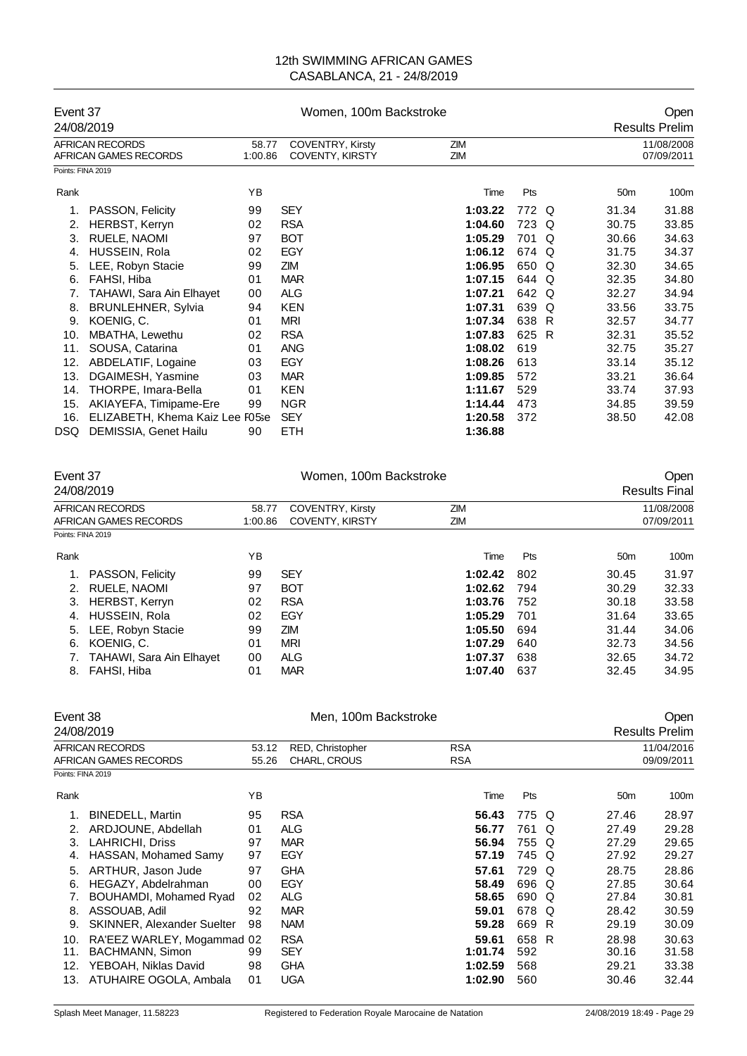## 12th SWIMMING AFRICAN GAMES
## CASABLANCA, 21 - 24/8/2019

### Event 37 — Women, 100m Backstroke — Open
24/08/2019 — Results Prelim

| | | | | |
|---|---|---|---|---|
| AFRICAN RECORDS | 58.77 | COVENTRY, Kirsty | ZIM | 11/08/2008 |
| AFRICAN GAMES RECORDS | 1:00.86 | COVENTY, KIRSTY | ZIM | 07/09/2011 |

Points: FINA 2019

| Rank | | YB | | Time | Pts | | 50m | 100m |
|---|---|---|---|---|---|---|---|---|
| 1. | PASSON, Felicity | 99 | SEY | **1:03.22** | 772 | Q | 31.34 | 31.88 |
| 2. | HERBST, Kerryn | 02 | RSA | **1:04.60** | 723 | Q | 30.75 | 33.85 |
| 3. | RUELE, NAOMI | 97 | BOT | **1:05.29** | 701 | Q | 30.66 | 34.63 |
| 4. | HUSSEIN, Rola | 02 | EGY | **1:06.12** | 674 | Q | 31.75 | 34.37 |
| 5. | LEE, Robyn Stacie | 99 | ZIM | **1:06.95** | 650 | Q | 32.30 | 34.65 |
| 6. | FAHSI, Hiba | 01 | MAR | **1:07.15** | 644 | Q | 32.35 | 34.80 |
| 7. | TAHAWI, Sara Ain Elhayet | 00 | ALG | **1:07.21** | 642 | Q | 32.27 | 34.94 |
| 8. | BRUNLEHNER, Sylvia | 94 | KEN | **1:07.31** | 639 | Q | 33.56 | 33.75 |
| 9. | KOENIG, C. | 01 | MRI | **1:07.34** | 638 | R | 32.57 | 34.77 |
| 10. | MBATHA, Lewethu | 02 | RSA | **1:07.83** | 625 | R | 32.31 | 35.52 |
| 11. | SOUSA, Catarina | 01 | ANG | **1:08.02** | 619 | | 32.75 | 35.27 |
| 12. | ABDELATIF, Logaine | 03 | EGY | **1:08.26** | 613 | | 33.14 | 35.12 |
| 13. | DGAIMESH, Yasmine | 03 | MAR | **1:09.85** | 572 | | 33.21 | 36.64 |
| 14. | THORPE, Imara-Bella | 01 | KEN | **1:11.67** | 529 | | 33.74 | 37.93 |
| 15. | AKIAYEFA, Timipame-Ere | 99 | NGR | **1:14.44** | 473 | | 34.85 | 39.59 |
| 16. | ELIZABETH, Khema Kaiz Lee Rose | 05 | SEY | **1:20.58** | 372 | | 38.50 | 42.08 |
| DSQ | DEMISSIA, Genet Hailu | 90 | ETH | **1:36.88** | | | | |

### Event 37 — Women, 100m Backstroke — Open
24/08/2019 — Results Final

| | | | | |
|---|---|---|---|---|
| AFRICAN RECORDS | 58.77 | COVENTRY, Kirsty | ZIM | 11/08/2008 |
| AFRICAN GAMES RECORDS | 1:00.86 | COVENTY, KIRSTY | ZIM | 07/09/2011 |

Points: FINA 2019

| Rank | | YB | | Time | Pts | 50m | 100m |
|---|---|---|---|---|---|---|---|
| 1. | PASSON, Felicity | 99 | SEY | **1:02.42** | 802 | 30.45 | 31.97 |
| 2. | RUELE, NAOMI | 97 | BOT | **1:02.62** | 794 | 30.29 | 32.33 |
| 3. | HERBST, Kerryn | 02 | RSA | **1:03.76** | 752 | 30.18 | 33.58 |
| 4. | HUSSEIN, Rola | 02 | EGY | **1:05.29** | 701 | 31.64 | 33.65 |
| 5. | LEE, Robyn Stacie | 99 | ZIM | **1:05.50** | 694 | 31.44 | 34.06 |
| 6. | KOENIG, C. | 01 | MRI | **1:07.29** | 640 | 32.73 | 34.56 |
| 7. | TAHAWI, Sara Ain Elhayet | 00 | ALG | **1:07.37** | 638 | 32.65 | 34.72 |
| 8. | FAHSI, Hiba | 01 | MAR | **1:07.40** | 637 | 32.45 | 34.95 |

### Event 38 — Men, 100m Backstroke — Open
24/08/2019 — Results Prelim

| | | | | |
|---|---|---|---|---|
| AFRICAN RECORDS | 53.12 | RED, Christopher | RSA | 11/04/2016 |
| AFRICAN GAMES RECORDS | 55.26 | CHARL, CROUS | RSA | 09/09/2011 |

Points: FINA 2019

| Rank | | YB | | Time | Pts | | 50m | 100m |
|---|---|---|---|---|---|---|---|---|
| 1. | BINEDELL, Martin | 95 | RSA | **56.43** | 775 | Q | 27.46 | 28.97 |
| 2. | ARDJOUNE, Abdellah | 01 | ALG | **56.77** | 761 | Q | 27.49 | 29.28 |
| 3. | LAHRICHI, Driss | 97 | MAR | **56.94** | 755 | Q | 27.29 | 29.65 |
| 4. | HASSAN, Mohamed Samy | 97 | EGY | **57.19** | 745 | Q | 27.92 | 29.27 |
| 5. | ARTHUR, Jason Jude | 97 | GHA | **57.61** | 729 | Q | 28.75 | 28.86 |
| 6. | HEGAZY, Abdelrahman | 00 | EGY | **58.49** | 696 | Q | 27.85 | 30.64 |
| 7. | BOUHAMDI, Mohamed Ryad | 02 | ALG | **58.65** | 690 | Q | 27.84 | 30.81 |
| 8. | ASSOUAB, Adil | 92 | MAR | **59.01** | 678 | Q | 28.42 | 30.59 |
| 9. | SKINNER, Alexander Suelter | 98 | NAM | **59.28** | 669 | R | 29.19 | 30.09 |
| 10. | RA'EEZ WARLEY, Mogammad | 02 | RSA | **59.61** | 658 | R | 28.98 | 30.63 |
| 11. | BACHMANN, Simon | 99 | SEY | **1:01.74** | 592 | | 30.16 | 31.58 |
| 12. | YEBOAH, Niklas David | 98 | GHA | **1:02.59** | 568 | | 29.21 | 33.38 |
| 13. | ATUHAIRE OGOLA, Ambala | 01 | UGA | **1:02.90** | 560 | | 30.46 | 32.44 |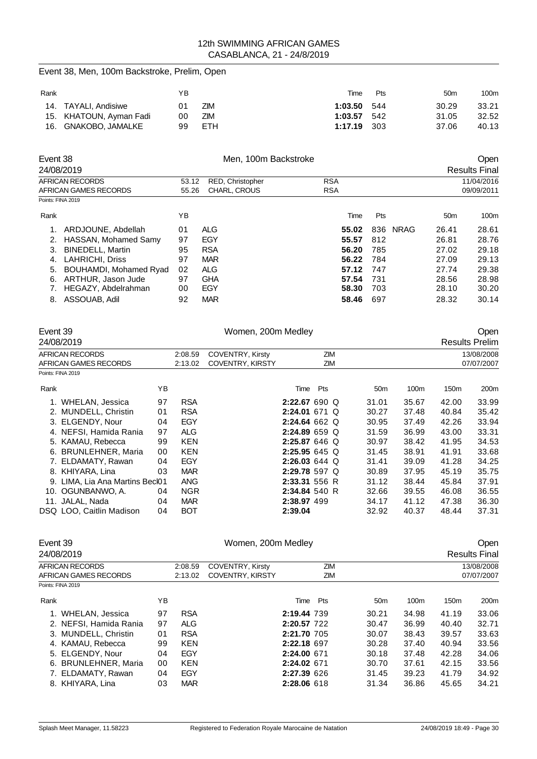## Event 38, Men, 100m Backstroke, Prelim, Open

| Rank | | YB | | Time | Pts | 50m | 100m |
|---|---|---|---|---|---|---|---|
| 14. | TAYALI, Andisiwe | 01 | ZIM | **1:03.50** | 544 | 30.29 | 33.21 |
| 15. | KHATOUN, Ayman Fadi | 00 | ZIM | **1:03.57** | 542 | 31.05 | 32.52 |
| 16. | GNAKOBO, JAMALKE | 99 | ETH | **1:17.19** | 303 | 37.06 | 40.13 |

## Event 38 — Men, 100m Backstroke — Open

24/08/2019 — Results Final

| | | | | |
|---|---|---|---|---|
| AFRICAN RECORDS | 53.12 | RED, Christopher | RSA | 11/04/2016 |
| AFRICAN GAMES RECORDS | 55.26 | CHARL, CROUS | RSA | 09/09/2011 |

Points: FINA 2019

| Rank | | YB | | Time | Pts | | 50m | 100m |
|---|---|---|---|---|---|---|---|---|
| 1. | ARDJOUNE, Abdellah | 01 | ALG | **55.02** | 836 | NRAG | 26.41 | 28.61 |
| 2. | HASSAN, Mohamed Samy | 97 | EGY | **55.57** | 812 | | 26.81 | 28.76 |
| 3. | BINEDELL, Martin | 95 | RSA | **56.20** | 785 | | 27.02 | 29.18 |
| 4. | LAHRICHI, Driss | 97 | MAR | **56.22** | 784 | | 27.09 | 29.13 |
| 5. | BOUHAMDI, Mohamed Ryad | 02 | ALG | **57.12** | 747 | | 27.74 | 29.38 |
| 6. | ARTHUR, Jason Jude | 97 | GHA | **57.54** | 731 | | 28.56 | 28.98 |
| 7. | HEGAZY, Abdelrahman | 00 | EGY | **58.30** | 703 | | 28.10 | 30.20 |
| 8. | ASSOUAB, Adil | 92 | MAR | **58.46** | 697 | | 28.32 | 30.14 |

## Event 39 — Women, 200m Medley — Open

24/08/2019 — Results Prelim

| | | | | |
|---|---|---|---|---|
| AFRICAN RECORDS | 2:08.59 | COVENTRY, Kirsty | ZIM | 13/08/2008 |
| AFRICAN GAMES RECORDS | 2:13.02 | COVENTRY, KIRSTY | ZIM | 07/07/2007 |

Points: FINA 2019

| Rank | | YB | | Time | Pts | | 50m | 100m | 150m | 200m |
|---|---|---|---|---|---|---|---|---|---|---|
| 1. | WHELAN, Jessica | 97 | RSA | **2:22.67** | 690 | Q | 31.01 | 35.67 | 42.00 | 33.99 |
| 2. | MUNDELL, Christin | 01 | RSA | **2:24.01** | 671 | Q | 30.27 | 37.48 | 40.84 | 35.42 |
| 3. | ELGENDY, Nour | 04 | EGY | **2:24.64** | 662 | Q | 30.95 | 37.49 | 42.26 | 33.94 |
| 4. | NEFSI, Hamida Rania | 97 | ALG | **2:24.89** | 659 | Q | 31.59 | 36.99 | 43.00 | 33.31 |
| 5. | KAMAU, Rebecca | 99 | KEN | **2:25.87** | 646 | Q | 30.97 | 38.42 | 41.95 | 34.53 |
| 6. | BRUNLEHNER, Maria | 00 | KEN | **2:25.95** | 645 | Q | 31.45 | 38.91 | 41.91 | 33.68 |
| 7. | ELDAMATY, Rawan | 04 | EGY | **2:26.03** | 644 | Q | 31.41 | 39.09 | 41.28 | 34.25 |
| 8. | KHIYARA, Lina | 03 | MAR | **2:29.78** | 597 | Q | 30.89 | 37.95 | 45.19 | 35.75 |
| 9. | LIMA, Lia Ana Martins Becl | 01 | ANG | **2:33.31** | 556 | R | 31.12 | 38.44 | 45.84 | 37.91 |
| 10. | OGUNBANWO, A. | 04 | NGR | **2:34.84** | 540 | R | 32.66 | 39.55 | 46.08 | 36.55 |
| 11. | JALAL, Nada | 04 | MAR | **2:38.97** | 499 | | 34.17 | 41.12 | 47.38 | 36.30 |
| DSQ | LOO, Caitlin Madison | 04 | BOT | **2:39.04** | | | 32.92 | 40.37 | 48.44 | 37.31 |

## Event 39 — Women, 200m Medley — Open

24/08/2019 — Results Final

| | | | | |
|---|---|---|---|---|
| AFRICAN RECORDS | 2:08.59 | COVENTRY, Kirsty | ZIM | 13/08/2008 |
| AFRICAN GAMES RECORDS | 2:13.02 | COVENTRY, KIRSTY | ZIM | 07/07/2007 |

Points: FINA 2019

| Rank | | YB | | Time | Pts | 50m | 100m | 150m | 200m |
|---|---|---|---|---|---|---|---|---|---|
| 1. | WHELAN, Jessica | 97 | RSA | **2:19.44** | 739 | 30.21 | 34.98 | 41.19 | 33.06 |
| 2. | NEFSI, Hamida Rania | 97 | ALG | **2:20.57** | 722 | 30.47 | 36.99 | 40.40 | 32.71 |
| 3. | MUNDELL, Christin | 01 | RSA | **2:21.70** | 705 | 30.07 | 38.43 | 39.57 | 33.63 |
| 4. | KAMAU, Rebecca | 99 | KEN | **2:22.18** | 697 | 30.28 | 37.40 | 40.94 | 33.56 |
| 5. | ELGENDY, Nour | 04 | EGY | **2:24.00** | 671 | 30.18 | 37.48 | 42.28 | 34.06 |
| 6. | BRUNLEHNER, Maria | 00 | KEN | **2:24.02** | 671 | 30.70 | 37.61 | 42.15 | 33.56 |
| 7. | ELDAMATY, Rawan | 04 | EGY | **2:27.39** | 626 | 31.45 | 39.23 | 41.79 | 34.92 |
| 8. | KHIYARA, Lina | 03 | MAR | **2:28.06** | 618 | 31.34 | 36.86 | 45.65 | 34.21 |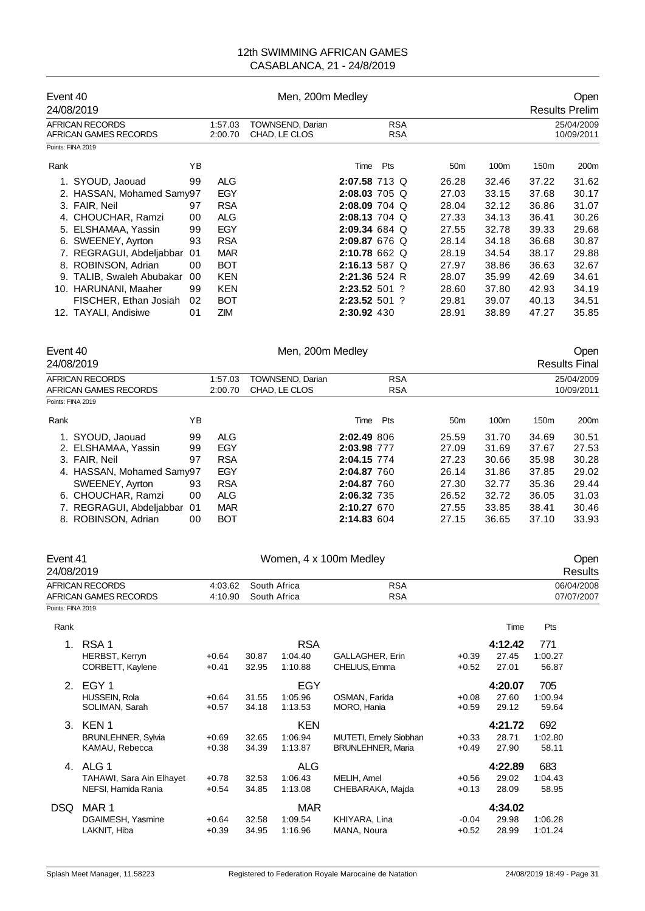# 12th SWIMMING AFRICAN GAMES
## CASABLANCA, 21 - 24/8/2019

### Event 40 — Men, 200m Medley — Open
24/08/2019 — Results Prelim

| | | | | |
|---|---|---|---|---|
| AFRICAN RECORDS | 1:57.03 | TOWNSEND, Darian | RSA | 25/04/2009 |
| AFRICAN GAMES RECORDS | 2:00.70 | CHAD, LE CLOS | RSA | 10/09/2011 |

Points: FINA 2019

| Rank | Name | YB | Club | Time | Pts | | 50m | 100m | 150m | 200m |
|---|---|---|---|---|---|---|---|---|---|---|
| 1. | SYOUD, Jaouad | 99 | ALG | **2:07.58** | 713 | Q | 26.28 | 32.46 | 37.22 | 31.62 |
| 2. | HASSAN, Mohamed Samy | 97 | EGY | **2:08.03** | 705 | Q | 27.03 | 33.15 | 37.68 | 30.17 |
| 3. | FAIR, Neil | 97 | RSA | **2:08.09** | 704 | Q | 28.04 | 32.12 | 36.86 | 31.07 |
| 4. | CHOUCHAR, Ramzi | 00 | ALG | **2:08.13** | 704 | Q | 27.33 | 34.13 | 36.41 | 30.26 |
| 5. | ELSHAMAA, Yassin | 99 | EGY | **2:09.34** | 684 | Q | 27.55 | 32.78 | 39.33 | 29.68 |
| 6. | SWEENEY, Ayrton | 93 | RSA | **2:09.87** | 676 | Q | 28.14 | 34.18 | 36.68 | 30.87 |
| 7. | REGRAGUI, Abdeljabbar | 01 | MAR | **2:10.78** | 662 | Q | 28.19 | 34.54 | 38.17 | 29.88 |
| 8. | ROBINSON, Adrian | 00 | BOT | **2:16.13** | 587 | Q | 27.97 | 38.86 | 36.63 | 32.67 |
| 9. | TALIB, Swaleh Abubakar | 00 | KEN | **2:21.36** | 524 | R | 28.07 | 35.99 | 42.69 | 34.61 |
| 10. | HARUNANI, Maaher | 99 | KEN | **2:23.52** | 501 | ? | 28.60 | 37.80 | 42.93 | 34.19 |
| | FISCHER, Ethan Josiah | 02 | BOT | **2:23.52** | 501 | ? | 29.81 | 39.07 | 40.13 | 34.51 |
| 12. | TAYALI, Andisiwe | 01 | ZIM | **2:30.92** | 430 | | 28.91 | 38.89 | 47.27 | 35.85 |

### Event 40 — Men, 200m Medley — Open
24/08/2019 — Results Final

| | | | | |
|---|---|---|---|---|
| AFRICAN RECORDS | 1:57.03 | TOWNSEND, Darian | RSA | 25/04/2009 |
| AFRICAN GAMES RECORDS | 2:00.70 | CHAD, LE CLOS | RSA | 10/09/2011 |

Points: FINA 2019

| Rank | Name | YB | Club | Time | Pts | 50m | 100m | 150m | 200m |
|---|---|---|---|---|---|---|---|---|---|
| 1. | SYOUD, Jaouad | 99 | ALG | **2:02.49** | 806 | 25.59 | 31.70 | 34.69 | 30.51 |
| 2. | ELSHAMAA, Yassin | 99 | EGY | **2:03.98** | 777 | 27.09 | 31.69 | 37.67 | 27.53 |
| 3. | FAIR, Neil | 97 | RSA | **2:04.15** | 774 | 27.23 | 30.66 | 35.98 | 30.28 |
| 4. | HASSAN, Mohamed Samy | 97 | EGY | **2:04.87** | 760 | 26.14 | 31.86 | 37.85 | 29.02 |
| | SWEENEY, Ayrton | 93 | RSA | **2:04.87** | 760 | 27.30 | 32.77 | 35.36 | 29.44 |
| 6. | CHOUCHAR, Ramzi | 00 | ALG | **2:06.32** | 735 | 26.52 | 32.72 | 36.05 | 31.03 |
| 7. | REGRAGUI, Abdeljabbar | 01 | MAR | **2:10.27** | 670 | 27.55 | 33.85 | 38.41 | 30.46 |
| 8. | ROBINSON, Adrian | 00 | BOT | **2:14.83** | 604 | 27.15 | 36.65 | 37.10 | 33.93 |

### Event 41 — Women, 4 x 100m Medley — Open
24/08/2019 — Results

| | | | | |
|---|---|---|---|---|
| AFRICAN RECORDS | 4:03.62 | South Africa | RSA | 06/04/2008 |
| AFRICAN GAMES RECORDS | 4:10.90 | South Africa | RSA | 07/07/2007 |

Points: FINA 2019

| Rank | Team / Swimmer | Reaction | Split | Time | Swimmer | Reaction | Split | Time | Pts |
|---|---|---|---|---|---|---|---|---|---|
| 1. | RSA 1 | | | RSA | | | | **4:12.42** | 771 |
| | HERBST, Kerryn | +0.64 | 30.87 | 1:04.40 | GALLAGHER, Erin | +0.39 | 27.45 | 1:00.27 | |
| | CORBETT, Kaylene | +0.41 | 32.95 | 1:10.88 | CHELIUS, Emma | +0.52 | 27.01 | 56.87 | |
| 2. | EGY 1 | | | EGY | | | | **4:20.07** | 705 |
| | HUSSEIN, Rola | +0.64 | 31.55 | 1:05.96 | OSMAN, Farida | +0.08 | 27.60 | 1:00.94 | |
| | SOLIMAN, Sarah | +0.57 | 34.18 | 1:13.53 | MORO, Hania | +0.59 | 29.12 | 59.64 | |
| 3. | KEN 1 | | | KEN | | | | **4:21.72** | 692 |
| | BRUNLEHNER, Sylvia | +0.69 | 32.65 | 1:06.94 | MUTETI, Emely Siobhan | +0.33 | 28.71 | 1:02.80 | |
| | KAMAU, Rebecca | +0.38 | 34.39 | 1:13.87 | BRUNLEHNER, Maria | +0.49 | 27.90 | 58.11 | |
| 4. | ALG 1 | | | ALG | | | | **4:22.89** | 683 |
| | TAHAWI, Sara Ain Elhayet | +0.78 | 32.53 | 1:06.43 | MELIH, Amel | +0.56 | 29.02 | 1:04.43 | |
| | NEFSI, Hamida Rania | +0.54 | 34.85 | 1:13.08 | CHEBARAKA, Majda | +0.13 | 28.09 | 58.95 | |
| DSQ | MAR 1 | | | MAR | | | | **4:34.02** | |
| | DGAIMESH, Yasmine | +0.64 | 32.58 | 1:09.54 | KHIYARA, Lina | -0.04 | 29.98 | 1:06.28 | |
| | LAKNIT, Hiba | +0.39 | 34.95 | 1:16.96 | MANA, Noura | +0.52 | 28.99 | 1:01.24 | |

Splash Meet Manager, 11.58223 — Registered to Federation Royale Marocaine de Natation — 24/08/2019 18:49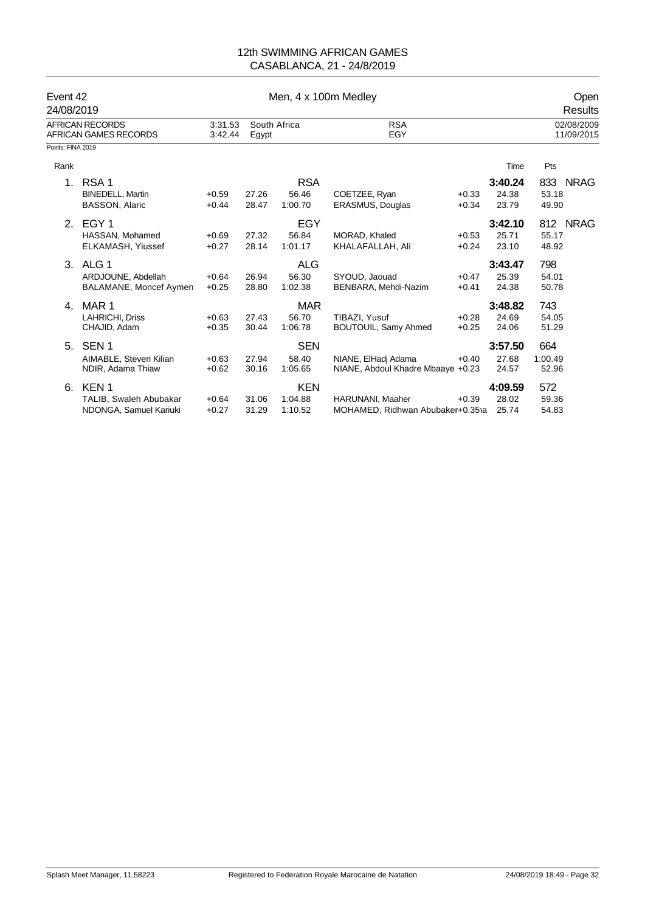12th SWIMMING AFRICAN GAMES
CASABLANCA, 21 - 24/8/2019

| Event 42 | Men, 4 x 100m Medley | | | Open |
|---|---|---|---|---|
| 24/08/2019 | | | | Results |
| AFRICAN RECORDS | 3:31.53 | South Africa | RSA | 02/08/2009 |
| AFRICAN GAMES RECORDS | 3:42.44 | Egypt | EGY | 11/09/2015 |

Points: FINA 2019

| Rank | | | | | | | | Time | Pts |
|---|---|---|---|---|---|---|---|---|---|
| 1. | RSA 1 | | | RSA | | | | **3:40.24** | 833 NRAG |
| | BINEDELL, Martin | +0.59 | 27.26 | 56.46 | COETZEE, Ryan | +0.33 | | 24.38 | 53.18 |
| | BASSON, Alaric | +0.44 | 28.47 | 1:00.70 | ERASMUS, Douglas | +0.34 | | 23.79 | 49.90 |
| 2. | EGY 1 | | | EGY | | | | **3:42.10** | 812 NRAG |
| | HASSAN, Mohamed | +0.69 | 27.32 | 56.84 | MORAD, Khaled | +0.53 | | 25.71 | 55.17 |
| | ELKAMASH, Yiussef | +0.27 | 28.14 | 1:01.17 | KHALAFALLAH, Ali | +0.24 | | 23.10 | 48.92 |
| 3. | ALG 1 | | | ALG | | | | **3:43.47** | 798 |
| | ARDJOUNE, Abdellah | +0.64 | 26.94 | 56.30 | SYOUD, Jaouad | +0.47 | | 25.39 | 54.01 |
| | BALAMANE, Moncef Aymen | +0.25 | 28.80 | 1:02.38 | BENBARA, Mehdi-Nazim | +0.41 | | 24.38 | 50.78 |
| 4. | MAR 1 | | | MAR | | | | **3:48.82** | 743 |
| | LAHRICHI, Driss | +0.63 | 27.43 | 56.70 | TIBAZI, Yusuf | +0.28 | | 24.69 | 54.05 |
| | CHAJID, Adam | +0.35 | 30.44 | 1:06.78 | BOUTOUIL, Samy Ahmed | +0.25 | | 24.06 | 51.29 |
| 5. | SEN 1 | | | SEN | | | | **3:57.50** | 664 |
| | AIMABLE, Steven Kilian | +0.63 | 27.94 | 58.40 | NIANE, ElHadj Adama | +0.40 | | 27.68 | 1:00.49 |
| | NDIR, Adama Thiaw | +0.62 | 30.16 | 1:05.65 | NIANE, Abdoul Khadre Mbaaye | +0.23 | | 24.57 | 52.96 |
| 6. | KEN 1 | | | KEN | | | | **4:09.59** | 572 |
| | TALIB, Swaleh Abubakar | +0.64 | 31.06 | 1:04.88 | HARUNANI, Maaher | +0.39 | | 28.02 | 59.36 |
| | NDONGA, Samuel Kariuki | +0.27 | 31.29 | 1:10.52 | MOHAMED, Ridhwan Abubaker | +0.35 | | 25.74 | 54.83 |